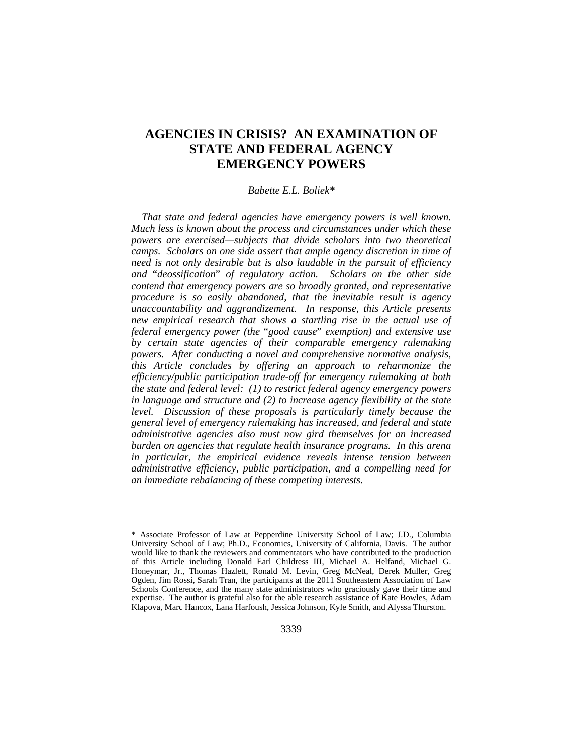# AGENCIES IN CRISIS? AN EXAMINATION OF STATE AND FEDERAL AGENCY EMERGENCY POWERS

*Babette E.L. Boliek**

*That state and federal agencies have emergency powers is well known. Much less is known about the process and circumstances under which these powers are exercised—subjects that divide scholars into two theoretical camps. Scholars on one side assert that ample agency discretion in time of need is not only desirable but is also laudable in the pursuit of efficiency and "deossification" of regulatory action. Scholars on the other side contend that emergency powers are so broadly granted, and representative procedure is so easily abandoned, that the inevitable result is agency unaccountability and aggrandizement. In response, this Article presents new empirical research that shows a startling rise in the actual use of federal emergency power (the "good cause" exemption) and extensive use by certain state agencies of their comparable emergency rulemaking powers. After conducting a novel and comprehensive normative analysis, this Article concludes by offering an approach to reharmonize the efficiency/public participation trade-off for emergency rulemaking at both the state and federal level: (1) to restrict federal agency emergency powers in language and structure and (2) to increase agency flexibility at the state level. Discussion of these proposals is particularly timely because the general level of emergency rulemaking has increased, and federal and state administrative agencies also must now gird themselves for an increased burden on agencies that regulate health insurance programs. In this arena in particular, the empirical evidence reveals intense tension between administrative efficiency, public participation, and a compelling need for an immediate rebalancing of these competing interests.*

---

\* Associate Professor of Law at Pepperdine University School of Law; J.D., Columbia University School of Law; Ph.D., Economics, University of California, Davis. The author would like to thank the reviewers and commentators who have contributed to the production of this Article including Donald Earl Childress III, Michael A. Helfand, Michael G. Honeymar, Jr., Thomas Hazlett, Ronald M. Levin, Greg McNeal, Derek Muller, Greg Ogden, Jim Rossi, Sarah Tran, the participants at the 2011 Southeastern Association of Law Schools Conference, and the many state administrators who graciously gave their time and expertise. The author is grateful also for the able research assistance of Kate Bowles, Adam Klapova, Marc Hancox, Lana Harfoush, Jessica Johnson, Kyle Smith, and Alyssa Thurston.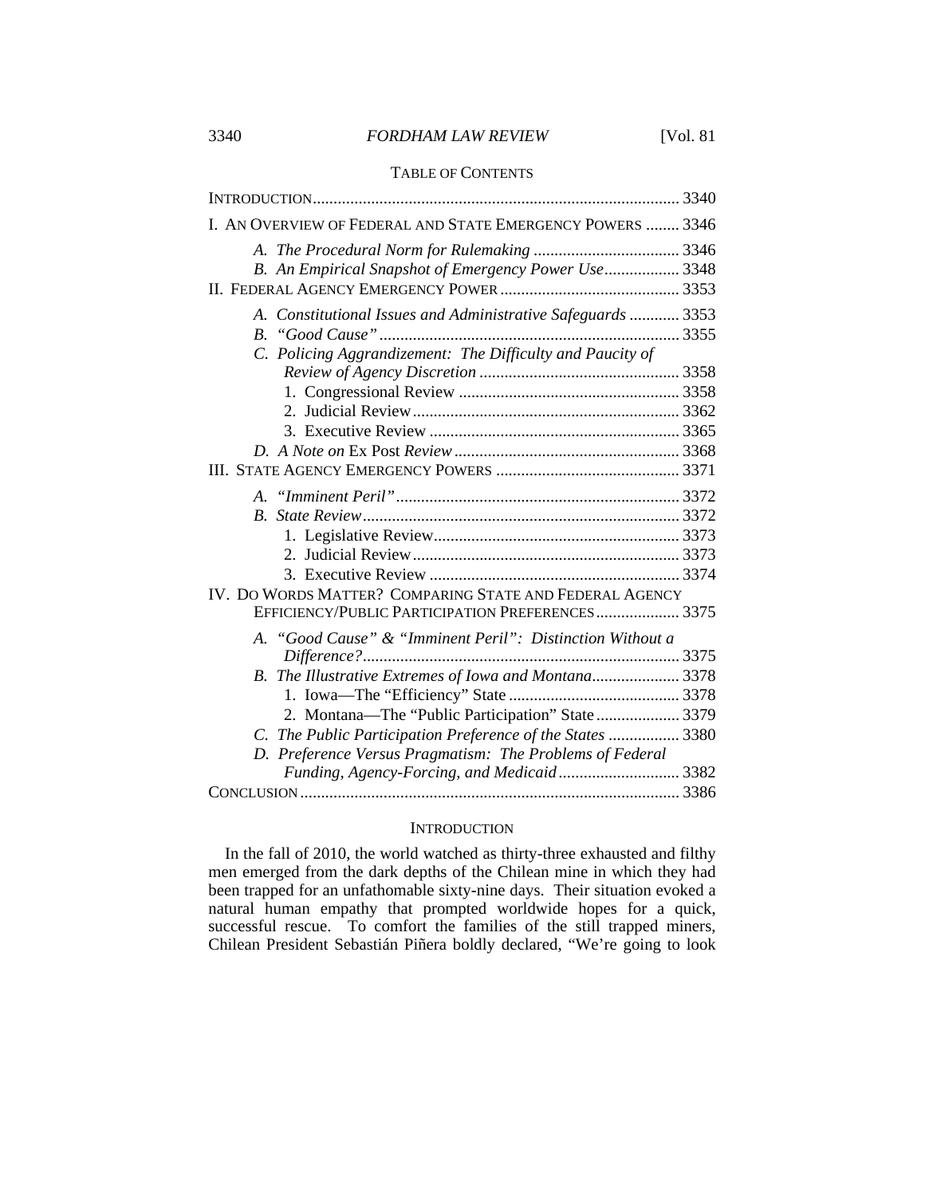## TABLE OF CONTENTS

INTRODUCTION .......... 3340

I. AN OVERVIEW OF FEDERAL AND STATE EMERGENCY POWERS .......... 3346

- *A. The Procedural Norm for Rulemaking* .......... 3346
- *B. An Empirical Snapshot of Emergency Power Use* .......... 3348

II. FEDERAL AGENCY EMERGENCY POWER .......... 3353

- *A. Constitutional Issues and Administrative Safeguards* .......... 3353
- *B. "Good Cause"* .......... 3355
- *C. Policing Aggrandizement: The Difficulty and Paucity of Review of Agency Discretion* .......... 3358
  - 1. Congressional Review .......... 3358
  - 2. Judicial Review .......... 3362
  - 3. Executive Review .......... 3365
- *D. A Note on* Ex Post *Review* .......... 3368

III. STATE AGENCY EMERGENCY POWERS .......... 3371

- *A. "Imminent Peril"* .......... 3372
- *B. State Review* .......... 3372
  - 1. Legislative Review .......... 3373
  - 2. Judicial Review .......... 3373
  - 3. Executive Review .......... 3374

IV. DO WORDS MATTER? COMPARING STATE AND FEDERAL AGENCY EFFICIENCY/PUBLIC PARTICIPATION PREFERENCES .......... 3375

- *A. "Good Cause" & "Imminent Peril": Distinction Without a Difference?* .......... 3375
- *B. The Illustrative Extremes of Iowa and Montana* .......... 3378
  - 1. Iowa—The "Efficiency" State .......... 3378
  - 2. Montana—The "Public Participation" State .......... 3379
- *C. The Public Participation Preference of the States* .......... 3380
- *D. Preference Versus Pragmatism: The Problems of Federal Funding, Agency-Forcing, and Medicaid* .......... 3382

CONCLUSION .......... 3386

## INTRODUCTION

In the fall of 2010, the world watched as thirty-three exhausted and filthy men emerged from the dark depths of the Chilean mine in which they had been trapped for an unfathomable sixty-nine days. Their situation evoked a natural human empathy that prompted worldwide hopes for a quick, successful rescue. To comfort the families of the still trapped miners, Chilean President Sebastián Piñera boldly declared, "We're going to look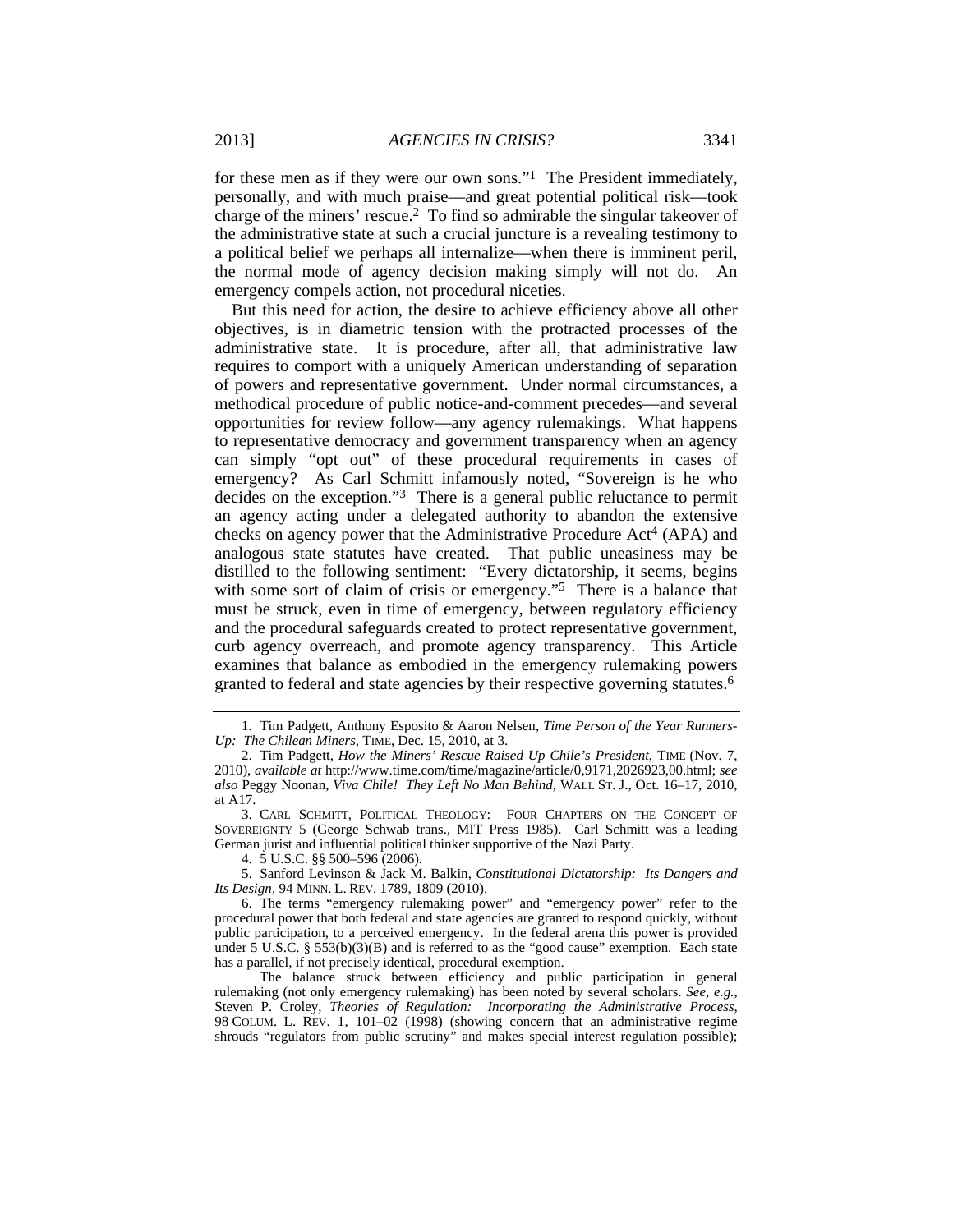for these men as if they were our own sons."[1] The President immediately, personally, and with much praise—and great potential political risk—took charge of the miners' rescue.[2] To find so admirable the singular takeover of the administrative state at such a crucial juncture is a revealing testimony to a political belief we perhaps all internalize—when there is imminent peril, the normal mode of agency decision making simply will not do. An emergency compels action, not procedural niceties.

But this need for action, the desire to achieve efficiency above all other objectives, is in diametric tension with the protracted processes of the administrative state. It is procedure, after all, that administrative law requires to comport with a uniquely American understanding of separation of powers and representative government. Under normal circumstances, a methodical procedure of public notice-and-comment precedes—and several opportunities for review follow—any agency rulemakings. What happens to representative democracy and government transparency when an agency can simply "opt out" of these procedural requirements in cases of emergency? As Carl Schmitt infamously noted, "Sovereign is he who decides on the exception."[3] There is a general public reluctance to permit an agency acting under a delegated authority to abandon the extensive checks on agency power that the Administrative Procedure Act[4] (APA) and analogous state statutes have created. That public uneasiness may be distilled to the following sentiment: "Every dictatorship, it seems, begins with some sort of claim of crisis or emergency."[5] There is a balance that must be struck, even in time of emergency, between regulatory efficiency and the procedural safeguards created to protect representative government, curb agency overreach, and promote agency transparency. This Article examines that balance as embodied in the emergency rulemaking powers granted to federal and state agencies by their respective governing statutes.[6]

---

1. Tim Padgett, Anthony Esposito & Aaron Nelsen, *Time Person of the Year Runners-Up: The Chilean Miners*, TIME, Dec. 15, 2010, at 3.

2. Tim Padgett, *How the Miners' Rescue Raised Up Chile's President*, TIME (Nov. 7, 2010), *available at* http://www.time.com/time/magazine/article/0,9171,2026923,00.html; *see also* Peggy Noonan, *Viva Chile! They Left No Man Behind*, WALL ST. J., Oct. 16–17, 2010, at A17.

3. CARL SCHMITT, POLITICAL THEOLOGY: FOUR CHAPTERS ON THE CONCEPT OF SOVEREIGNTY 5 (George Schwab trans., MIT Press 1985). Carl Schmitt was a leading German jurist and influential political thinker supportive of the Nazi Party.

4. 5 U.S.C. §§ 500–596 (2006).

5. Sanford Levinson & Jack M. Balkin, *Constitutional Dictatorship: Its Dangers and Its Design*, 94 MINN. L. REV. 1789, 1809 (2010).

6. The terms "emergency rulemaking power" and "emergency power" refer to the procedural power that both federal and state agencies are granted to respond quickly, without public participation, to a perceived emergency. In the federal arena this power is provided under 5 U.S.C. § 553(b)(3)(B) and is referred to as the "good cause" exemption. Each state has a parallel, if not precisely identical, procedural exemption.

The balance struck between efficiency and public participation in general rulemaking (not only emergency rulemaking) has been noted by several scholars. *See, e.g.*, Steven P. Croley, *Theories of Regulation: Incorporating the Administrative Process*, 98 COLUM. L. REV. 1, 101–02 (1998) (showing concern that an administrative regime shrouds "regulators from public scrutiny" and makes special interest regulation possible);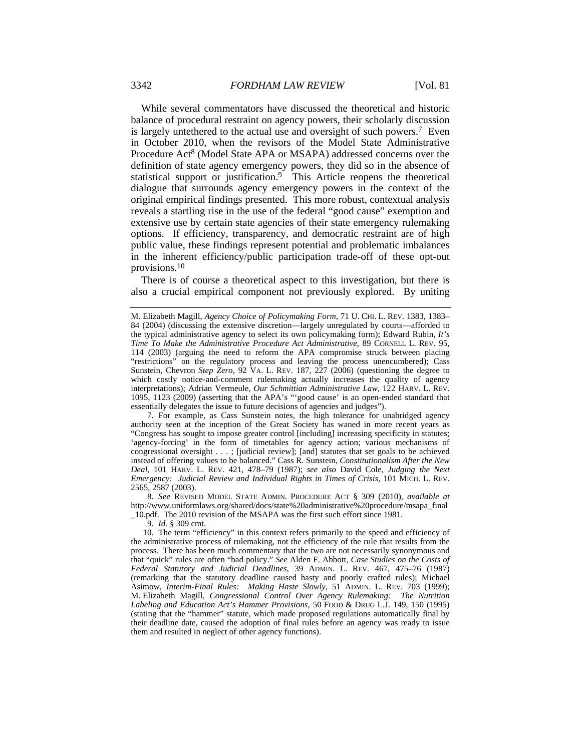While several commentators have discussed the theoretical and historic balance of procedural restraint on agency powers, their scholarly discussion is largely untethered to the actual use and oversight of such powers.[7] Even in October 2010, when the revisors of the Model State Administrative Procedure Act[8] (Model State APA or MSAPA) addressed concerns over the definition of state agency emergency powers, they did so in the absence of statistical support or justification.[9] This Article reopens the theoretical dialogue that surrounds agency emergency powers in the context of the original empirical findings presented. This more robust, contextual analysis reveals a startling rise in the use of the federal "good cause" exemption and extensive use by certain state agencies of their state emergency rulemaking options. If efficiency, transparency, and democratic restraint are of high public value, these findings represent potential and problematic imbalances in the inherent efficiency/public participation trade-off of these opt-out provisions.[10]

There is of course a theoretical aspect to this investigation, but there is also a crucial empirical component not previously explored. By uniting

---

M. Elizabeth Magill, *Agency Choice of Policymaking Form*, 71 U. CHI. L. REV. 1383, 1383–84 (2004) (discussing the extensive discretion—largely unregulated by courts—afforded to the typical administrative agency to select its own policymaking form); Edward Rubin, *It's Time To Make the Administrative Procedure Act Administrative*, 89 CORNELL L. REV. 95, 114 (2003) (arguing the need to reform the APA compromise struck between placing "restrictions" on the regulatory process and leaving the process unencumbered); Cass Sunstein, Chevron *Step Zero*, 92 VA. L. REV. 187, 227 (2006) (questioning the degree to which costly notice-and-comment rulemaking actually increases the quality of agency interpretations); Adrian Vermeule, *Our Schmittian Administrative Law*, 122 HARV. L. REV. 1095, 1123 (2009) (asserting that the APA's "'good cause' is an open-ended standard that essentially delegates the issue to future decisions of agencies and judges").

7. For example, as Cass Sunstein notes, the high tolerance for unabridged agency authority seen at the inception of the Great Society has waned in more recent years as "Congress has sought to impose greater control [including] increasing specificity in statutes; 'agency-forcing' in the form of timetables for agency action; various mechanisms of congressional oversight . . . ; [judicial review]; [and] statutes that set goals to be achieved instead of offering values to be balanced." Cass R. Sunstein, *Constitutionalism After the New Deal*, 101 HARV. L. REV. 421, 478–79 (1987); *see also* David Cole, *Judging the Next Emergency: Judicial Review and Individual Rights in Times of Crisis*, 101 MICH. L. REV. 2565, 2587 (2003).

8. *See* REVISED MODEL STATE ADMIN. PROCEDURE ACT § 309 (2010), *available at* http://www.uniformlaws.org/shared/docs/state%20administrative%20procedure/msapa_final_10.pdf. The 2010 revision of the MSAPA was the first such effort since 1981.

9. *Id.* § 309 cmt.

10. The term "efficiency" in this context refers primarily to the speed and efficiency of the administrative process of rulemaking, not the efficiency of the rule that results from the process. There has been much commentary that the two are not necessarily synonymous and that "quick" rules are often "bad policy." *See* Alden F. Abbott, *Case Studies on the Costs of Federal Statutory and Judicial Deadlines*, 39 ADMIN. L. REV. 467, 475–76 (1987) (remarking that the statutory deadline caused hasty and poorly crafted rules); Michael Asimow, *Interim-Final Rules: Making Haste Slowly*, 51 ADMIN. L. REV. 703 (1999); M. Elizabeth Magill, *Congressional Control Over Agency Rulemaking: The Nutrition Labeling and Education Act's Hammer Provisions*, 50 FOOD & DRUG L.J. 149, 150 (1995) (stating that the "hammer" statute, which made proposed regulations automatically final by their deadline date, caused the adoption of final rules before an agency was ready to issue them and resulted in neglect of other agency functions).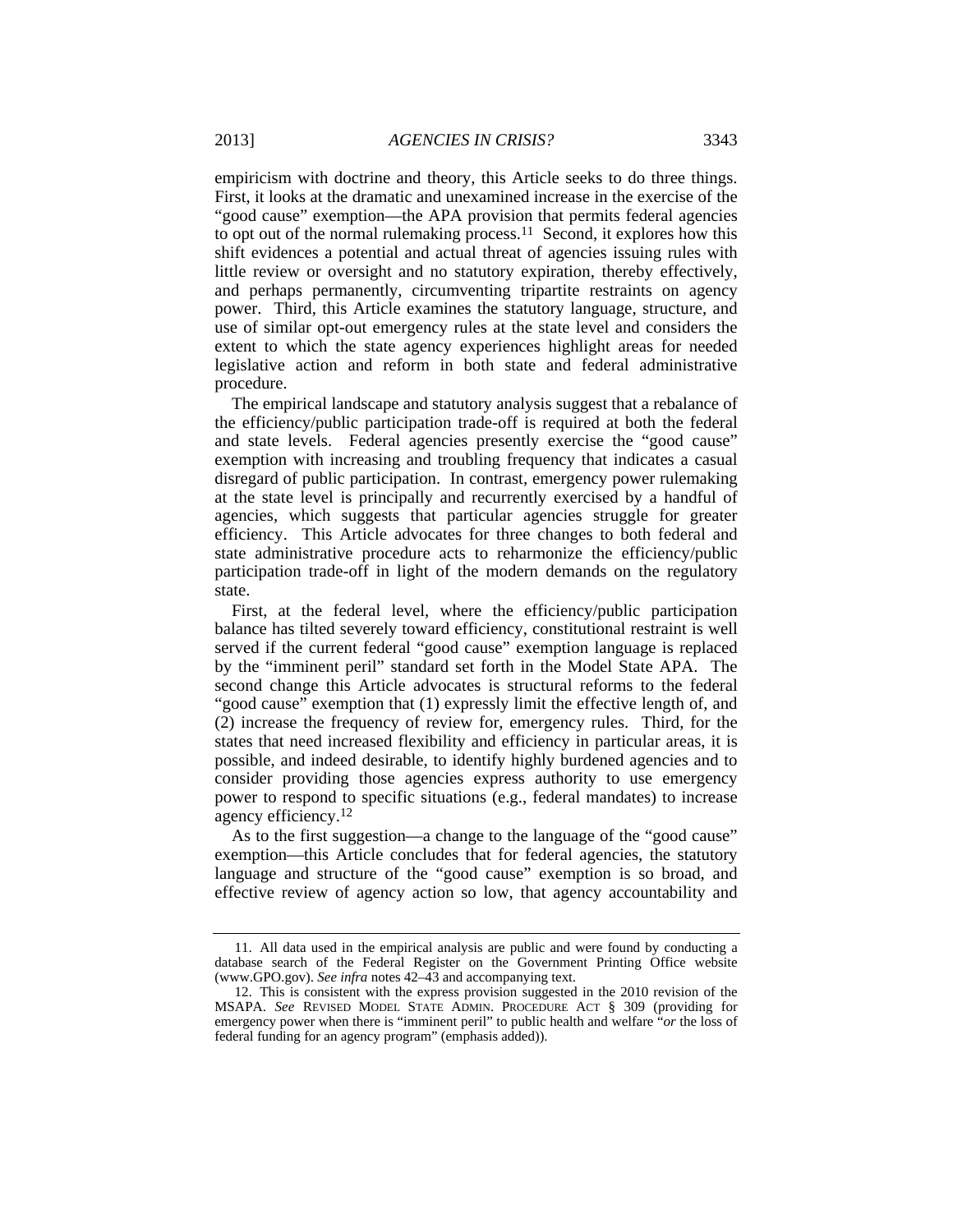empiricism with doctrine and theory, this Article seeks to do three things. First, it looks at the dramatic and unexamined increase in the exercise of the "good cause" exemption—the APA provision that permits federal agencies to opt out of the normal rulemaking process.[11] Second, it explores how this shift evidences a potential and actual threat of agencies issuing rules with little review or oversight and no statutory expiration, thereby effectively, and perhaps permanently, circumventing tripartite restraints on agency power. Third, this Article examines the statutory language, structure, and use of similar opt-out emergency rules at the state level and considers the extent to which the state agency experiences highlight areas for needed legislative action and reform in both state and federal administrative procedure.

The empirical landscape and statutory analysis suggest that a rebalance of the efficiency/public participation trade-off is required at both the federal and state levels. Federal agencies presently exercise the "good cause" exemption with increasing and troubling frequency that indicates a casual disregard of public participation. In contrast, emergency power rulemaking at the state level is principally and recurrently exercised by a handful of agencies, which suggests that particular agencies struggle for greater efficiency. This Article advocates for three changes to both federal and state administrative procedure acts to reharmonize the efficiency/public participation trade-off in light of the modern demands on the regulatory state.

First, at the federal level, where the efficiency/public participation balance has tilted severely toward efficiency, constitutional restraint is well served if the current federal "good cause" exemption language is replaced by the "imminent peril" standard set forth in the Model State APA. The second change this Article advocates is structural reforms to the federal "good cause" exemption that (1) expressly limit the effective length of, and (2) increase the frequency of review for, emergency rules. Third, for the states that need increased flexibility and efficiency in particular areas, it is possible, and indeed desirable, to identify highly burdened agencies and to consider providing those agencies express authority to use emergency power to respond to specific situations (e.g., federal mandates) to increase agency efficiency.[12]

As to the first suggestion—a change to the language of the "good cause" exemption—this Article concludes that for federal agencies, the statutory language and structure of the "good cause" exemption is so broad, and effective review of agency action so low, that agency accountability and

---

11. All data used in the empirical analysis are public and were found by conducting a database search of the Federal Register on the Government Printing Office website (www.GPO.gov). *See infra* notes 42–43 and accompanying text.

12. This is consistent with the express provision suggested in the 2010 revision of the MSAPA. *See* REVISED MODEL STATE ADMIN. PROCEDURE ACT § 309 (providing for emergency power when there is "imminent peril" to public health and welfare "*or* the loss of federal funding for an agency program" (emphasis added)).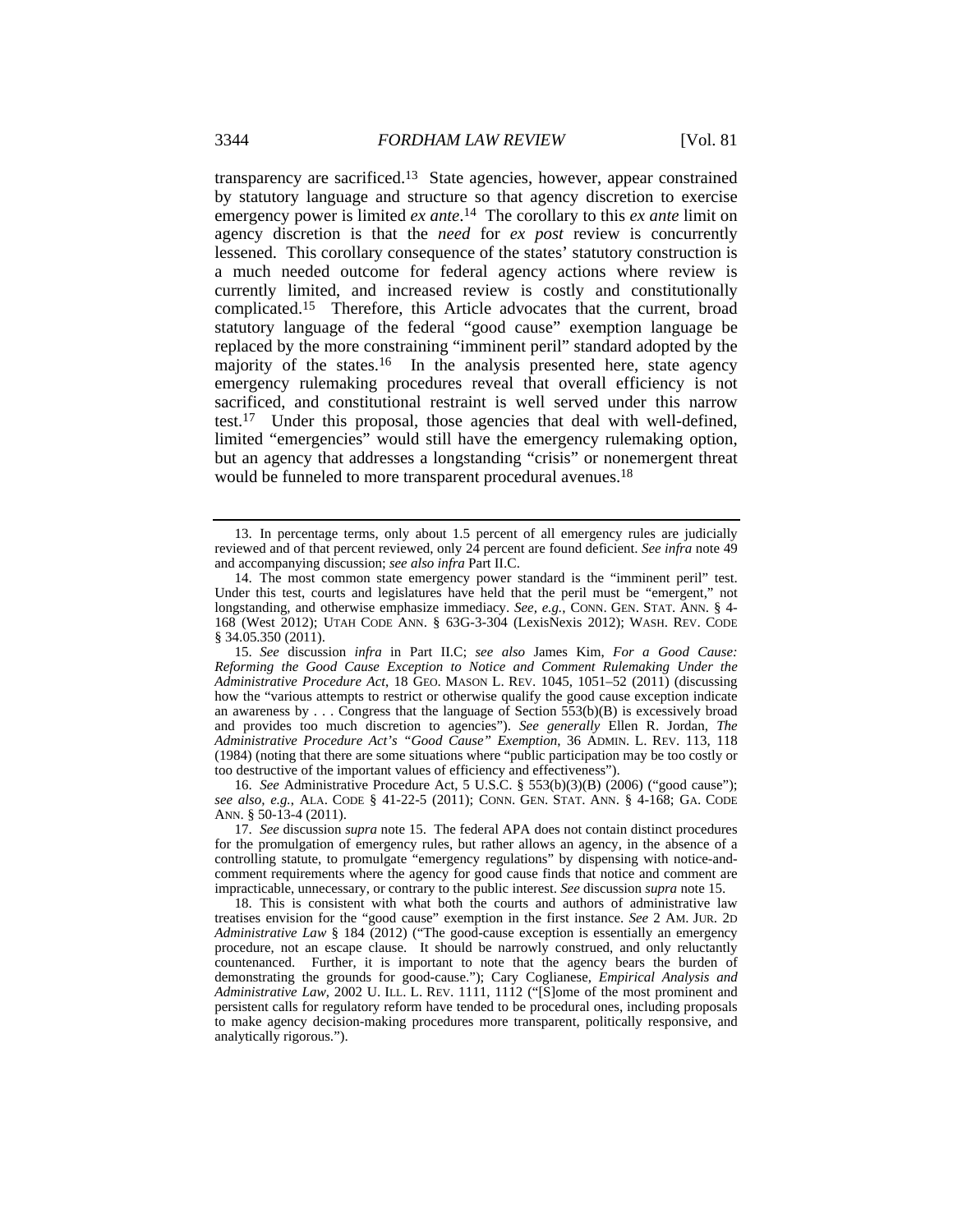transparency are sacrificed.[13] State agencies, however, appear constrained by statutory language and structure so that agency discretion to exercise emergency power is limited *ex ante*.[14] The corollary to this *ex ante* limit on agency discretion is that the *need* for *ex post* review is concurrently lessened. This corollary consequence of the states' statutory construction is a much needed outcome for federal agency actions where review is currently limited, and increased review is costly and constitutionally complicated.[15] Therefore, this Article advocates that the current, broad statutory language of the federal "good cause" exemption language be replaced by the more constraining "imminent peril" standard adopted by the majority of the states.[16] In the analysis presented here, state agency emergency rulemaking procedures reveal that overall efficiency is not sacrificed, and constitutional restraint is well served under this narrow test.[17] Under this proposal, those agencies that deal with well-defined, limited "emergencies" would still have the emergency rulemaking option, but an agency that addresses a longstanding "crisis" or nonemergent threat would be funneled to more transparent procedural avenues.[18]

---

13. In percentage terms, only about 1.5 percent of all emergency rules are judicially reviewed and of that percent reviewed, only 24 percent are found deficient. *See infra* note 49 and accompanying discussion; *see also infra* Part II.C.

14. The most common state emergency power standard is the "imminent peril" test. Under this test, courts and legislatures have held that the peril must be "emergent," not longstanding, and otherwise emphasize immediacy. *See, e.g.*, CONN. GEN. STAT. ANN. § 4-168 (West 2012); UTAH CODE ANN. § 63G-3-304 (LexisNexis 2012); WASH. REV. CODE § 34.05.350 (2011).

15. *See* discussion *infra* in Part II.C; *see also* James Kim, *For a Good Cause: Reforming the Good Cause Exception to Notice and Comment Rulemaking Under the Administrative Procedure Act*, 18 GEO. MASON L. REV. 1045, 1051–52 (2011) (discussing how the "various attempts to restrict or otherwise qualify the good cause exception indicate an awareness by . . . Congress that the language of Section 553(b)(B) is excessively broad and provides too much discretion to agencies"). *See generally* Ellen R. Jordan, *The Administrative Procedure Act's "Good Cause" Exemption*, 36 ADMIN. L. REV. 113, 118 (1984) (noting that there are some situations where "public participation may be too costly or too destructive of the important values of efficiency and effectiveness").

16. *See* Administrative Procedure Act, 5 U.S.C. § 553(b)(3)(B) (2006) ("good cause"); *see also, e.g.*, ALA. CODE § 41-22-5 (2011); CONN. GEN. STAT. ANN. § 4-168; GA. CODE ANN. § 50-13-4 (2011).

17. *See* discussion *supra* note 15. The federal APA does not contain distinct procedures for the promulgation of emergency rules, but rather allows an agency, in the absence of a controlling statute, to promulgate "emergency regulations" by dispensing with notice-and-comment requirements where the agency for good cause finds that notice and comment are impracticable, unnecessary, or contrary to the public interest. *See* discussion *supra* note 15.

18. This is consistent with what both the courts and authors of administrative law treatises envision for the "good cause" exemption in the first instance. *See* 2 AM. JUR. 2D *Administrative Law* § 184 (2012) ("The good-cause exception is essentially an emergency procedure, not an escape clause. It should be narrowly construed, and only reluctantly countenanced. Further, it is important to note that the agency bears the burden of demonstrating the grounds for good-cause."); Cary Coglianese, *Empirical Analysis and Administrative Law*, 2002 U. ILL. L. REV. 1111, 1112 ("[S]ome of the most prominent and persistent calls for regulatory reform have tended to be procedural ones, including proposals to make agency decision-making procedures more transparent, politically responsive, and analytically rigorous.").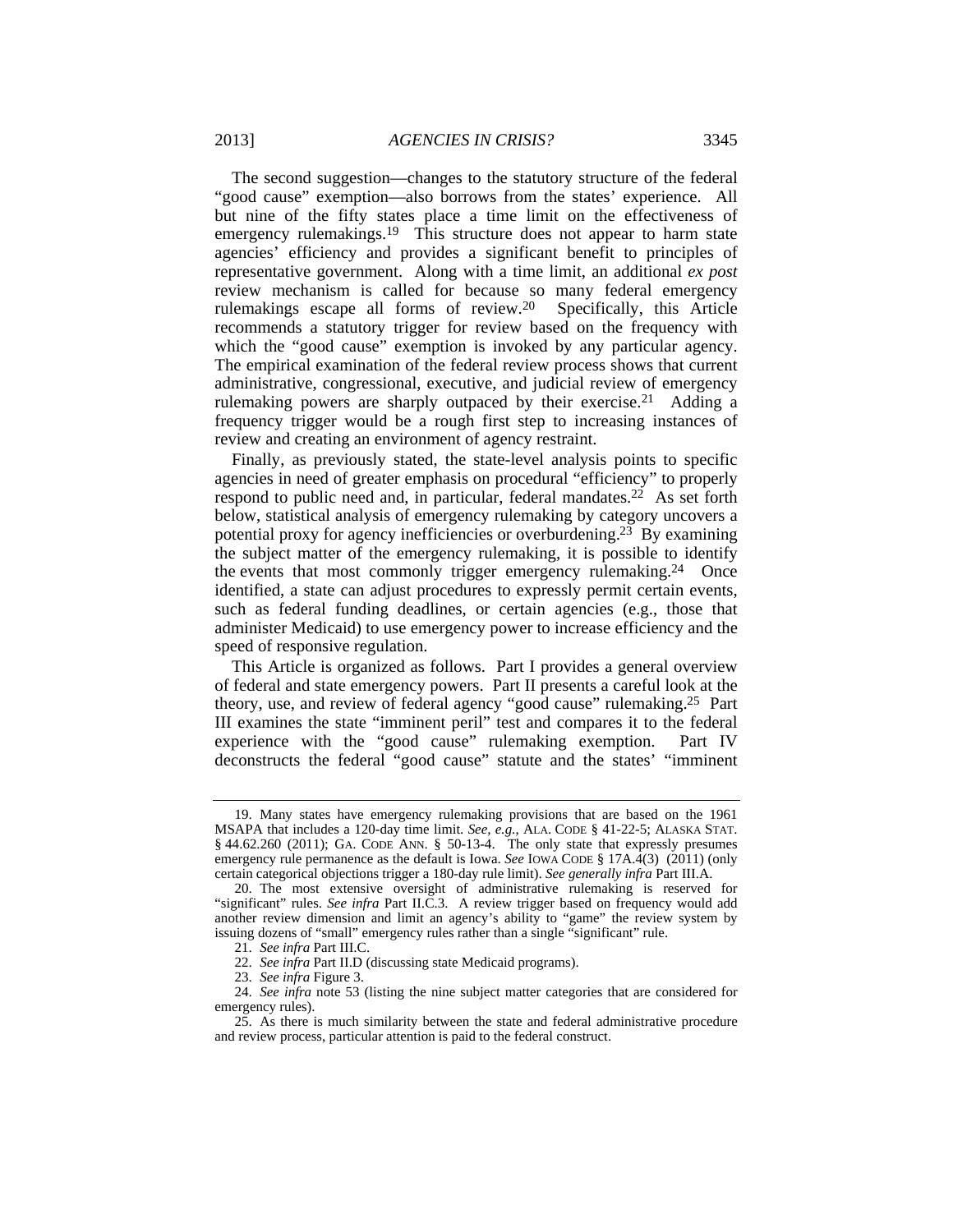The second suggestion—changes to the statutory structure of the federal "good cause" exemption—also borrows from the states' experience. All but nine of the fifty states place a time limit on the effectiveness of emergency rulemakings.[19] This structure does not appear to harm state agencies' efficiency and provides a significant benefit to principles of representative government. Along with a time limit, an additional *ex post* review mechanism is called for because so many federal emergency rulemakings escape all forms of review.[20] Specifically, this Article recommends a statutory trigger for review based on the frequency with which the "good cause" exemption is invoked by any particular agency. The empirical examination of the federal review process shows that current administrative, congressional, executive, and judicial review of emergency rulemaking powers are sharply outpaced by their exercise.[21] Adding a frequency trigger would be a rough first step to increasing instances of review and creating an environment of agency restraint.

Finally, as previously stated, the state-level analysis points to specific agencies in need of greater emphasis on procedural "efficiency" to properly respond to public need and, in particular, federal mandates.[22] As set forth below, statistical analysis of emergency rulemaking by category uncovers a potential proxy for agency inefficiencies or overburdening.[23] By examining the subject matter of the emergency rulemaking, it is possible to identify the events that most commonly trigger emergency rulemaking.[24] Once identified, a state can adjust procedures to expressly permit certain events, such as federal funding deadlines, or certain agencies (e.g., those that administer Medicaid) to use emergency power to increase efficiency and the speed of responsive regulation.

This Article is organized as follows. Part I provides a general overview of federal and state emergency powers. Part II presents a careful look at the theory, use, and review of federal agency "good cause" rulemaking.[25] Part III examines the state "imminent peril" test and compares it to the federal experience with the "good cause" rulemaking exemption. Part IV deconstructs the federal "good cause" statute and the states' "imminent

---

19. Many states have emergency rulemaking provisions that are based on the 1961 MSAPA that includes a 120-day time limit. *See, e.g.*, ALA. CODE § 41-22-5; ALASKA STAT. § 44.62.260 (2011); GA. CODE ANN. § 50-13-4. The only state that expressly presumes emergency rule permanence as the default is Iowa. *See* IOWA CODE § 17A.4(3) (2011) (only certain categorical objections trigger a 180-day rule limit). *See generally infra* Part III.A.

20. The most extensive oversight of administrative rulemaking is reserved for "significant" rules. *See infra* Part II.C.3. A review trigger based on frequency would add another review dimension and limit an agency's ability to "game" the review system by issuing dozens of "small" emergency rules rather than a single "significant" rule.

21. *See infra* Part III.C.

22. *See infra* Part II.D (discussing state Medicaid programs).

23. *See infra* Figure 3.

24. *See infra* note 53 (listing the nine subject matter categories that are considered for emergency rules).

25. As there is much similarity between the state and federal administrative procedure and review process, particular attention is paid to the federal construct.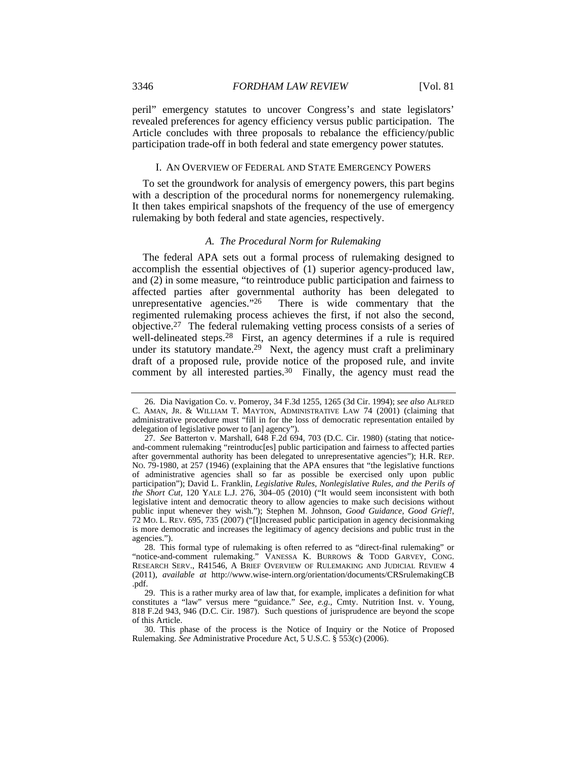peril" emergency statutes to uncover Congress's and state legislators' revealed preferences for agency efficiency versus public participation. The Article concludes with three proposals to rebalance the efficiency/public participation trade-off in both federal and state emergency power statutes.

## I. AN OVERVIEW OF FEDERAL AND STATE EMERGENCY POWERS

To set the groundwork for analysis of emergency powers, this part begins with a description of the procedural norms for nonemergency rulemaking. It then takes empirical snapshots of the frequency of the use of emergency rulemaking by both federal and state agencies, respectively.

### *A. The Procedural Norm for Rulemaking*

The federal APA sets out a formal process of rulemaking designed to accomplish the essential objectives of (1) superior agency-produced law, and (2) in some measure, "to reintroduce public participation and fairness to affected parties after governmental authority has been delegated to unrepresentative agencies."[26] There is wide commentary that the regimented rulemaking process achieves the first, if not also the second, objective.[27] The federal rulemaking vetting process consists of a series of well-delineated steps.[28] First, an agency determines if a rule is required under its statutory mandate.[29] Next, the agency must craft a preliminary draft of a proposed rule, provide notice of the proposed rule, and invite comment by all interested parties.[30] Finally, the agency must read the

---

26. Dia Navigation Co. v. Pomeroy, 34 F.3d 1255, 1265 (3d Cir. 1994); *see also* ALFRED C. AMAN, JR. & WILLIAM T. MAYTON, ADMINISTRATIVE LAW 74 (2001) (claiming that administrative procedure must "fill in for the loss of democratic representation entailed by delegation of legislative power to [an] agency").

27. *See* Batterton v. Marshall, 648 F.2d 694, 703 (D.C. Cir. 1980) (stating that notice-and-comment rulemaking "reintroduc[es] public participation and fairness to affected parties after governmental authority has been delegated to unrepresentative agencies"); H.R. REP. NO. 79-1980, at 257 (1946) (explaining that the APA ensures that "the legislative functions of administrative agencies shall so far as possible be exercised only upon public participation"); David L. Franklin, *Legislative Rules, Nonlegislative Rules, and the Perils of the Short Cut*, 120 YALE L.J. 276, 304–05 (2010) ("It would seem inconsistent with both legislative intent and democratic theory to allow agencies to make such decisions without public input whenever they wish."); Stephen M. Johnson, *Good Guidance, Good Grief!*, 72 MO. L. REV. 695, 735 (2007) ("[I]ncreased public participation in agency decisionmaking is more democratic and increases the legitimacy of agency decisions and public trust in the agencies.").

28. This formal type of rulemaking is often referred to as "direct-final rulemaking" or "notice-and-comment rulemaking." VANESSA K. BURROWS & TODD GARVEY, CONG. RESEARCH SERV., R41546, A BRIEF OVERVIEW OF RULEMAKING AND JUDICIAL REVIEW 4 (2011), *available at* http://www.wise-intern.org/orientation/documents/CRSrulemakingCB.pdf.

29. This is a rather murky area of law that, for example, implicates a definition for what constitutes a "law" versus mere "guidance." *See, e.g.*, Cmty. Nutrition Inst. v. Young, 818 F.2d 943, 946 (D.C. Cir. 1987). Such questions of jurisprudence are beyond the scope of this Article.

30. This phase of the process is the Notice of Inquiry or the Notice of Proposed Rulemaking. *See* Administrative Procedure Act, 5 U.S.C. § 553(c) (2006).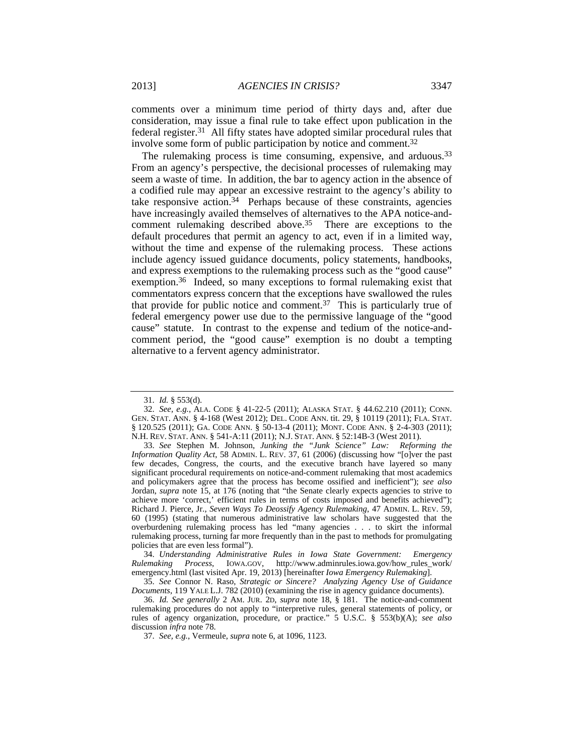comments over a minimum time period of thirty days and, after due consideration, may issue a final rule to take effect upon publication in the federal register.[31] All fifty states have adopted similar procedural rules that involve some form of public participation by notice and comment.[32]

The rulemaking process is time consuming, expensive, and arduous.[33] From an agency's perspective, the decisional processes of rulemaking may seem a waste of time. In addition, the bar to agency action in the absence of a codified rule may appear an excessive restraint to the agency's ability to take responsive action.[34] Perhaps because of these constraints, agencies have increasingly availed themselves of alternatives to the APA notice-and-comment rulemaking described above.[35] There are exceptions to the default procedures that permit an agency to act, even if in a limited way, without the time and expense of the rulemaking process. These actions include agency issued guidance documents, policy statements, handbooks, and express exemptions to the rulemaking process such as the "good cause" exemption.[36] Indeed, so many exceptions to formal rulemaking exist that commentators express concern that the exceptions have swallowed the rules that provide for public notice and comment.[37] This is particularly true of federal emergency power use due to the permissive language of the "good cause" statute. In contrast to the expense and tedium of the notice-and-comment period, the "good cause" exemption is no doubt a tempting alternative to a fervent agency administrator.

---

31. *Id.* § 553(d).

32. *See, e.g.*, ALA. CODE § 41-22-5 (2011); ALASKA STAT. § 44.62.210 (2011); CONN. GEN. STAT. ANN. § 4-168 (West 2012); DEL. CODE ANN. tit. 29, § 10119 (2011); FLA. STAT. § 120.525 (2011); GA. CODE ANN. § 50-13-4 (2011); MONT. CODE ANN. § 2-4-303 (2011); N.H. REV. STAT. ANN. § 541-A:11 (2011); N.J. STAT. ANN. § 52:14B-3 (West 2011).

33. *See* Stephen M. Johnson, *Junking the "Junk Science" Law: Reforming the Information Quality Act*, 58 ADMIN. L. REV. 37, 61 (2006) (discussing how "[o]ver the past few decades, Congress, the courts, and the executive branch have layered so many significant procedural requirements on notice-and-comment rulemaking that most academics and policymakers agree that the process has become ossified and inefficient"); *see also* Jordan, *supra* note 15, at 176 (noting that "the Senate clearly expects agencies to strive to achieve more 'correct,' efficient rules in terms of costs imposed and benefits achieved"); Richard J. Pierce, Jr., *Seven Ways To Deossify Agency Rulemaking*, 47 ADMIN. L. REV. 59, 60 (1995) (stating that numerous administrative law scholars have suggested that the overburdening rulemaking process has led "many agencies . . . to skirt the informal rulemaking process, turning far more frequently than in the past to methods for promulgating policies that are even less formal").

34. *Understanding Administrative Rules in Iowa State Government: Emergency Rulemaking Process*, IOWA.GOV, http://www.adminrules.iowa.gov/how_rules_work/emergency.html (last visited Apr. 19, 2013) [hereinafter *Iowa Emergency Rulemaking*].

35. *See* Connor N. Raso, *Strategic or Sincere? Analyzing Agency Use of Guidance Documents*, 119 YALE L.J. 782 (2010) (examining the rise in agency guidance documents).

36. *Id. See generally* 2 AM. JUR. 2D, *supra* note 18, § 181. The notice-and-comment rulemaking procedures do not apply to "interpretive rules, general statements of policy, or rules of agency organization, procedure, or practice." 5 U.S.C. § 553(b)(A); *see also* discussion *infra* note 78.

37. *See, e.g.*, Vermeule, *supra* note 6, at 1096, 1123.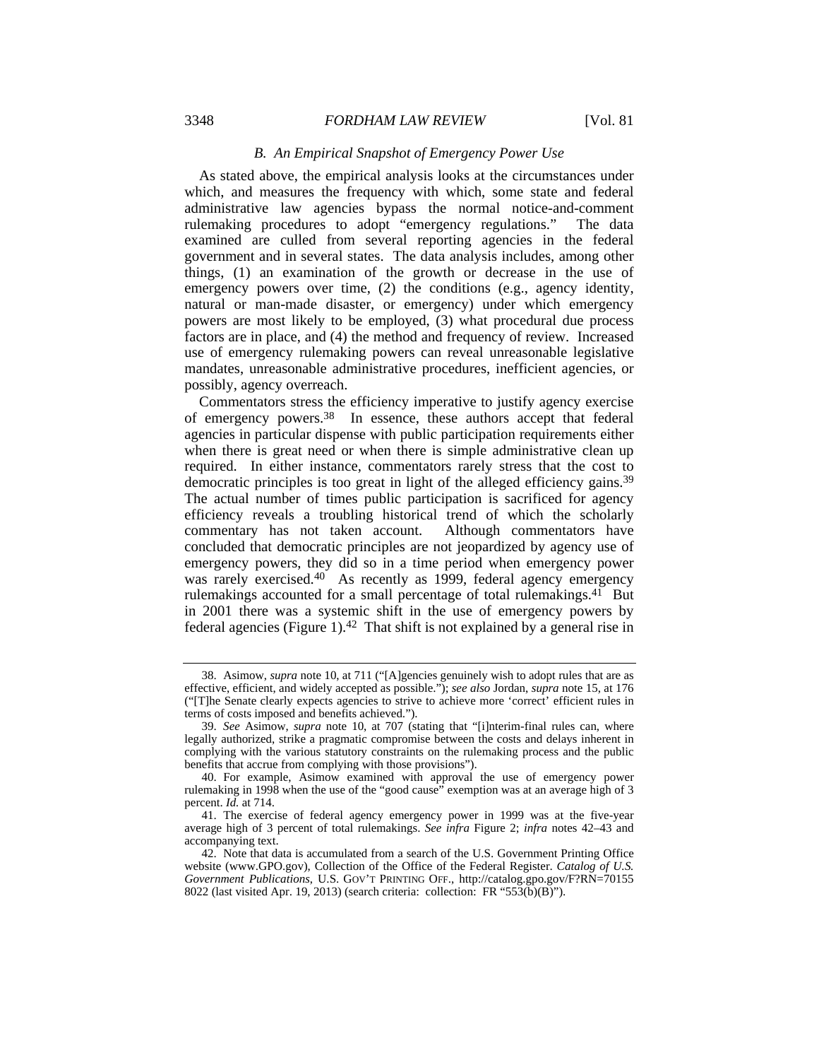### *B. An Empirical Snapshot of Emergency Power Use*

As stated above, the empirical analysis looks at the circumstances under which, and measures the frequency with which, some state and federal administrative law agencies bypass the normal notice-and-comment rulemaking procedures to adopt "emergency regulations." The data examined are culled from several reporting agencies in the federal government and in several states. The data analysis includes, among other things, (1) an examination of the growth or decrease in the use of emergency powers over time, (2) the conditions (e.g., agency identity, natural or man-made disaster, or emergency) under which emergency powers are most likely to be employed, (3) what procedural due process factors are in place, and (4) the method and frequency of review. Increased use of emergency rulemaking powers can reveal unreasonable legislative mandates, unreasonable administrative procedures, inefficient agencies, or possibly, agency overreach.

Commentators stress the efficiency imperative to justify agency exercise of emergency powers.[38] In essence, these authors accept that federal agencies in particular dispense with public participation requirements either when there is great need or when there is simple administrative clean up required. In either instance, commentators rarely stress that the cost to democratic principles is too great in light of the alleged efficiency gains.[39] The actual number of times public participation is sacrificed for agency efficiency reveals a troubling historical trend of which the scholarly commentary has not taken account. Although commentators have concluded that democratic principles are not jeopardized by agency use of emergency powers, they did so in a time period when emergency power was rarely exercised.[40] As recently as 1999, federal agency emergency rulemakings accounted for a small percentage of total rulemakings.[41] But in 2001 there was a systemic shift in the use of emergency powers by federal agencies (Figure 1).[42] That shift is not explained by a general rise in

---

38. Asimow, *supra* note 10, at 711 ("[A]gencies genuinely wish to adopt rules that are as effective, efficient, and widely accepted as possible."); *see also* Jordan, *supra* note 15, at 176 ("[T]he Senate clearly expects agencies to strive to achieve more 'correct' efficient rules in terms of costs imposed and benefits achieved.").

39. *See* Asimow, *supra* note 10, at 707 (stating that "[i]nterim-final rules can, where legally authorized, strike a pragmatic compromise between the costs and delays inherent in complying with the various statutory constraints on the rulemaking process and the public benefits that accrue from complying with those provisions").

40. For example, Asimow examined with approval the use of emergency power rulemaking in 1998 when the use of the "good cause" exemption was at an average high of 3 percent. *Id.* at 714.

41. The exercise of federal agency emergency power in 1999 was at the five-year average high of 3 percent of total rulemakings. *See infra* Figure 2; *infra* notes 42–43 and accompanying text.

42. Note that data is accumulated from a search of the U.S. Government Printing Office website (www.GPO.gov), Collection of the Office of the Federal Register. *Catalog of U.S. Government Publications*, U.S. GOV'T PRINTING OFF., http://catalog.gpo.gov/F?RN=70155 8022 (last visited Apr. 19, 2013) (search criteria: collection: FR "553(b)(B)").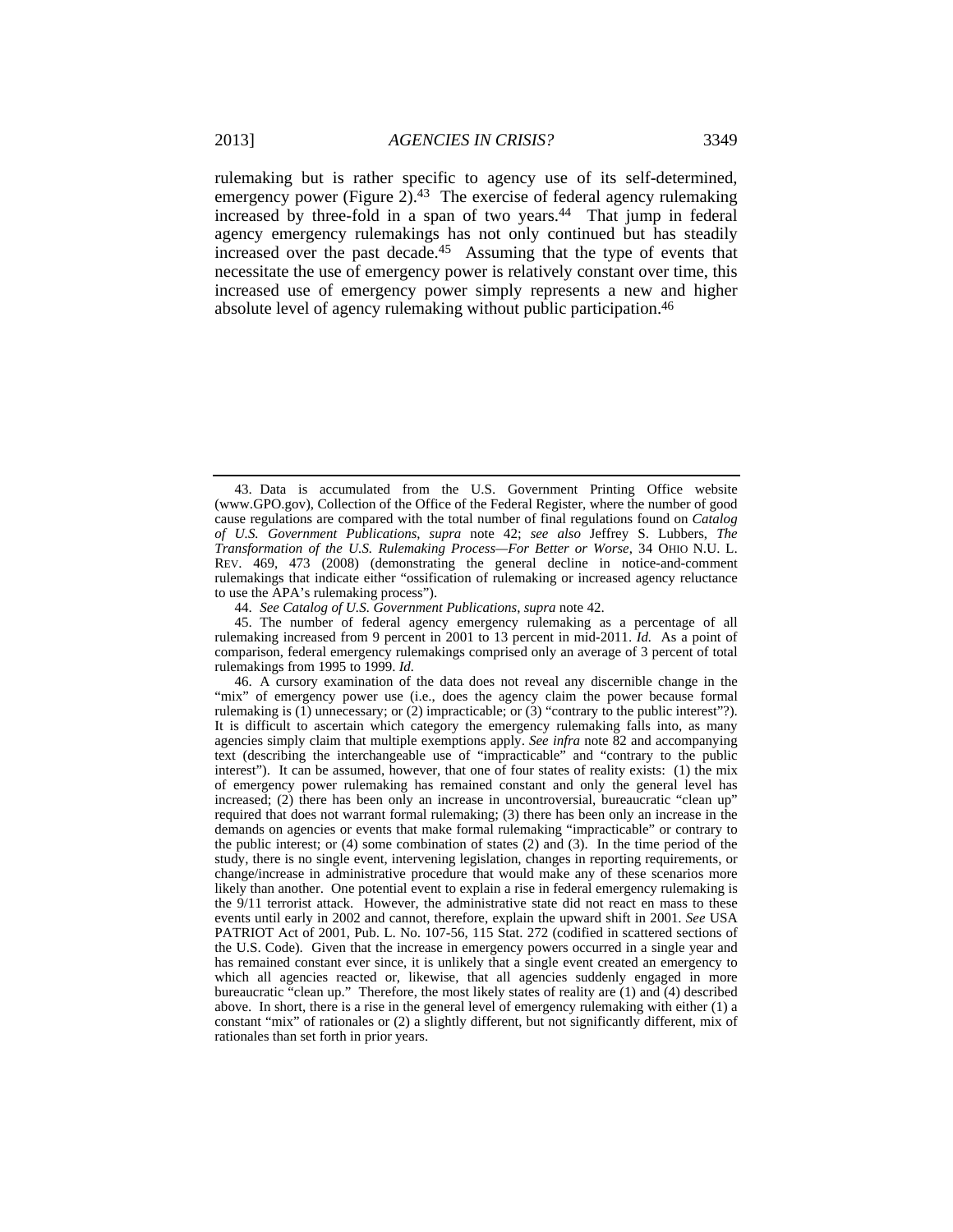rulemaking but is rather specific to agency use of its self-determined, emergency power (Figure 2).[43] The exercise of federal agency rulemaking increased by three-fold in a span of two years.[44] That jump in federal agency emergency rulemakings has not only continued but has steadily increased over the past decade.[45] Assuming that the type of events that necessitate the use of emergency power is relatively constant over time, this increased use of emergency power simply represents a new and higher absolute level of agency rulemaking without public participation.[46]

---

43. Data is accumulated from the U.S. Government Printing Office website (www.GPO.gov), Collection of the Office of the Federal Register, where the number of good cause regulations are compared with the total number of final regulations found on *Catalog of U.S. Government Publications*, *supra* note 42; *see also* Jeffrey S. Lubbers, *The Transformation of the U.S. Rulemaking Process—For Better or Worse*, 34 OHIO N.U. L. REV. 469, 473 (2008) (demonstrating the general decline in notice-and-comment rulemakings that indicate either "ossification of rulemaking or increased agency reluctance to use the APA's rulemaking process").

44. *See Catalog of U.S. Government Publications*, *supra* note 42.

45. The number of federal agency emergency rulemaking as a percentage of all rulemaking increased from 9 percent in 2001 to 13 percent in mid-2011. *Id.* As a point of comparison, federal emergency rulemakings comprised only an average of 3 percent of total rulemakings from 1995 to 1999. *Id.*

46. A cursory examination of the data does not reveal any discernible change in the "mix" of emergency power use (i.e., does the agency claim the power because formal rulemaking is (1) unnecessary; or (2) impracticable; or (3) "contrary to the public interest"?). It is difficult to ascertain which category the emergency rulemaking falls into, as many agencies simply claim that multiple exemptions apply. *See infra* note 82 and accompanying text (describing the interchangeable use of "impracticable" and "contrary to the public interest"). It can be assumed, however, that one of four states of reality exists: (1) the mix of emergency power rulemaking has remained constant and only the general level has increased; (2) there has been only an increase in uncontroversial, bureaucratic "clean up" required that does not warrant formal rulemaking; (3) there has been only an increase in the demands on agencies or events that make formal rulemaking "impracticable" or contrary to the public interest; or (4) some combination of states (2) and (3). In the time period of the study, there is no single event, intervening legislation, changes in reporting requirements, or change/increase in administrative procedure that would make any of these scenarios more likely than another. One potential event to explain a rise in federal emergency rulemaking is the 9/11 terrorist attack. However, the administrative state did not react en mass to these events until early in 2002 and cannot, therefore, explain the upward shift in 2001. *See* USA PATRIOT Act of 2001, Pub. L. No. 107-56, 115 Stat. 272 (codified in scattered sections of the U.S. Code). Given that the increase in emergency powers occurred in a single year and has remained constant ever since, it is unlikely that a single event created an emergency to which all agencies reacted or, likewise, that all agencies suddenly engaged in more bureaucratic "clean up." Therefore, the most likely states of reality are (1) and (4) described above. In short, there is a rise in the general level of emergency rulemaking with either (1) a constant "mix" of rationales or (2) a slightly different, but not significantly different, mix of rationales than set forth in prior years.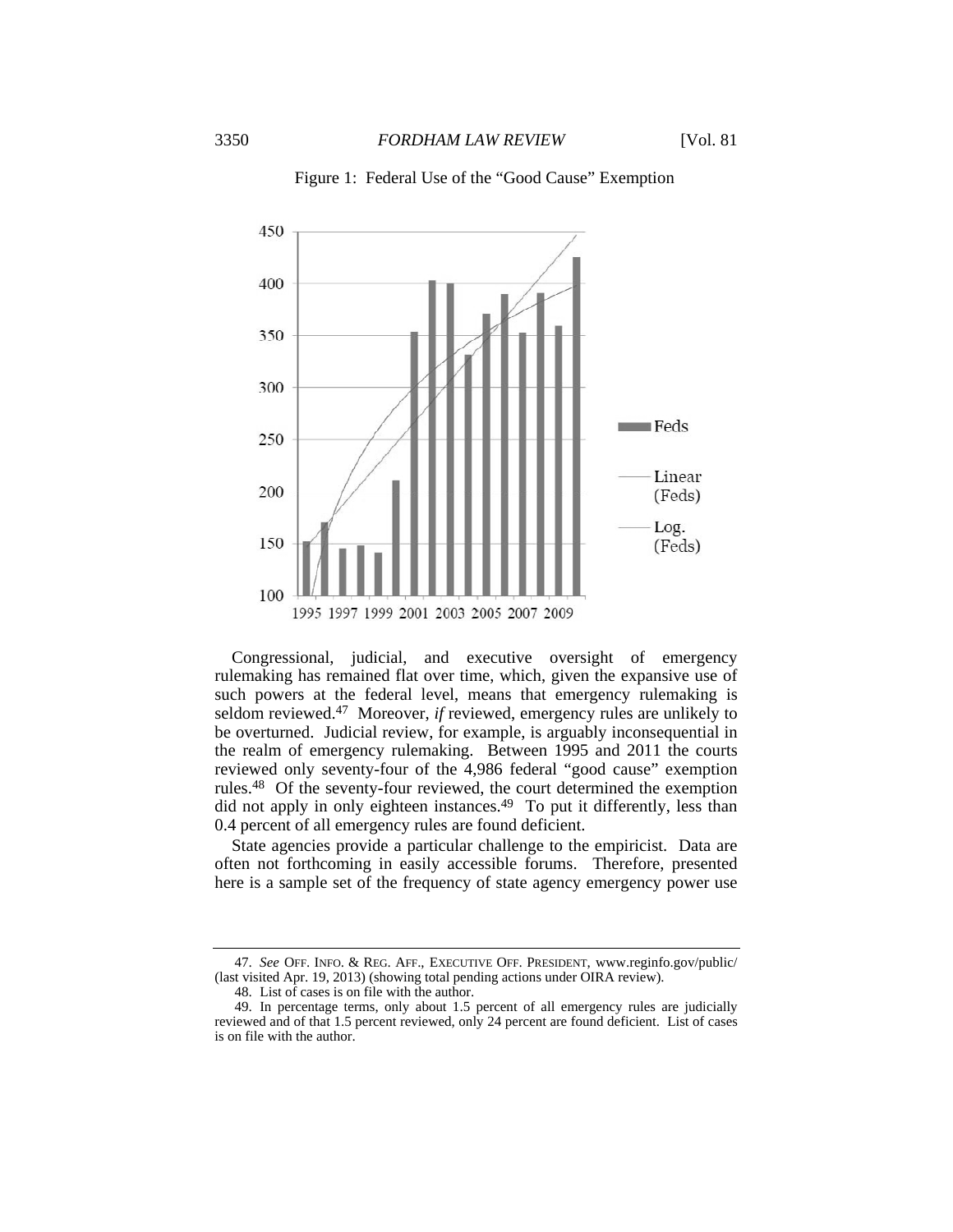Figure 1: Federal Use of the "Good Cause" Exemption

Congressional, judicial, and executive oversight of emergency rulemaking has remained flat over time, which, given the expansive use of such powers at the federal level, means that emergency rulemaking is seldom reviewed.[47] Moreover, *if* reviewed, emergency rules are unlikely to be overturned. Judicial review, for example, is arguably inconsequential in the realm of emergency rulemaking. Between 1995 and 2011 the courts reviewed only seventy-four of the 4,986 federal "good cause" exemption rules.[48] Of the seventy-four reviewed, the court determined the exemption did not apply in only eighteen instances.[49] To put it differently, less than 0.4 percent of all emergency rules are found deficient.

State agencies provide a particular challenge to the empiricist. Data are often not forthcoming in easily accessible forums. Therefore, presented here is a sample set of the frequency of state agency emergency power use

---

47. *See* OFF. INFO. & REG. AFF., EXECUTIVE OFF. PRESIDENT, www.reginfo.gov/public/ (last visited Apr. 19, 2013) (showing total pending actions under OIRA review).

48. List of cases is on file with the author.

49. In percentage terms, only about 1.5 percent of all emergency rules are judicially reviewed and of that 1.5 percent reviewed, only 24 percent are found deficient. List of cases is on file with the author.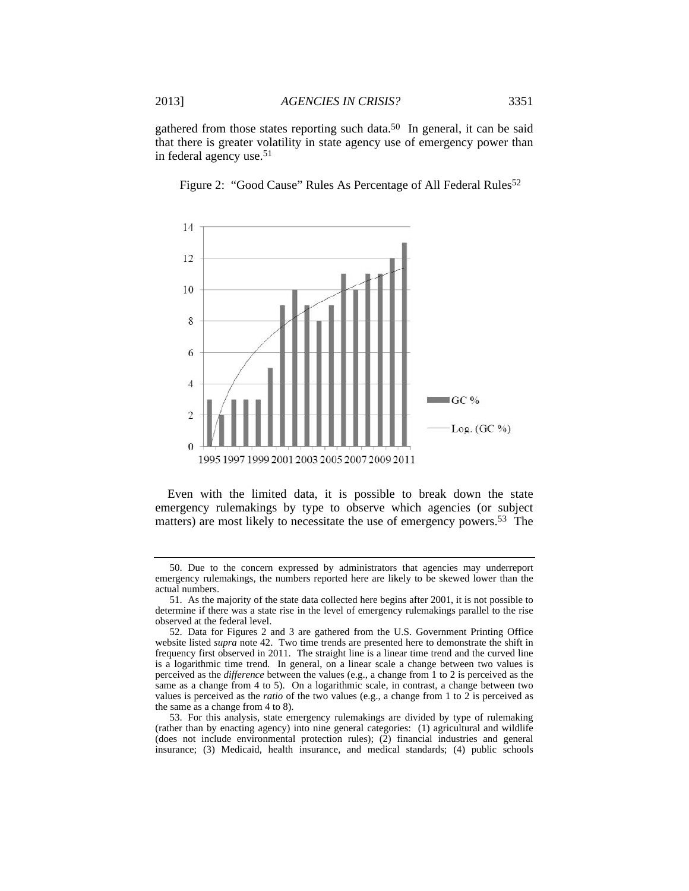gathered from those states reporting such data.[50] In general, it can be said that there is greater volatility in state agency use of emergency power than in federal agency use.[51]

Figure 2: "Good Cause" Rules As Percentage of All Federal Rules[52]

Even with the limited data, it is possible to break down the state emergency rulemakings by type to observe which agencies (or subject matters) are most likely to necessitate the use of emergency powers.[53] The

---

50. Due to the concern expressed by administrators that agencies may underreport emergency rulemakings, the numbers reported here are likely to be skewed lower than the actual numbers.

51. As the majority of the state data collected here begins after 2001, it is not possible to determine if there was a state rise in the level of emergency rulemakings parallel to the rise observed at the federal level.

52. Data for Figures 2 and 3 are gathered from the U.S. Government Printing Office website listed *supra* note 42. Two time trends are presented here to demonstrate the shift in frequency first observed in 2011. The straight line is a linear time trend and the curved line is a logarithmic time trend. In general, on a linear scale a change between two values is perceived as the *difference* between the values (e.g., a change from 1 to 2 is perceived as the same as a change from 4 to 5). On a logarithmic scale, in contrast, a change between two values is perceived as the *ratio* of the two values (e.g., a change from 1 to 2 is perceived as the same as a change from 4 to 8).

53. For this analysis, state emergency rulemakings are divided by type of rulemaking (rather than by enacting agency) into nine general categories: (1) agricultural and wildlife (does not include environmental protection rules); (2) financial industries and general insurance; (3) Medicaid, health insurance, and medical standards; (4) public schools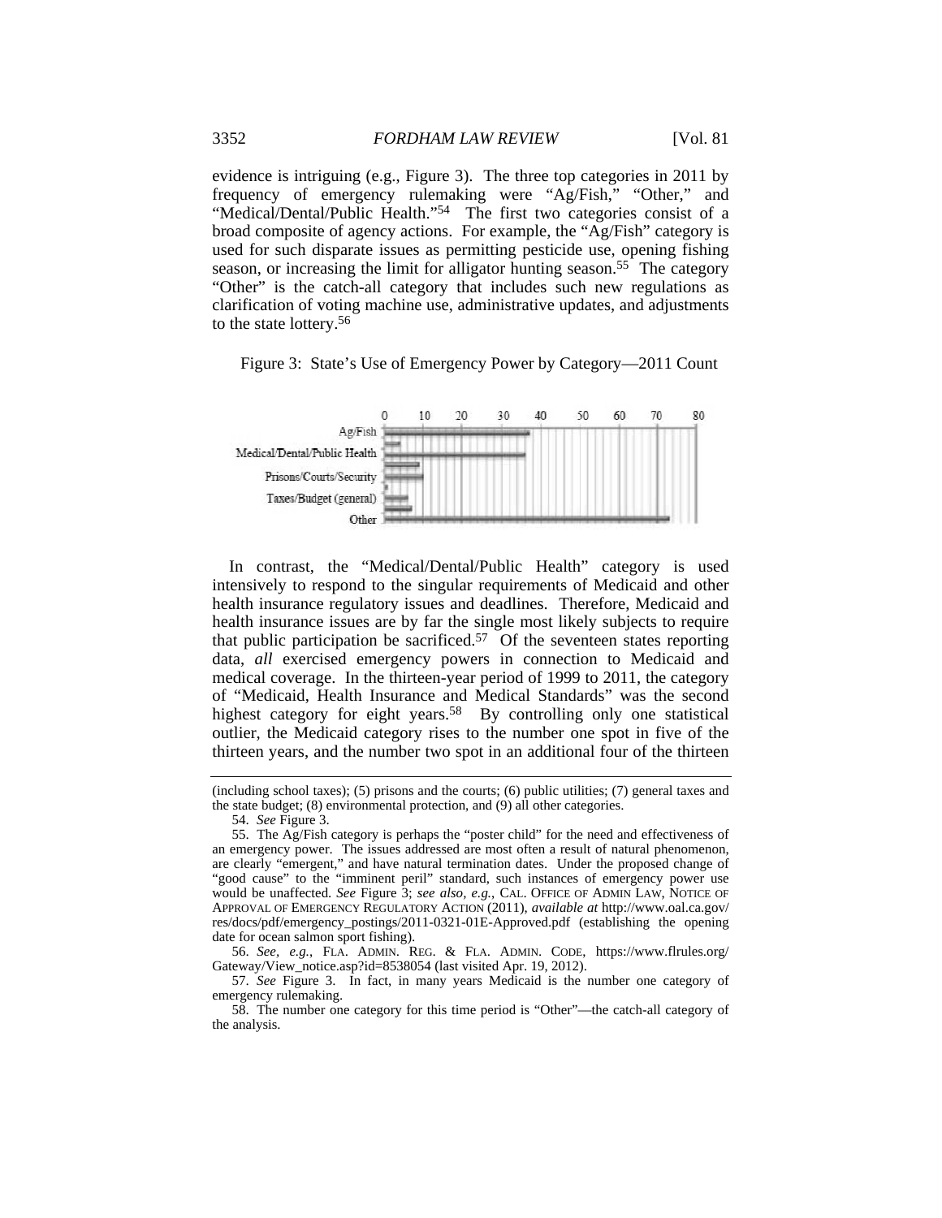evidence is intriguing (e.g., Figure 3). The three top categories in 2011 by frequency of emergency rulemaking were "Ag/Fish," "Other," and "Medical/Dental/Public Health."[54] The first two categories consist of a broad composite of agency actions. For example, the "Ag/Fish" category is used for such disparate issues as permitting pesticide use, opening fishing season, or increasing the limit for alligator hunting season.[55] The category "Other" is the catch-all category that includes such new regulations as clarification of voting machine use, administrative updates, and adjustments to the state lottery.[56]

Figure 3: State's Use of Emergency Power by Category—2011 Count

In contrast, the "Medical/Dental/Public Health" category is used intensively to respond to the singular requirements of Medicaid and other health insurance regulatory issues and deadlines. Therefore, Medicaid and health insurance issues are by far the single most likely subjects to require that public participation be sacrificed.[57] Of the seventeen states reporting data, *all* exercised emergency powers in connection to Medicaid and medical coverage. In the thirteen-year period of 1999 to 2011, the category of "Medicaid, Health Insurance and Medical Standards" was the second highest category for eight years.[58] By controlling only one statistical outlier, the Medicaid category rises to the number one spot in five of the thirteen years, and the number two spot in an additional four of the thirteen

(including school taxes); (5) prisons and the courts; (6) public utilities; (7) general taxes and the state budget; (8) environmental protection, and (9) all other categories.

54. *See* Figure 3.

55. The Ag/Fish category is perhaps the "poster child" for the need and effectiveness of an emergency power. The issues addressed are most often a result of natural phenomenon, are clearly "emergent," and have natural termination dates. Under the proposed change of "good cause" to the "imminent peril" standard, such instances of emergency power use would be unaffected. *See* Figure 3; *see also, e.g.*, CAL. OFFICE OF ADMIN LAW, NOTICE OF APPROVAL OF EMERGENCY REGULATORY ACTION (2011), *available at* http://www.oal.ca.gov/res/docs/pdf/emergency_postings/2011-0321-01E-Approved.pdf (establishing the opening date for ocean salmon sport fishing).

56. *See, e.g.*, FLA. ADMIN. REG. & FLA. ADMIN. CODE, https://www.flrules.org/Gateway/View_notice.asp?id=8538054 (last visited Apr. 19, 2012).

57. *See* Figure 3. In fact, in many years Medicaid is the number one category of emergency rulemaking.

58. The number one category for this time period is "Other"—the catch-all category of the analysis.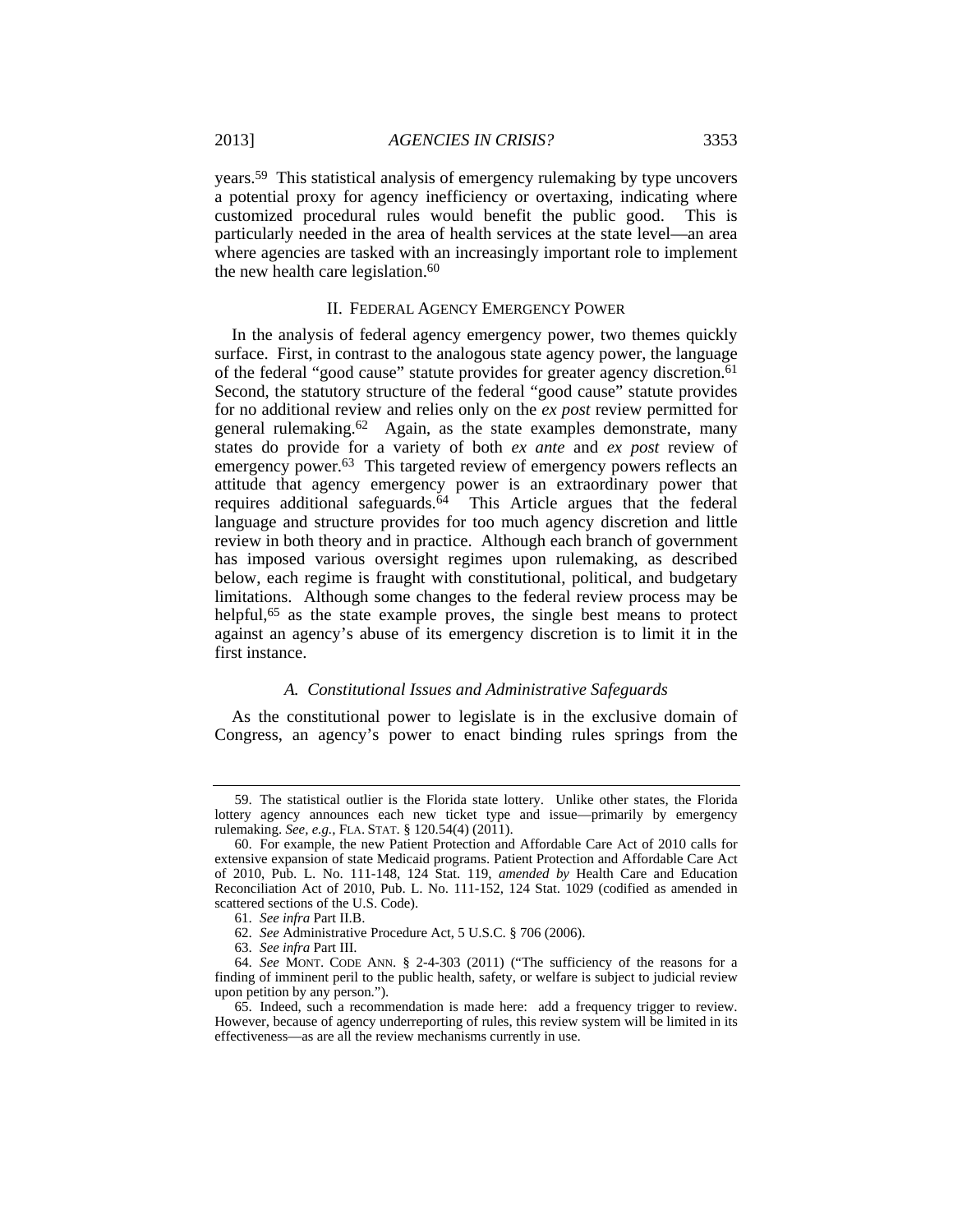years.[59] This statistical analysis of emergency rulemaking by type uncovers a potential proxy for agency inefficiency or overtaxing, indicating where customized procedural rules would benefit the public good. This is particularly needed in the area of health services at the state level—an area where agencies are tasked with an increasingly important role to implement the new health care legislation.[60]

## II. Federal Agency Emergency Power

In the analysis of federal agency emergency power, two themes quickly surface. First, in contrast to the analogous state agency power, the language of the federal "good cause" statute provides for greater agency discretion.[61] Second, the statutory structure of the federal "good cause" statute provides for no additional review and relies only on the *ex post* review permitted for general rulemaking.[62] Again, as the state examples demonstrate, many states do provide for a variety of both *ex ante* and *ex post* review of emergency power.[63] This targeted review of emergency powers reflects an attitude that agency emergency power is an extraordinary power that requires additional safeguards.[64] This Article argues that the federal language and structure provides for too much agency discretion and little review in both theory and in practice. Although each branch of government has imposed various oversight regimes upon rulemaking, as described below, each regime is fraught with constitutional, political, and budgetary limitations. Although some changes to the federal review process may be helpful,[65] as the state example proves, the single best means to protect against an agency's abuse of its emergency discretion is to limit it in the first instance.

### *A. Constitutional Issues and Administrative Safeguards*

As the constitutional power to legislate is in the exclusive domain of Congress, an agency's power to enact binding rules springs from the

---

59. The statistical outlier is the Florida state lottery. Unlike other states, the Florida lottery agency announces each new ticket type and issue—primarily by emergency rulemaking. *See, e.g.*, FLA. STAT. § 120.54(4) (2011).

60. For example, the new Patient Protection and Affordable Care Act of 2010 calls for extensive expansion of state Medicaid programs. Patient Protection and Affordable Care Act of 2010, Pub. L. No. 111-148, 124 Stat. 119, *amended by* Health Care and Education Reconciliation Act of 2010, Pub. L. No. 111-152, 124 Stat. 1029 (codified as amended in scattered sections of the U.S. Code).

61. *See infra* Part II.B.

62. *See* Administrative Procedure Act, 5 U.S.C. § 706 (2006).

63. *See infra* Part III.

64. *See* MONT. CODE ANN. § 2-4-303 (2011) ("The sufficiency of the reasons for a finding of imminent peril to the public health, safety, or welfare is subject to judicial review upon petition by any person.").

65. Indeed, such a recommendation is made here: add a frequency trigger to review. However, because of agency underreporting of rules, this review system will be limited in its effectiveness—as are all the review mechanisms currently in use.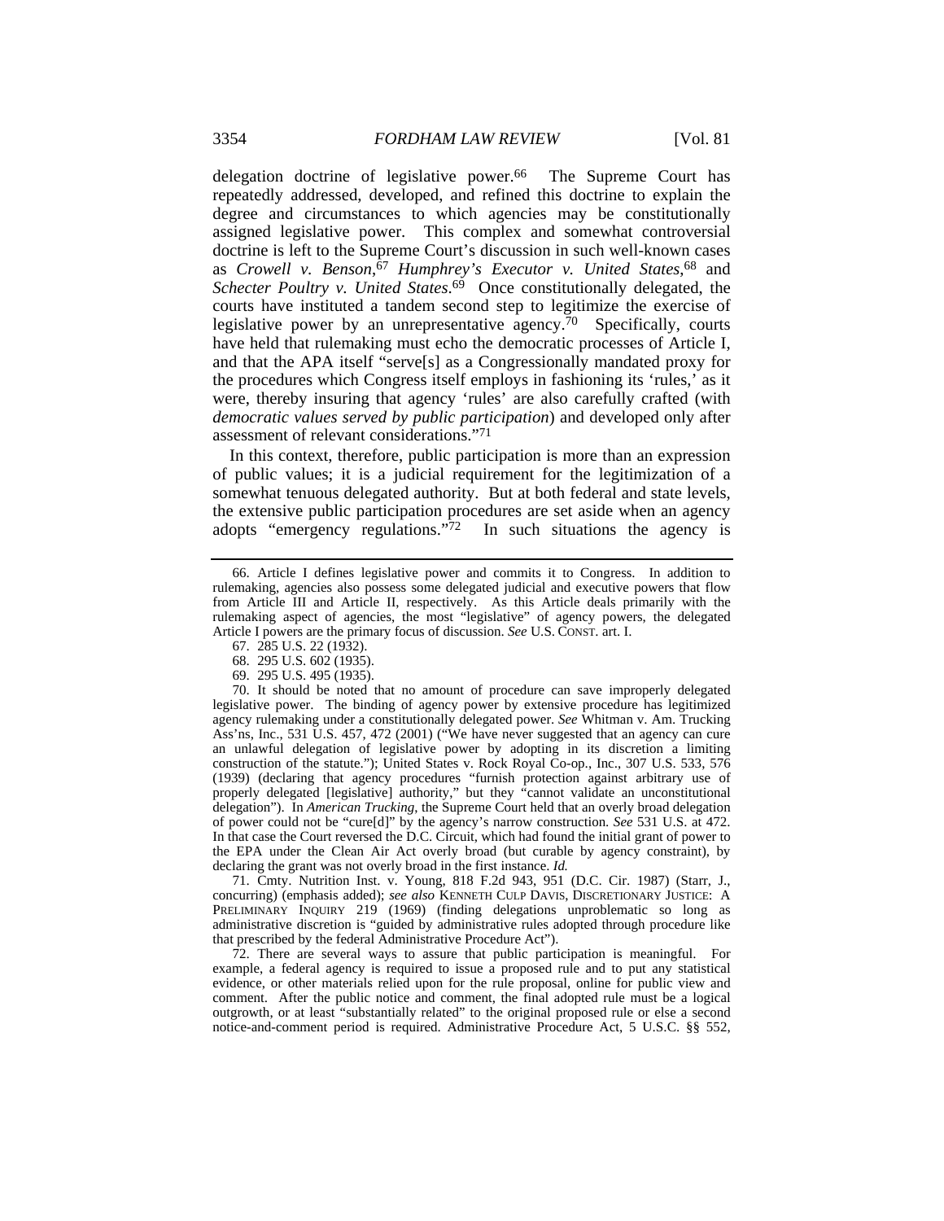delegation doctrine of legislative power.[66] The Supreme Court has repeatedly addressed, developed, and refined this doctrine to explain the degree and circumstances to which agencies may be constitutionally assigned legislative power. This complex and somewhat controversial doctrine is left to the Supreme Court's discussion in such well-known cases as *Crowell v. Benson*,[67] *Humphrey's Executor v. United States*,[68] and *Schecter Poultry v. United States*.[69] Once constitutionally delegated, the courts have instituted a tandem second step to legitimize the exercise of legislative power by an unrepresentative agency.[70] Specifically, courts have held that rulemaking must echo the democratic processes of Article I, and that the APA itself "serve[s] as a Congressionally mandated proxy for the procedures which Congress itself employs in fashioning its 'rules,' as it were, thereby insuring that agency 'rules' are also carefully crafted (with *democratic values served by public participation*) and developed only after assessment of relevant considerations."[71]

In this context, therefore, public participation is more than an expression of public values; it is a judicial requirement for the legitimization of a somewhat tenuous delegated authority. But at both federal and state levels, the extensive public participation procedures are set aside when an agency adopts "emergency regulations."[72] In such situations the agency is

---

66. Article I defines legislative power and commits it to Congress. In addition to rulemaking, agencies also possess some delegated judicial and executive powers that flow from Article III and Article II, respectively. As this Article deals primarily with the rulemaking aspect of agencies, the most "legislative" of agency powers, the delegated Article I powers are the primary focus of discussion. *See* U.S. CONST. art. I.

67. 285 U.S. 22 (1932).

68. 295 U.S. 602 (1935).

69. 295 U.S. 495 (1935).

70. It should be noted that no amount of procedure can save improperly delegated legislative power. The binding of agency power by extensive procedure has legitimized agency rulemaking under a constitutionally delegated power. *See* Whitman v. Am. Trucking Ass'ns, Inc., 531 U.S. 457, 472 (2001) ("We have never suggested that an agency can cure an unlawful delegation of legislative power by adopting in its discretion a limiting construction of the statute."); United States v. Rock Royal Co-op., Inc., 307 U.S. 533, 576 (1939) (declaring that agency procedures "furnish protection against arbitrary use of properly delegated [legislative] authority," but they "cannot validate an unconstitutional delegation"). In *American Trucking*, the Supreme Court held that an overly broad delegation of power could not be "cure[d]" by the agency's narrow construction. *See* 531 U.S. at 472. In that case the Court reversed the D.C. Circuit, which had found the initial grant of power to the EPA under the Clean Air Act overly broad (but curable by agency constraint), by declaring the grant was not overly broad in the first instance. *Id.*

71. Cmty. Nutrition Inst. v. Young, 818 F.2d 943, 951 (D.C. Cir. 1987) (Starr, J., concurring) (emphasis added); *see also* KENNETH CULP DAVIS, DISCRETIONARY JUSTICE: A PRELIMINARY INQUIRY 219 (1969) (finding delegations unproblematic so long as administrative discretion is "guided by administrative rules adopted through procedure like that prescribed by the federal Administrative Procedure Act").

72. There are several ways to assure that public participation is meaningful. For example, a federal agency is required to issue a proposed rule and to put any statistical evidence, or other materials relied upon for the rule proposal, online for public view and comment. After the public notice and comment, the final adopted rule must be a logical outgrowth, or at least "substantially related" to the original proposed rule or else a second notice-and-comment period is required. Administrative Procedure Act, 5 U.S.C. §§ 552,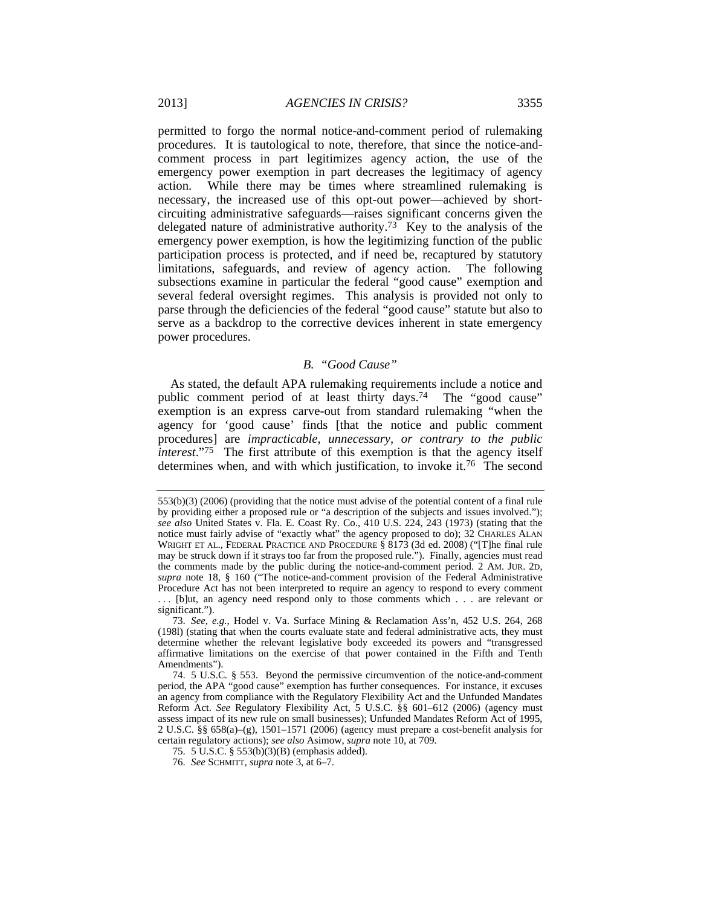permitted to forgo the normal notice-and-comment period of rulemaking procedures. It is tautological to note, therefore, that since the notice-and-comment process in part legitimizes agency action, the use of the emergency power exemption in part decreases the legitimacy of agency action. While there may be times where streamlined rulemaking is necessary, the increased use of this opt-out power—achieved by short-circuiting administrative safeguards—raises significant concerns given the delegated nature of administrative authority.[73] Key to the analysis of the emergency power exemption, is how the legitimizing function of the public participation process is protected, and if need be, recaptured by statutory limitations, safeguards, and review of agency action. The following subsections examine in particular the federal "good cause" exemption and several federal oversight regimes. This analysis is provided not only to parse through the deficiencies of the federal "good cause" statute but also to serve as a backdrop to the corrective devices inherent in state emergency power procedures.

### *B. "Good Cause"*

As stated, the default APA rulemaking requirements include a notice and public comment period of at least thirty days.[74] The "good cause" exemption is an express carve-out from standard rulemaking "when the agency for 'good cause' finds [that the notice and public comment procedures] are *impracticable, unnecessary, or contrary to the public interest*."[75] The first attribute of this exemption is that the agency itself determines when, and with which justification, to invoke it.[76] The second

---

553(b)(3) (2006) (providing that the notice must advise of the potential content of a final rule by providing either a proposed rule or "a description of the subjects and issues involved."); *see also* United States v. Fla. E. Coast Ry. Co., 410 U.S. 224, 243 (1973) (stating that the notice must fairly advise of "exactly what" the agency proposed to do); 32 CHARLES ALAN WRIGHT ET AL., FEDERAL PRACTICE AND PROCEDURE § 8173 (3d ed. 2008) ("[T]he final rule may be struck down if it strays too far from the proposed rule."). Finally, agencies must read the comments made by the public during the notice-and-comment period. 2 AM. JUR. 2D, *supra* note 18, § 160 ("The notice-and-comment provision of the Federal Administrative Procedure Act has not been interpreted to require an agency to respond to every comment . . . [b]ut, an agency need respond only to those comments which . . . are relevant or significant.").

73. *See, e.g.*, Hodel v. Va. Surface Mining & Reclamation Ass'n, 452 U.S. 264, 268 (198l) (stating that when the courts evaluate state and federal administrative acts, they must determine whether the relevant legislative body exceeded its powers and "transgressed affirmative limitations on the exercise of that power contained in the Fifth and Tenth Amendments").

74. 5 U.S.C. § 553. Beyond the permissive circumvention of the notice-and-comment period, the APA "good cause" exemption has further consequences. For instance, it excuses an agency from compliance with the Regulatory Flexibility Act and the Unfunded Mandates Reform Act. *See* Regulatory Flexibility Act, 5 U.S.C. §§ 601–612 (2006) (agency must assess impact of its new rule on small businesses); Unfunded Mandates Reform Act of 1995, 2 U.S.C. §§ 658(a)–(g), 1501–1571 (2006) (agency must prepare a cost-benefit analysis for certain regulatory actions); *see also* Asimow, *supra* note 10, at 709.

75. 5 U.S.C. § 553(b)(3)(B) (emphasis added).

76. *See* SCHMITT, *supra* note 3, at 6–7.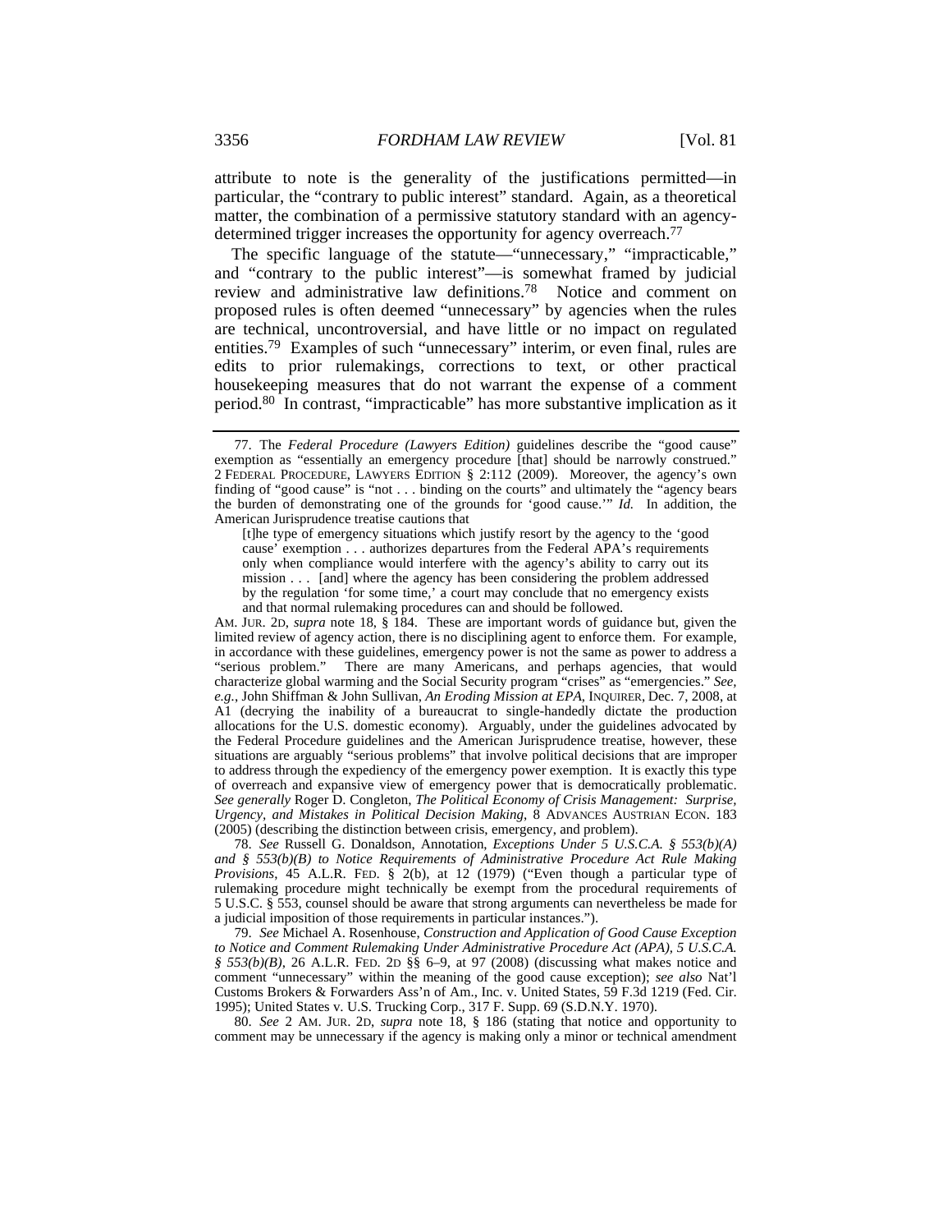attribute to note is the generality of the justifications permitted—in particular, the "contrary to public interest" standard. Again, as a theoretical matter, the combination of a permissive statutory standard with an agency-determined trigger increases the opportunity for agency overreach.[77]

The specific language of the statute—"unnecessary," "impracticable," and "contrary to the public interest"—is somewhat framed by judicial review and administrative law definitions.[78] Notice and comment on proposed rules is often deemed "unnecessary" by agencies when the rules are technical, uncontroversial, and have little or no impact on regulated entities.[79] Examples of such "unnecessary" interim, or even final, rules are edits to prior rulemakings, corrections to text, or other practical housekeeping measures that do not warrant the expense of a comment period.[80] In contrast, "impracticable" has more substantive implication as it

---

77. The *Federal Procedure (Lawyers Edition)* guidelines describe the "good cause" exemption as "essentially an emergency procedure [that] should be narrowly construed." 2 FEDERAL PROCEDURE, LAWYERS EDITION § 2:112 (2009). Moreover, the agency's own finding of "good cause" is "not . . . binding on the courts" and ultimately the "agency bears the burden of demonstrating one of the grounds for 'good cause.'" *Id.* In addition, the American Jurisprudence treatise cautions that

> [t]he type of emergency situations which justify resort by the agency to the 'good cause' exemption . . . authorizes departures from the Federal APA's requirements only when compliance would interfere with the agency's ability to carry out its mission . . . [and] where the agency has been considering the problem addressed by the regulation 'for some time,' a court may conclude that no emergency exists and that normal rulemaking procedures can and should be followed.

AM. JUR. 2D, *supra* note 18, § 184. These are important words of guidance but, given the limited review of agency action, there is no disciplining agent to enforce them. For example, in accordance with these guidelines, emergency power is not the same as power to address a "serious problem." There are many Americans, and perhaps agencies, that would characterize global warming and the Social Security program "crises" as "emergencies." *See, e.g.*, John Shiffman & John Sullivan, *An Eroding Mission at EPA*, INQUIRER, Dec. 7, 2008, at A1 (decrying the inability of a bureaucrat to single-handedly dictate the production allocations for the U.S. domestic economy). Arguably, under the guidelines advocated by the Federal Procedure guidelines and the American Jurisprudence treatise, however, these situations are arguably "serious problems" that involve political decisions that are improper to address through the expediency of the emergency power exemption. It is exactly this type of overreach and expansive view of emergency power that is democratically problematic. *See generally* Roger D. Congleton, *The Political Economy of Crisis Management: Surprise, Urgency, and Mistakes in Political Decision Making*, 8 ADVANCES AUSTRIAN ECON. 183 (2005) (describing the distinction between crisis, emergency, and problem).

78. *See* Russell G. Donaldson, Annotation, *Exceptions Under 5 U.S.C.A. § 553(b)(A) and § 553(b)(B) to Notice Requirements of Administrative Procedure Act Rule Making Provisions*, 45 A.L.R. FED. § 2(b), at 12 (1979) ("Even though a particular type of rulemaking procedure might technically be exempt from the procedural requirements of 5 U.S.C. § 553, counsel should be aware that strong arguments can nevertheless be made for a judicial imposition of those requirements in particular instances.").

79. *See* Michael A. Rosenhouse, *Construction and Application of Good Cause Exception to Notice and Comment Rulemaking Under Administrative Procedure Act (APA), 5 U.S.C.A. § 553(b)(B)*, 26 A.L.R. FED. 2D §§ 6–9, at 97 (2008) (discussing what makes notice and comment "unnecessary" within the meaning of the good cause exception); *see also* Nat'l Customs Brokers & Forwarders Ass'n of Am., Inc. v. United States, 59 F.3d 1219 (Fed. Cir. 1995); United States v. U.S. Trucking Corp., 317 F. Supp. 69 (S.D.N.Y. 1970).

80. *See* 2 AM. JUR. 2D, *supra* note 18, § 186 (stating that notice and opportunity to comment may be unnecessary if the agency is making only a minor or technical amendment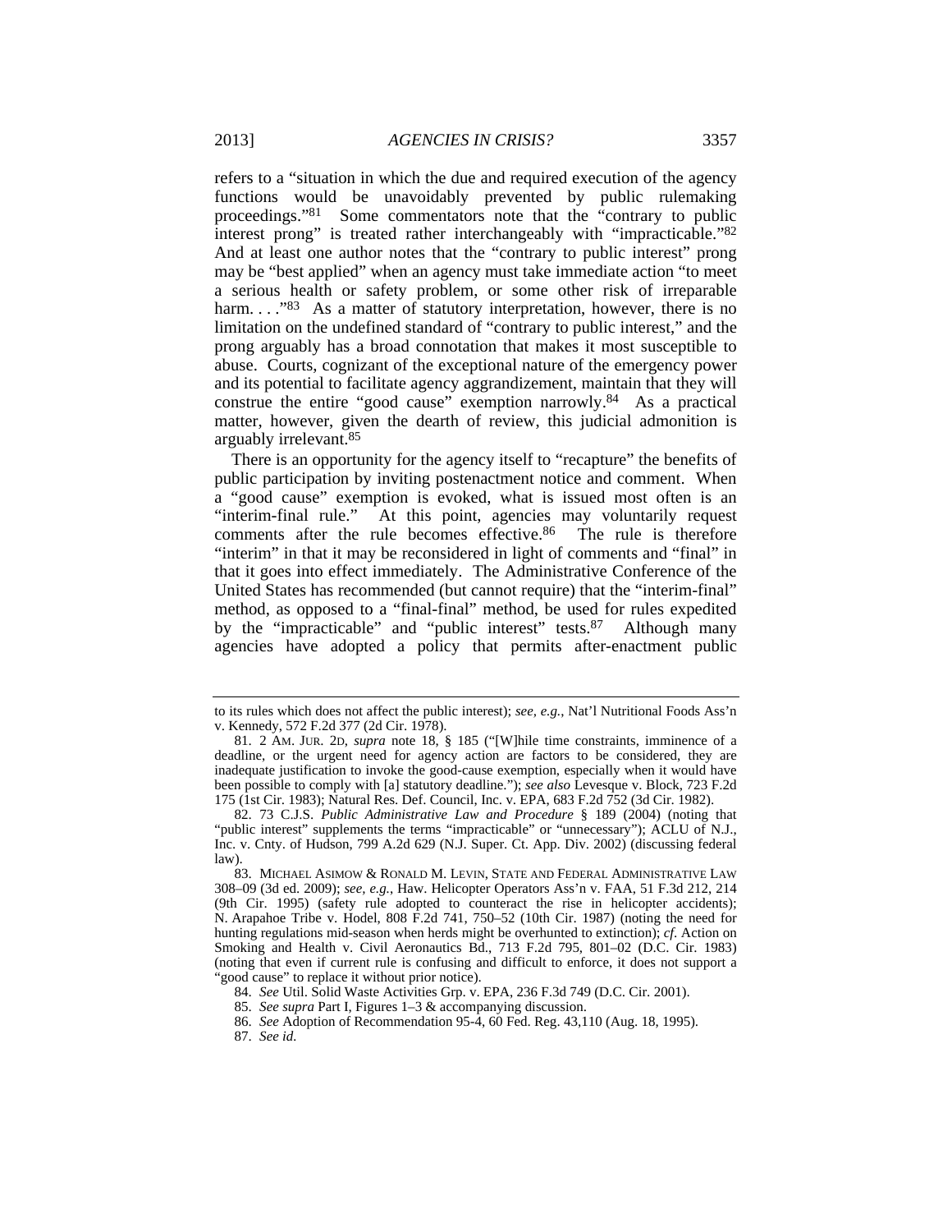refers to a "situation in which the due and required execution of the agency functions would be unavoidably prevented by public rulemaking proceedings."[81] Some commentators note that the "contrary to public interest prong" is treated rather interchangeably with "impracticable."[82] And at least one author notes that the "contrary to public interest" prong may be "best applied" when an agency must take immediate action "to meet a serious health or safety problem, or some other risk of irreparable harm. . . ."[83] As a matter of statutory interpretation, however, there is no limitation on the undefined standard of "contrary to public interest," and the prong arguably has a broad connotation that makes it most susceptible to abuse. Courts, cognizant of the exceptional nature of the emergency power and its potential to facilitate agency aggrandizement, maintain that they will construe the entire "good cause" exemption narrowly.[84] As a practical matter, however, given the dearth of review, this judicial admonition is arguably irrelevant.[85]

There is an opportunity for the agency itself to "recapture" the benefits of public participation by inviting postenactment notice and comment. When a "good cause" exemption is evoked, what is issued most often is an "interim-final rule." At this point, agencies may voluntarily request comments after the rule becomes effective.[86] The rule is therefore "interim" in that it may be reconsidered in light of comments and "final" in that it goes into effect immediately. The Administrative Conference of the United States has recommended (but cannot require) that the "interim-final" method, as opposed to a "final-final" method, be used for rules expedited by the "impracticable" and "public interest" tests.[87] Although many agencies have adopted a policy that permits after-enactment public

---

to its rules which does not affect the public interest); *see, e.g.*, Nat'l Nutritional Foods Ass'n v. Kennedy, 572 F.2d 377 (2d Cir. 1978).

81. 2 AM. JUR. 2D, *supra* note 18, § 185 ("[W]hile time constraints, imminence of a deadline, or the urgent need for agency action are factors to be considered, they are inadequate justification to invoke the good-cause exemption, especially when it would have been possible to comply with [a] statutory deadline."); *see also* Levesque v. Block, 723 F.2d 175 (1st Cir. 1983); Natural Res. Def. Council, Inc. v. EPA, 683 F.2d 752 (3d Cir. 1982).

82. 73 C.J.S. *Public Administrative Law and Procedure* § 189 (2004) (noting that "public interest" supplements the terms "impracticable" or "unnecessary"); ACLU of N.J., Inc. v. Cnty. of Hudson, 799 A.2d 629 (N.J. Super. Ct. App. Div. 2002) (discussing federal law).

83. MICHAEL ASIMOW & RONALD M. LEVIN, STATE AND FEDERAL ADMINISTRATIVE LAW 308–09 (3d ed. 2009); *see, e.g.*, Haw. Helicopter Operators Ass'n v. FAA, 51 F.3d 212, 214 (9th Cir. 1995) (safety rule adopted to counteract the rise in helicopter accidents); N. Arapahoe Tribe v. Hodel, 808 F.2d 741, 750–52 (10th Cir. 1987) (noting the need for hunting regulations mid-season when herds might be overhunted to extinction); *cf*. Action on Smoking and Health v. Civil Aeronautics Bd., 713 F.2d 795, 801–02 (D.C. Cir. 1983) (noting that even if current rule is confusing and difficult to enforce, it does not support a "good cause" to replace it without prior notice).

84. *See* Util. Solid Waste Activities Grp. v. EPA, 236 F.3d 749 (D.C. Cir. 2001).

85. *See supra* Part I, Figures 1–3 & accompanying discussion.

86. *See* Adoption of Recommendation 95-4, 60 Fed. Reg. 43,110 (Aug. 18, 1995).

87. *See id.*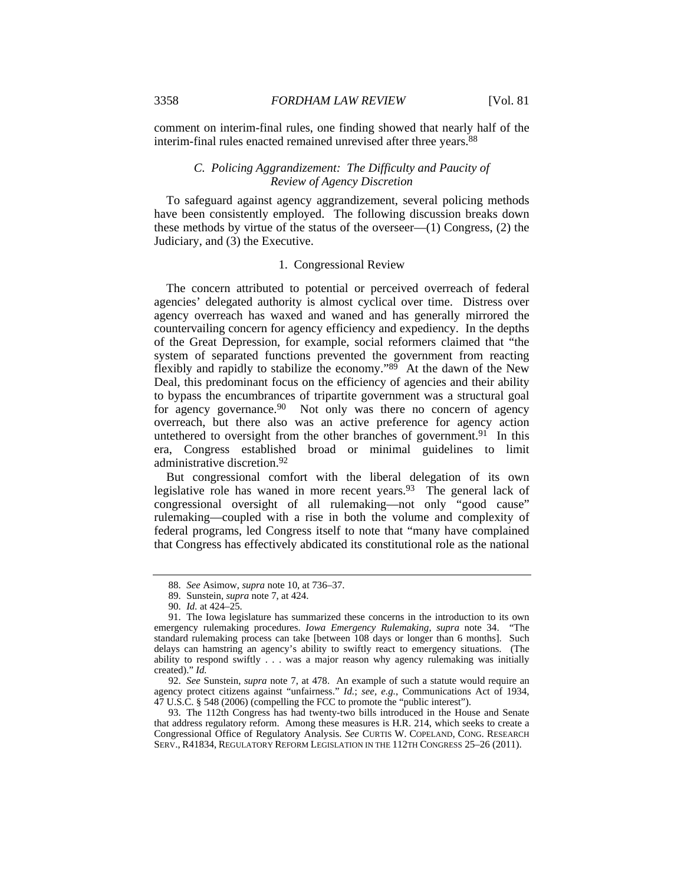comment on interim-final rules, one finding showed that nearly half of the interim-final rules enacted remained unrevised after three years.[88]

### C. *Policing Aggrandizement: The Difficulty and Paucity of Review of Agency Discretion*

To safeguard against agency aggrandizement, several policing methods have been consistently employed. The following discussion breaks down these methods by virtue of the status of the overseer—(1) Congress, (2) the Judiciary, and (3) the Executive.

#### 1. Congressional Review

The concern attributed to potential or perceived overreach of federal agencies' delegated authority is almost cyclical over time. Distress over agency overreach has waxed and waned and has generally mirrored the countervailing concern for agency efficiency and expediency. In the depths of the Great Depression, for example, social reformers claimed that "the system of separated functions prevented the government from reacting flexibly and rapidly to stabilize the economy."[89] At the dawn of the New Deal, this predominant focus on the efficiency of agencies and their ability to bypass the encumbrances of tripartite government was a structural goal for agency governance.[90] Not only was there no concern of agency overreach, but there also was an active preference for agency action untethered to oversight from the other branches of government.[91] In this era, Congress established broad or minimal guidelines to limit administrative discretion.[92]

But congressional comfort with the liberal delegation of its own legislative role has waned in more recent years.[93] The general lack of congressional oversight of all rulemaking—not only "good cause" rulemaking—coupled with a rise in both the volume and complexity of federal programs, led Congress itself to note that "many have complained that Congress has effectively abdicated its constitutional role as the national

---

88. *See* Asimow, *supra* note 10, at 736–37.

89. Sunstein, *supra* note 7, at 424.

90. *Id.* at 424–25.

91. The Iowa legislature has summarized these concerns in the introduction to its own emergency rulemaking procedures. *Iowa Emergency Rulemaking*, *supra* note 34. "The standard rulemaking process can take [between 108 days or longer than 6 months]. Such delays can hamstring an agency's ability to swiftly react to emergency situations. (The ability to respond swiftly . . . was a major reason why agency rulemaking was initially created)." *Id.*

92. *See* Sunstein, *supra* note 7, at 478. An example of such a statute would require an agency protect citizens against "unfairness." *Id.*; *see, e.g.*, Communications Act of 1934, 47 U.S.C. § 548 (2006) (compelling the FCC to promote the "public interest").

93. The 112th Congress has had twenty-two bills introduced in the House and Senate that address regulatory reform. Among these measures is H.R. 214, which seeks to create a Congressional Office of Regulatory Analysis. *See* CURTIS W. COPELAND, CONG. RESEARCH SERV., R41834, REGULATORY REFORM LEGISLATION IN THE 112TH CONGRESS 25–26 (2011).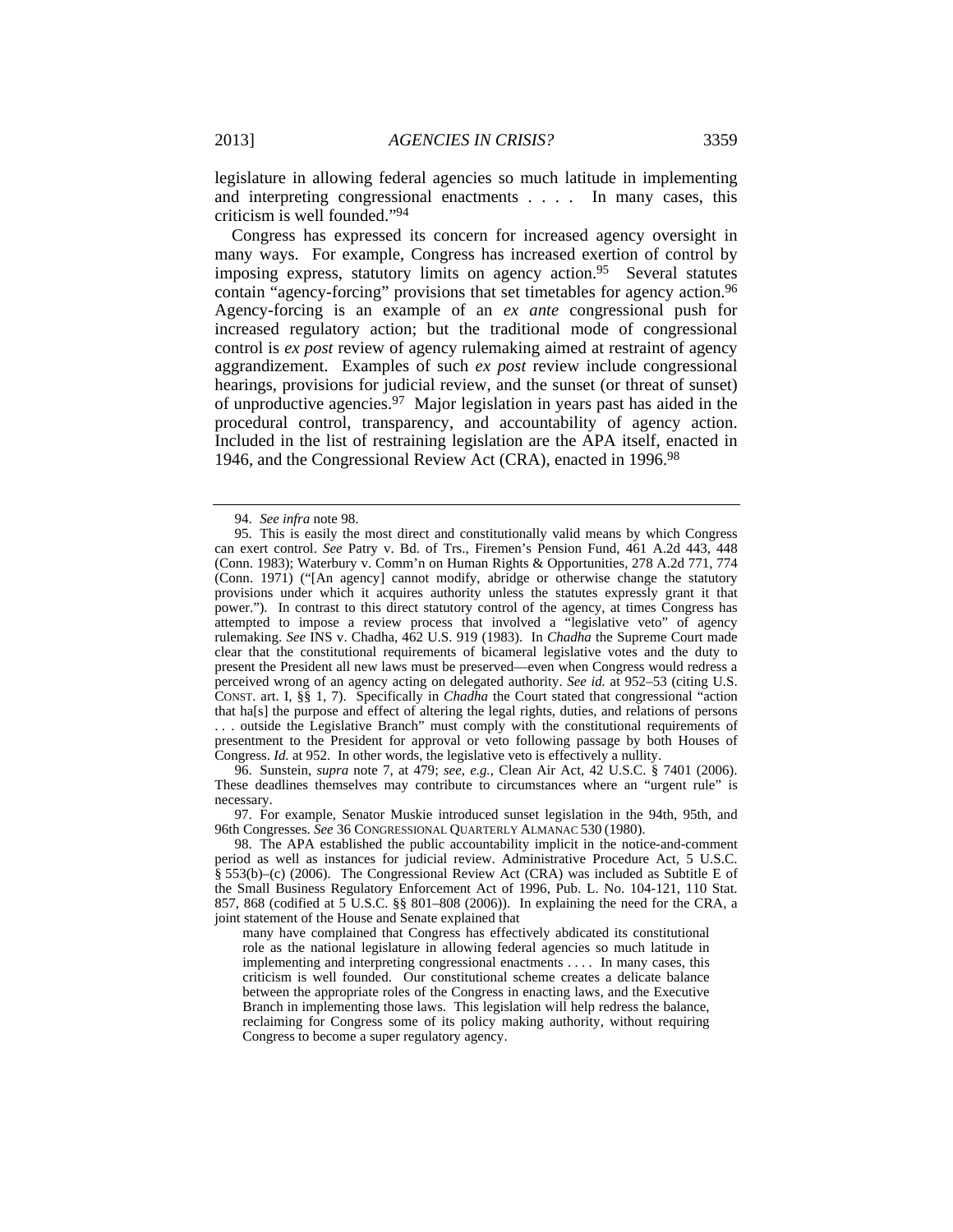legislature in allowing federal agencies so much latitude in implementing and interpreting congressional enactments . . . . In many cases, this criticism is well founded."[94]

Congress has expressed its concern for increased agency oversight in many ways. For example, Congress has increased exertion of control by imposing express, statutory limits on agency action.[95] Several statutes contain "agency-forcing" provisions that set timetables for agency action.[96] Agency-forcing is an example of an *ex ante* congressional push for increased regulatory action; but the traditional mode of congressional control is *ex post* review of agency rulemaking aimed at restraint of agency aggrandizement. Examples of such *ex post* review include congressional hearings, provisions for judicial review, and the sunset (or threat of sunset) of unproductive agencies.[97] Major legislation in years past has aided in the procedural control, transparency, and accountability of agency action. Included in the list of restraining legislation are the APA itself, enacted in 1946, and the Congressional Review Act (CRA), enacted in 1996.[98]

---

94. *See infra* note 98.

95. This is easily the most direct and constitutionally valid means by which Congress can exert control. *See* Patry v. Bd. of Trs., Firemen's Pension Fund, 461 A.2d 443, 448 (Conn. 1983); Waterbury v. Comm'n on Human Rights & Opportunities, 278 A.2d 771, 774 (Conn. 1971) ("[An agency] cannot modify, abridge or otherwise change the statutory provisions under which it acquires authority unless the statutes expressly grant it that power."). In contrast to this direct statutory control of the agency, at times Congress has attempted to impose a review process that involved a "legislative veto" of agency rulemaking. *See* INS v. Chadha, 462 U.S. 919 (1983). In *Chadha* the Supreme Court made clear that the constitutional requirements of bicameral legislative votes and the duty to present the President all new laws must be preserved—even when Congress would redress a perceived wrong of an agency acting on delegated authority. *See id.* at 952–53 (citing U.S. CONST. art. I, §§ 1, 7). Specifically in *Chadha* the Court stated that congressional "action that ha[s] the purpose and effect of altering the legal rights, duties, and relations of persons . . . outside the Legislative Branch" must comply with the constitutional requirements of presentment to the President for approval or veto following passage by both Houses of Congress. *Id.* at 952. In other words, the legislative veto is effectively a nullity.

96. Sunstein, *supra* note 7, at 479; *see, e.g.*, Clean Air Act, 42 U.S.C. § 7401 (2006). These deadlines themselves may contribute to circumstances where an "urgent rule" is necessary.

97. For example, Senator Muskie introduced sunset legislation in the 94th, 95th, and 96th Congresses. *See* 36 CONGRESSIONAL QUARTERLY ALMANAC 530 (1980).

98. The APA established the public accountability implicit in the notice-and-comment period as well as instances for judicial review. Administrative Procedure Act, 5 U.S.C. § 553(b)–(c) (2006). The Congressional Review Act (CRA) was included as Subtitle E of the Small Business Regulatory Enforcement Act of 1996, Pub. L. No. 104-121, 110 Stat. 857, 868 (codified at 5 U.S.C. §§ 801–808 (2006)). In explaining the need for the CRA, a joint statement of the House and Senate explained that

> many have complained that Congress has effectively abdicated its constitutional role as the national legislature in allowing federal agencies so much latitude in implementing and interpreting congressional enactments . . . . In many cases, this criticism is well founded. Our constitutional scheme creates a delicate balance between the appropriate roles of the Congress in enacting laws, and the Executive Branch in implementing those laws. This legislation will help redress the balance, reclaiming for Congress some of its policy making authority, without requiring Congress to become a super regulatory agency.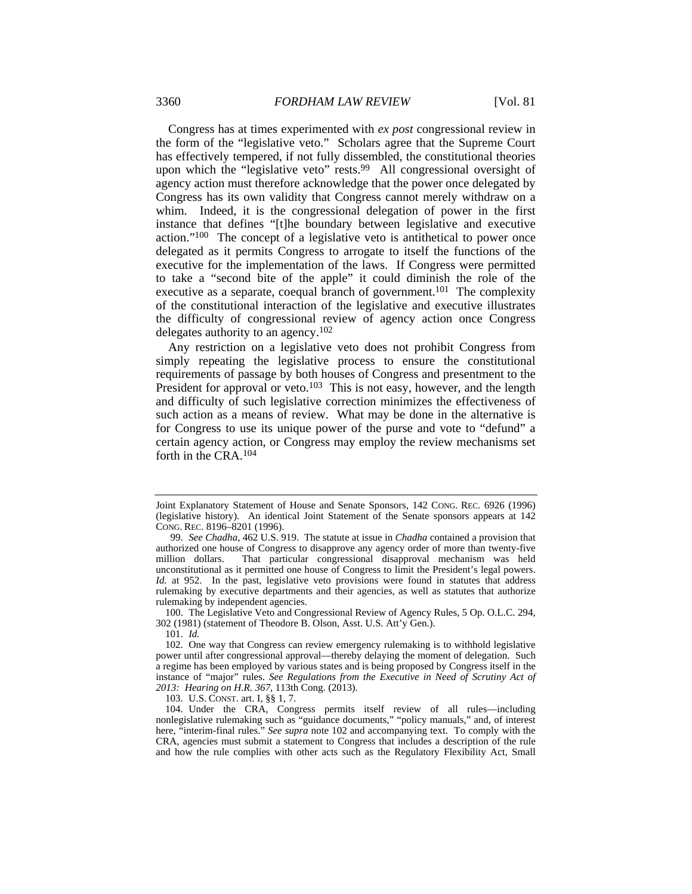Congress has at times experimented with *ex post* congressional review in the form of the "legislative veto." Scholars agree that the Supreme Court has effectively tempered, if not fully dissembled, the constitutional theories upon which the "legislative veto" rests.[99] All congressional oversight of agency action must therefore acknowledge that the power once delegated by Congress has its own validity that Congress cannot merely withdraw on a whim. Indeed, it is the congressional delegation of power in the first instance that defines "[t]he boundary between legislative and executive action."[100] The concept of a legislative veto is antithetical to power once delegated as it permits Congress to arrogate to itself the functions of the executive for the implementation of the laws. If Congress were permitted to take a "second bite of the apple" it could diminish the role of the executive as a separate, coequal branch of government.[101] The complexity of the constitutional interaction of the legislative and executive illustrates the difficulty of congressional review of agency action once Congress delegates authority to an agency.[102]

Any restriction on a legislative veto does not prohibit Congress from simply repeating the legislative process to ensure the constitutional requirements of passage by both houses of Congress and presentment to the President for approval or veto.[103] This is not easy, however, and the length and difficulty of such legislative correction minimizes the effectiveness of such action as a means of review. What may be done in the alternative is for Congress to use its unique power of the purse and vote to "defund" a certain agency action, or Congress may employ the review mechanisms set forth in the CRA.[104]

---

Joint Explanatory Statement of House and Senate Sponsors, 142 CONG. REC. 6926 (1996) (legislative history). An identical Joint Statement of the Senate sponsors appears at 142 CONG. REC. 8196–8201 (1996).

99. *See Chadha*, 462 U.S. 919. The statute at issue in *Chadha* contained a provision that authorized one house of Congress to disapprove any agency order of more than twenty-five million dollars. That particular congressional disapproval mechanism was held unconstitutional as it permitted one house of Congress to limit the President's legal powers. *Id.* at 952. In the past, legislative veto provisions were found in statutes that address rulemaking by executive departments and their agencies, as well as statutes that authorize rulemaking by independent agencies.

100. The Legislative Veto and Congressional Review of Agency Rules, 5 Op. O.L.C. 294, 302 (1981) (statement of Theodore B. Olson, Asst. U.S. Att'y Gen.).

101. *Id.*

102. One way that Congress can review emergency rulemaking is to withhold legislative power until after congressional approval—thereby delaying the moment of delegation. Such a regime has been employed by various states and is being proposed by Congress itself in the instance of "major" rules. *See Regulations from the Executive in Need of Scrutiny Act of 2013: Hearing on H.R. 367*, 113th Cong. (2013).

103. U.S. CONST. art. I, §§ 1, 7.

104. Under the CRA, Congress permits itself review of all rules—including nonlegislative rulemaking such as "guidance documents," "policy manuals," and, of interest here, "interim-final rules." *See supra* note 102 and accompanying text. To comply with the CRA, agencies must submit a statement to Congress that includes a description of the rule and how the rule complies with other acts such as the Regulatory Flexibility Act, Small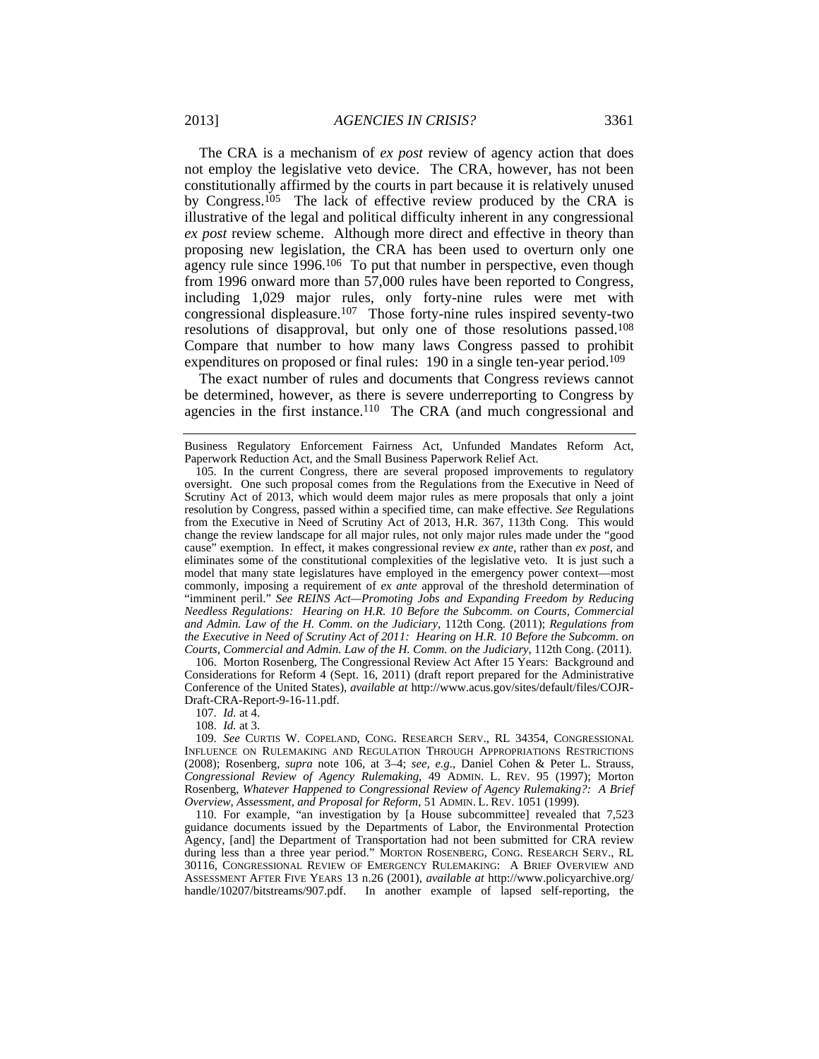The CRA is a mechanism of *ex post* review of agency action that does not employ the legislative veto device. The CRA, however, has not been constitutionally affirmed by the courts in part because it is relatively unused by Congress.[105] The lack of effective review produced by the CRA is illustrative of the legal and political difficulty inherent in any congressional *ex post* review scheme. Although more direct and effective in theory than proposing new legislation, the CRA has been used to overturn only one agency rule since 1996.[106] To put that number in perspective, even though from 1996 onward more than 57,000 rules have been reported to Congress, including 1,029 major rules, only forty-nine rules were met with congressional displeasure.[107] Those forty-nine rules inspired seventy-two resolutions of disapproval, but only one of those resolutions passed.[108] Compare that number to how many laws Congress passed to prohibit expenditures on proposed or final rules: 190 in a single ten-year period.[109]

The exact number of rules and documents that Congress reviews cannot be determined, however, as there is severe underreporting to Congress by agencies in the first instance.[110] The CRA (and much congressional and

---

Business Regulatory Enforcement Fairness Act, Unfunded Mandates Reform Act, Paperwork Reduction Act, and the Small Business Paperwork Relief Act.

105. In the current Congress, there are several proposed improvements to regulatory oversight. One such proposal comes from the Regulations from the Executive in Need of Scrutiny Act of 2013, which would deem major rules as mere proposals that only a joint resolution by Congress, passed within a specified time, can make effective. *See* Regulations from the Executive in Need of Scrutiny Act of 2013, H.R. 367, 113th Cong. This would change the review landscape for all major rules, not only major rules made under the "good cause" exemption. In effect, it makes congressional review *ex ante*, rather than *ex post*, and eliminates some of the constitutional complexities of the legislative veto. It is just such a model that many state legislatures have employed in the emergency power context—most commonly, imposing a requirement of *ex ante* approval of the threshold determination of "imminent peril." *See REINS Act—Promoting Jobs and Expanding Freedom by Reducing Needless Regulations: Hearing on H.R. 10 Before the Subcomm. on Courts, Commercial and Admin. Law of the H. Comm. on the Judiciary*, 112th Cong. (2011); *Regulations from the Executive in Need of Scrutiny Act of 2011: Hearing on H.R. 10 Before the Subcomm. on Courts, Commercial and Admin. Law of the H. Comm. on the Judiciary*, 112th Cong. (2011).

106. Morton Rosenberg, The Congressional Review Act After 15 Years: Background and Considerations for Reform 4 (Sept. 16, 2011) (draft report prepared for the Administrative Conference of the United States), *available at* http://www.acus.gov/sites/default/files/COJR-Draft-CRA-Report-9-16-11.pdf.

107. *Id.* at 4.

108. *Id.* at 3.

109. *See* CURTIS W. COPELAND, CONG. RESEARCH SERV., RL 34354, CONGRESSIONAL INFLUENCE ON RULEMAKING AND REGULATION THROUGH APPROPRIATIONS RESTRICTIONS (2008); Rosenberg, *supra* note 106, at 3–4; *see, e.g.*, Daniel Cohen & Peter L. Strauss, *Congressional Review of Agency Rulemaking*, 49 ADMIN. L. REV. 95 (1997); Morton Rosenberg, *Whatever Happened to Congressional Review of Agency Rulemaking?: A Brief Overview, Assessment, and Proposal for Reform*, 51 ADMIN. L. REV. 1051 (1999).

110. For example, "an investigation by [a House subcommittee] revealed that 7,523 guidance documents issued by the Departments of Labor, the Environmental Protection Agency, [and] the Department of Transportation had not been submitted for CRA review during less than a three year period." MORTON ROSENBERG, CONG. RESEARCH SERV., RL 30116, CONGRESSIONAL REVIEW OF EMERGENCY RULEMAKING: A BRIEF OVERVIEW AND ASSESSMENT AFTER FIVE YEARS 13 n.26 (2001), *available at* http://www.policyarchive.org/handle/10207/bitstreams/907.pdf. In another example of lapsed self-reporting, the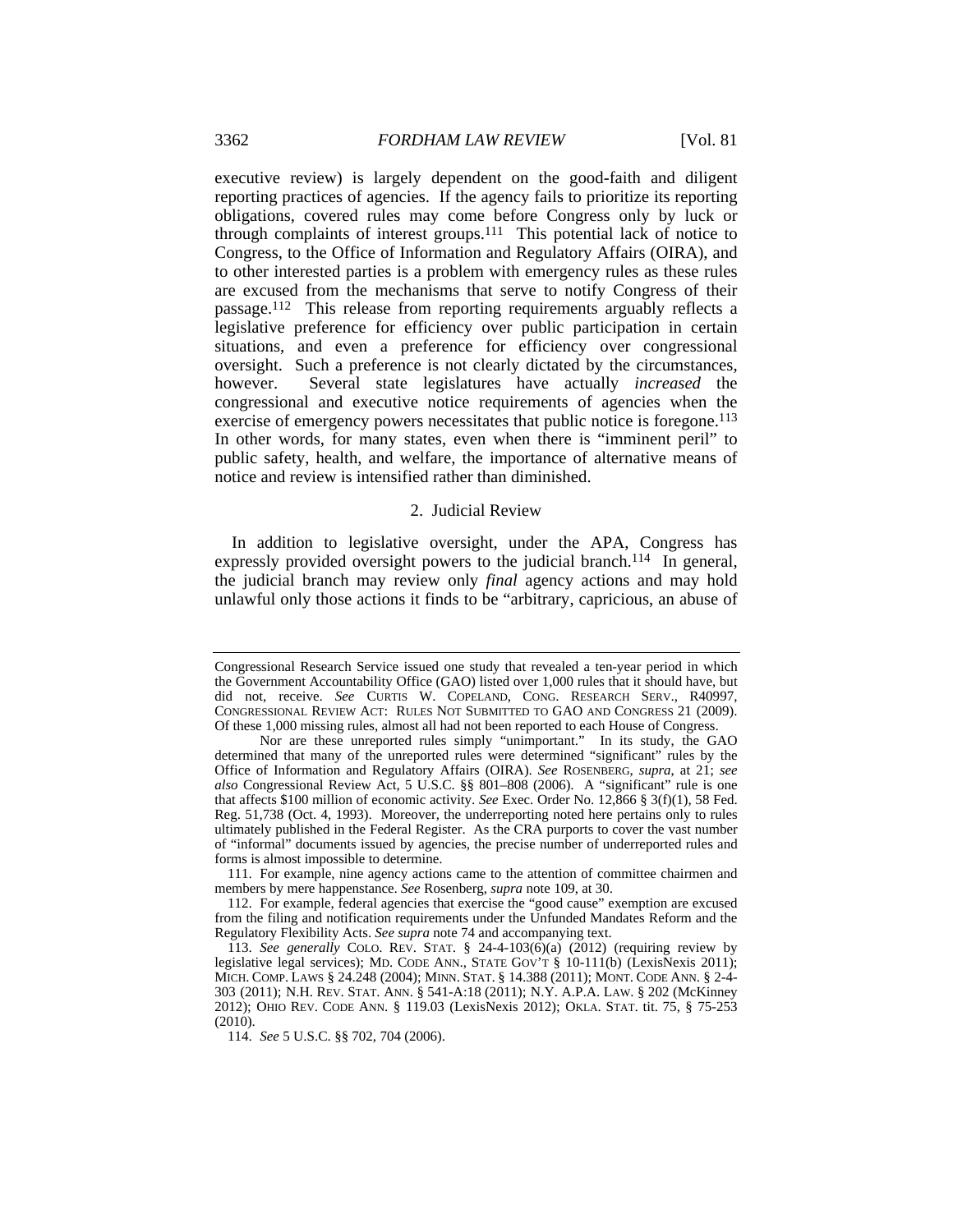executive review) is largely dependent on the good-faith and diligent reporting practices of agencies. If the agency fails to prioritize its reporting obligations, covered rules may come before Congress only by luck or through complaints of interest groups.[111] This potential lack of notice to Congress, to the Office of Information and Regulatory Affairs (OIRA), and to other interested parties is a problem with emergency rules as these rules are excused from the mechanisms that serve to notify Congress of their passage.[112] This release from reporting requirements arguably reflects a legislative preference for efficiency over public participation in certain situations, and even a preference for efficiency over congressional oversight. Such a preference is not clearly dictated by the circumstances, however. Several state legislatures have actually *increased* the congressional and executive notice requirements of agencies when the exercise of emergency powers necessitates that public notice is foregone.[113] In other words, for many states, even when there is "imminent peril" to public safety, health, and welfare, the importance of alternative means of notice and review is intensified rather than diminished.

### 2. Judicial Review

In addition to legislative oversight, under the APA, Congress has expressly provided oversight powers to the judicial branch.[114] In general, the judicial branch may review only *final* agency actions and may hold unlawful only those actions it finds to be "arbitrary, capricious, an abuse of

---

Congressional Research Service issued one study that revealed a ten-year period in which the Government Accountability Office (GAO) listed over 1,000 rules that it should have, but did not, receive. *See* CURTIS W. COPELAND, CONG. RESEARCH SERV., R40997, CONGRESSIONAL REVIEW ACT: RULES NOT SUBMITTED TO GAO AND CONGRESS 21 (2009). Of these 1,000 missing rules, almost all had not been reported to each House of Congress.

Nor are these unreported rules simply "unimportant." In its study, the GAO determined that many of the unreported rules were determined "significant" rules by the Office of Information and Regulatory Affairs (OIRA). *See* ROSENBERG, *supra*, at 21; *see also* Congressional Review Act, 5 U.S.C. §§ 801–808 (2006). A "significant" rule is one that affects \$100 million of economic activity. *See* Exec. Order No. 12,866 § 3(f)(1), 58 Fed. Reg. 51,738 (Oct. 4, 1993). Moreover, the underreporting noted here pertains only to rules ultimately published in the Federal Register. As the CRA purports to cover the vast number of "informal" documents issued by agencies, the precise number of underreported rules and forms is almost impossible to determine.

111. For example, nine agency actions came to the attention of committee chairmen and members by mere happenstance. *See* Rosenberg, *supra* note 109, at 30.

112. For example, federal agencies that exercise the "good cause" exemption are excused from the filing and notification requirements under the Unfunded Mandates Reform and the Regulatory Flexibility Acts. *See supra* note 74 and accompanying text.

113. *See generally* COLO. REV. STAT. § 24-4-103(6)(a) (2012) (requiring review by legislative legal services); MD. CODE ANN., STATE GOV'T § 10-111(b) (LexisNexis 2011); MICH. COMP. LAWS § 24.248 (2004); MINN. STAT. § 14.388 (2011); MONT. CODE ANN. § 2-4-303 (2011); N.H. REV. STAT. ANN. § 541-A:18 (2011); N.Y. A.P.A. LAW. § 202 (McKinney 2012); OHIO REV. CODE ANN. § 119.03 (LexisNexis 2012); OKLA. STAT. tit. 75, § 75-253 (2010).

114. *See* 5 U.S.C. §§ 702, 704 (2006).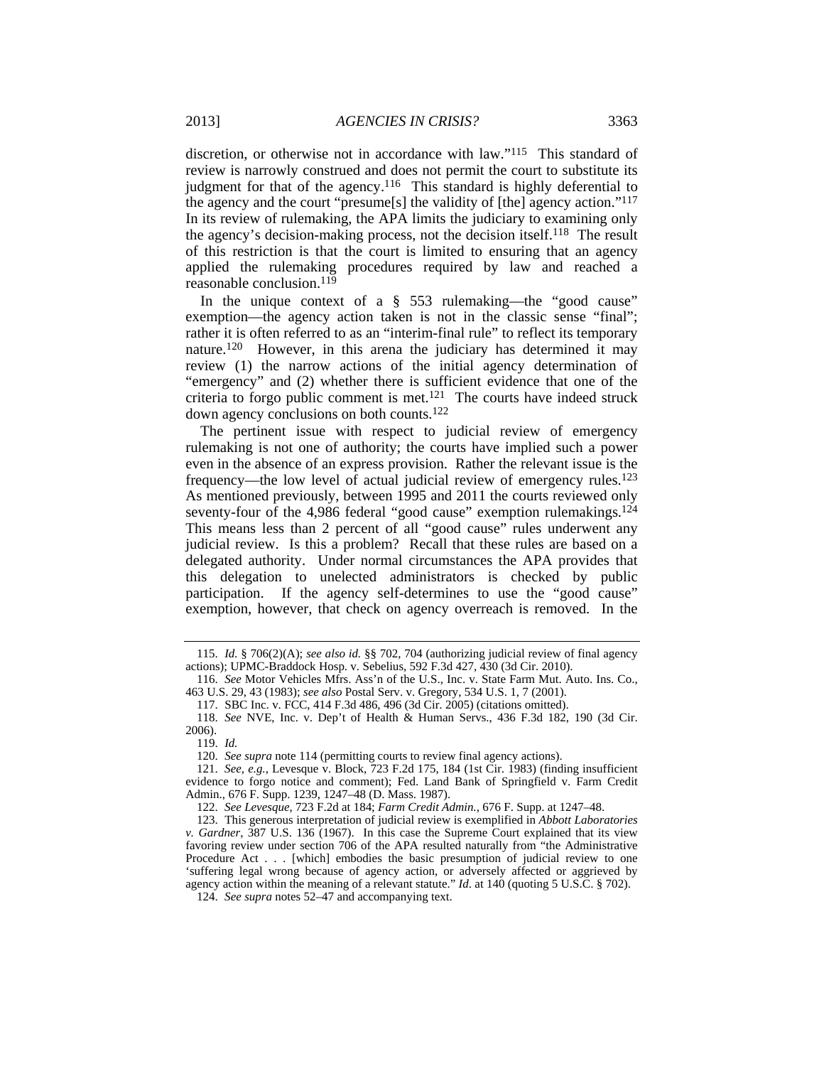discretion, or otherwise not in accordance with law."[115] This standard of review is narrowly construed and does not permit the court to substitute its judgment for that of the agency.[116] This standard is highly deferential to the agency and the court "presume[s] the validity of [the] agency action."[117] In its review of rulemaking, the APA limits the judiciary to examining only the agency's decision-making process, not the decision itself.[118] The result of this restriction is that the court is limited to ensuring that an agency applied the rulemaking procedures required by law and reached a reasonable conclusion.[119]

In the unique context of a § 553 rulemaking—the "good cause" exemption—the agency action taken is not in the classic sense "final"; rather it is often referred to as an "interim-final rule" to reflect its temporary nature.[120] However, in this arena the judiciary has determined it may review (1) the narrow actions of the initial agency determination of "emergency" and (2) whether there is sufficient evidence that one of the criteria to forgo public comment is met.[121] The courts have indeed struck down agency conclusions on both counts.[122]

The pertinent issue with respect to judicial review of emergency rulemaking is not one of authority; the courts have implied such a power even in the absence of an express provision. Rather the relevant issue is the frequency—the low level of actual judicial review of emergency rules.[123] As mentioned previously, between 1995 and 2011 the courts reviewed only seventy-four of the 4,986 federal "good cause" exemption rulemakings.[124] This means less than 2 percent of all "good cause" rules underwent any judicial review. Is this a problem? Recall that these rules are based on a delegated authority. Under normal circumstances the APA provides that this delegation to unelected administrators is checked by public participation. If the agency self-determines to use the "good cause" exemption, however, that check on agency overreach is removed. In the

---

115. *Id.* § 706(2)(A); *see also id.* §§ 702, 704 (authorizing judicial review of final agency actions); UPMC-Braddock Hosp. v. Sebelius, 592 F.3d 427, 430 (3d Cir. 2010).

116. *See* Motor Vehicles Mfrs. Ass'n of the U.S., Inc. v. State Farm Mut. Auto. Ins. Co., 463 U.S. 29, 43 (1983); *see also* Postal Serv. v. Gregory, 534 U.S. 1, 7 (2001).

117. SBC Inc. v. FCC, 414 F.3d 486, 496 (3d Cir. 2005) (citations omitted).

118. *See* NVE, Inc. v. Dep't of Health & Human Servs., 436 F.3d 182, 190 (3d Cir. 2006).

119. *Id.*

120. *See supra* note 114 (permitting courts to review final agency actions).

121. *See, e.g.*, Levesque v. Block, 723 F.2d 175, 184 (1st Cir. 1983) (finding insufficient evidence to forgo notice and comment); Fed. Land Bank of Springfield v. Farm Credit Admin., 676 F. Supp. 1239, 1247–48 (D. Mass. 1987).

122. *See Levesque*, 723 F.2d at 184; *Farm Credit Admin.*, 676 F. Supp. at 1247–48.

123. This generous interpretation of judicial review is exemplified in *Abbott Laboratories v. Gardner*, 387 U.S. 136 (1967). In this case the Supreme Court explained that its view favoring review under section 706 of the APA resulted naturally from "the Administrative Procedure Act . . . [which] embodies the basic presumption of judicial review to one 'suffering legal wrong because of agency action, or adversely affected or aggrieved by agency action within the meaning of a relevant statute." *Id.* at 140 (quoting 5 U.S.C. § 702).

124. *See supra* notes 52–47 and accompanying text.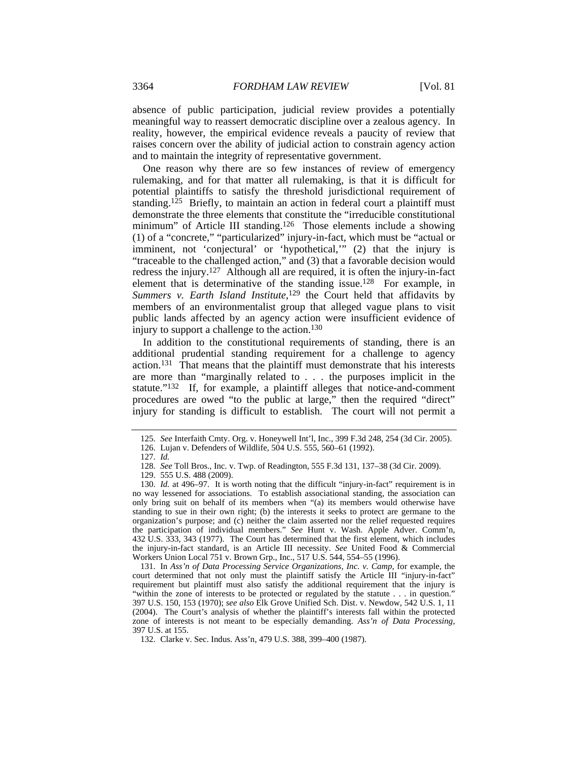absence of public participation, judicial review provides a potentially meaningful way to reassert democratic discipline over a zealous agency. In reality, however, the empirical evidence reveals a paucity of review that raises concern over the ability of judicial action to constrain agency action and to maintain the integrity of representative government.

One reason why there are so few instances of review of emergency rulemaking, and for that matter all rulemaking, is that it is difficult for potential plaintiffs to satisfy the threshold jurisdictional requirement of standing.[125] Briefly, to maintain an action in federal court a plaintiff must demonstrate the three elements that constitute the "irreducible constitutional minimum" of Article III standing.[126] Those elements include a showing (1) of a "concrete," "particularized" injury-in-fact, which must be "actual or imminent, not 'conjectural' or 'hypothetical,'" (2) that the injury is "traceable to the challenged action," and (3) that a favorable decision would redress the injury.[127] Although all are required, it is often the injury-in-fact element that is determinative of the standing issue.[128] For example, in *Summers v. Earth Island Institute*,[129] the Court held that affidavits by members of an environmentalist group that alleged vague plans to visit public lands affected by an agency action were insufficient evidence of injury to support a challenge to the action.[130]

In addition to the constitutional requirements of standing, there is an additional prudential standing requirement for a challenge to agency action.[131] That means that the plaintiff must demonstrate that his interests are more than "marginally related to . . . the purposes implicit in the statute."[132] If, for example, a plaintiff alleges that notice-and-comment procedures are owed "to the public at large," then the required "direct" injury for standing is difficult to establish. The court will not permit a

---

125. *See* Interfaith Cmty. Org. v. Honeywell Int'l, Inc., 399 F.3d 248, 254 (3d Cir. 2005).

126. Lujan v. Defenders of Wildlife, 504 U.S. 555, 560–61 (1992).

127. *Id.*

128. *See* Toll Bros., Inc. v. Twp. of Readington, 555 F.3d 131, 137–38 (3d Cir. 2009).

129. 555 U.S. 488 (2009).

130. *Id.* at 496–97. It is worth noting that the difficult "injury-in-fact" requirement is in no way lessened for associations. To establish associational standing, the association can only bring suit on behalf of its members when "(a) its members would otherwise have standing to sue in their own right; (b) the interests it seeks to protect are germane to the organization's purpose; and (c) neither the claim asserted nor the relief requested requires the participation of individual members." *See* Hunt v. Wash. Apple Adver. Comm'n, 432 U.S. 333, 343 (1977). The Court has determined that the first element, which includes the injury-in-fact standard, is an Article III necessity. *See* United Food & Commercial Workers Union Local 751 v. Brown Grp., Inc., 517 U.S. 544, 554–55 (1996).

131. In *Ass'n of Data Processing Service Organizations, Inc. v. Camp*, for example, the court determined that not only must the plaintiff satisfy the Article III "injury-in-fact" requirement but plaintiff must also satisfy the additional requirement that the injury is "within the zone of interests to be protected or regulated by the statute . . . in question." 397 U.S. 150, 153 (1970); *see also* Elk Grove Unified Sch. Dist. v. Newdow, 542 U.S. 1, 11 (2004). The Court's analysis of whether the plaintiff's interests fall within the protected zone of interests is not meant to be especially demanding. *Ass'n of Data Processing*, 397 U.S. at 155.

132. Clarke v. Sec. Indus. Ass'n, 479 U.S. 388, 399–400 (1987).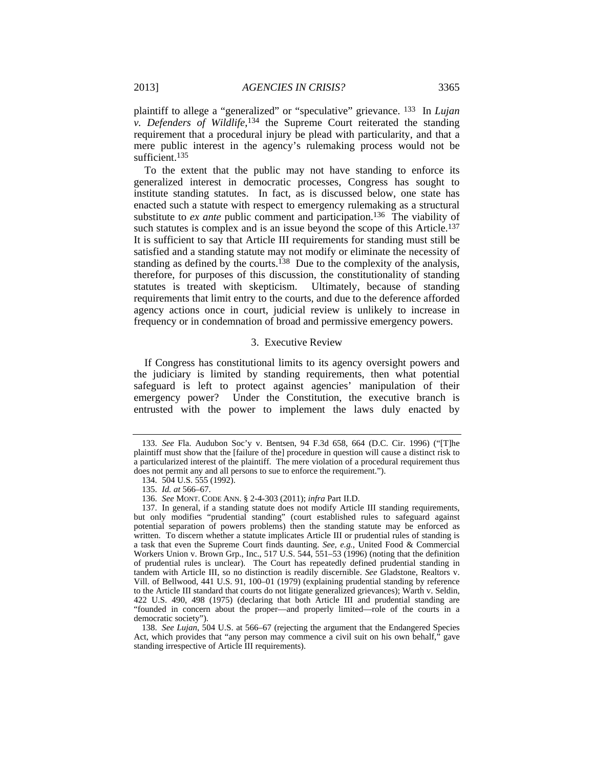plaintiff to allege a "generalized" or "speculative" grievance.[133] In *Lujan v. Defenders of Wildlife*,[134] the Supreme Court reiterated the standing requirement that a procedural injury be plead with particularity, and that a mere public interest in the agency's rulemaking process would not be sufficient.[135]

To the extent that the public may not have standing to enforce its generalized interest in democratic processes, Congress has sought to institute standing statutes. In fact, as is discussed below, one state has enacted such a statute with respect to emergency rulemaking as a structural substitute to *ex ante* public comment and participation.[136] The viability of such statutes is complex and is an issue beyond the scope of this Article.[137] It is sufficient to say that Article III requirements for standing must still be satisfied and a standing statute may not modify or eliminate the necessity of standing as defined by the courts.[138] Due to the complexity of the analysis, therefore, for purposes of this discussion, the constitutionality of standing statutes is treated with skepticism. Ultimately, because of standing requirements that limit entry to the courts, and due to the deference afforded agency actions once in court, judicial review is unlikely to increase in frequency or in condemnation of broad and permissive emergency powers.

### 3. Executive Review

If Congress has constitutional limits to its agency oversight powers and the judiciary is limited by standing requirements, then what potential safeguard is left to protect against agencies' manipulation of their emergency power? Under the Constitution, the executive branch is entrusted with the power to implement the laws duly enacted by

---

133. *See* Fla. Audubon Soc'y v. Bentsen, 94 F.3d 658, 664 (D.C. Cir. 1996) ("[T]he plaintiff must show that the [failure of the] procedure in question will cause a distinct risk to a particularized interest of the plaintiff. The mere violation of a procedural requirement thus does not permit any and all persons to sue to enforce the requirement.").

134. 504 U.S. 555 (1992).

135. *Id. at* 566–67.

136. *See* MONT. CODE ANN. § 2-4-303 (2011); *infra* Part II.D.

137. In general, if a standing statute does not modify Article III standing requirements, but only modifies "prudential standing" (court established rules to safeguard against potential separation of powers problems) then the standing statute may be enforced as written. To discern whether a statute implicates Article III or prudential rules of standing is a task that even the Supreme Court finds daunting. *See, e.g.*, United Food & Commercial Workers Union v. Brown Grp., Inc., 517 U.S. 544, 551–53 (1996) (noting that the definition of prudential rules is unclear). The Court has repeatedly defined prudential standing in tandem with Article III, so no distinction is readily discernible. *See* Gladstone, Realtors v. Vill. of Bellwood, 441 U.S. 91, 100–01 (1979) (explaining prudential standing by reference to the Article III standard that courts do not litigate generalized grievances); Warth v. Seldin, 422 U.S. 490, 498 (1975) (declaring that both Article III and prudential standing are "founded in concern about the proper—and properly limited—role of the courts in a democratic society").

138. *See Lujan*, 504 U.S. at 566–67 (rejecting the argument that the Endangered Species Act, which provides that "any person may commence a civil suit on his own behalf," gave standing irrespective of Article III requirements).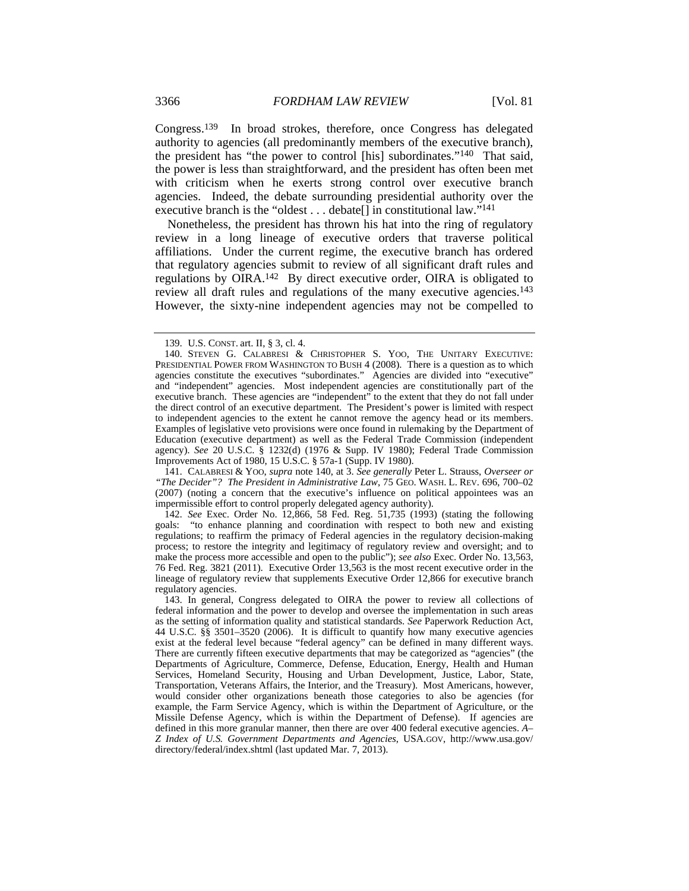Congress.[139] In broad strokes, therefore, once Congress has delegated authority to agencies (all predominantly members of the executive branch), the president has "the power to control [his] subordinates."[140] That said, the power is less than straightforward, and the president has often been met with criticism when he exerts strong control over executive branch agencies. Indeed, the debate surrounding presidential authority over the executive branch is the "oldest . . . debate[] in constitutional law."[141]

Nonetheless, the president has thrown his hat into the ring of regulatory review in a long lineage of executive orders that traverse political affiliations. Under the current regime, the executive branch has ordered that regulatory agencies submit to review of all significant draft rules and regulations by OIRA.[142] By direct executive order, OIRA is obligated to review all draft rules and regulations of the many executive agencies.[143] However, the sixty-nine independent agencies may not be compelled to

---

139. U.S. CONST. art. II, § 3, cl. 4.

140. STEVEN G. CALABRESI & CHRISTOPHER S. YOO, THE UNITARY EXECUTIVE: PRESIDENTIAL POWER FROM WASHINGTON TO BUSH 4 (2008). There is a question as to which agencies constitute the executives "subordinates." Agencies are divided into "executive" and "independent" agencies. Most independent agencies are constitutionally part of the executive branch. These agencies are "independent" to the extent that they do not fall under the direct control of an executive department. The President's power is limited with respect to independent agencies to the extent he cannot remove the agency head or its members. Examples of legislative veto provisions were once found in rulemaking by the Department of Education (executive department) as well as the Federal Trade Commission (independent agency). *See* 20 U.S.C. § 1232(d) (1976 & Supp. IV 1980); Federal Trade Commission Improvements Act of 1980, 15 U.S.C. § 57a-1 (Supp. IV 1980).

141. CALABRESI & YOO, *supra* note 140, at 3. *See generally* Peter L. Strauss, *Overseer or "The Decider"? The President in Administrative Law*, 75 GEO. WASH. L. REV. 696, 700–02 (2007) (noting a concern that the executive's influence on political appointees was an impermissible effort to control properly delegated agency authority).

142. *See* Exec. Order No. 12,866, 58 Fed. Reg. 51,735 (1993) (stating the following goals: "to enhance planning and coordination with respect to both new and existing regulations; to reaffirm the primacy of Federal agencies in the regulatory decision-making process; to restore the integrity and legitimacy of regulatory review and oversight; and to make the process more accessible and open to the public"); *see also* Exec. Order No. 13,563, 76 Fed. Reg. 3821 (2011). Executive Order 13,563 is the most recent executive order in the lineage of regulatory review that supplements Executive Order 12,866 for executive branch regulatory agencies.

143. In general, Congress delegated to OIRA the power to review all collections of federal information and the power to develop and oversee the implementation in such areas as the setting of information quality and statistical standards. *See* Paperwork Reduction Act, 44 U.S.C. §§ 3501–3520 (2006). It is difficult to quantify how many executive agencies exist at the federal level because "federal agency" can be defined in many different ways. There are currently fifteen executive departments that may be categorized as "agencies" (the Departments of Agriculture, Commerce, Defense, Education, Energy, Health and Human Services, Homeland Security, Housing and Urban Development, Justice, Labor, State, Transportation, Veterans Affairs, the Interior, and the Treasury). Most Americans, however, would consider other organizations beneath those categories to also be agencies (for example, the Farm Service Agency, which is within the Department of Agriculture, or the Missile Defense Agency, which is within the Department of Defense). If agencies are defined in this more granular manner, then there are over 400 federal executive agencies. *A–Z Index of U.S. Government Departments and Agencies*, USA.GOV, http://www.usa.gov/directory/federal/index.shtml (last updated Mar. 7, 2013).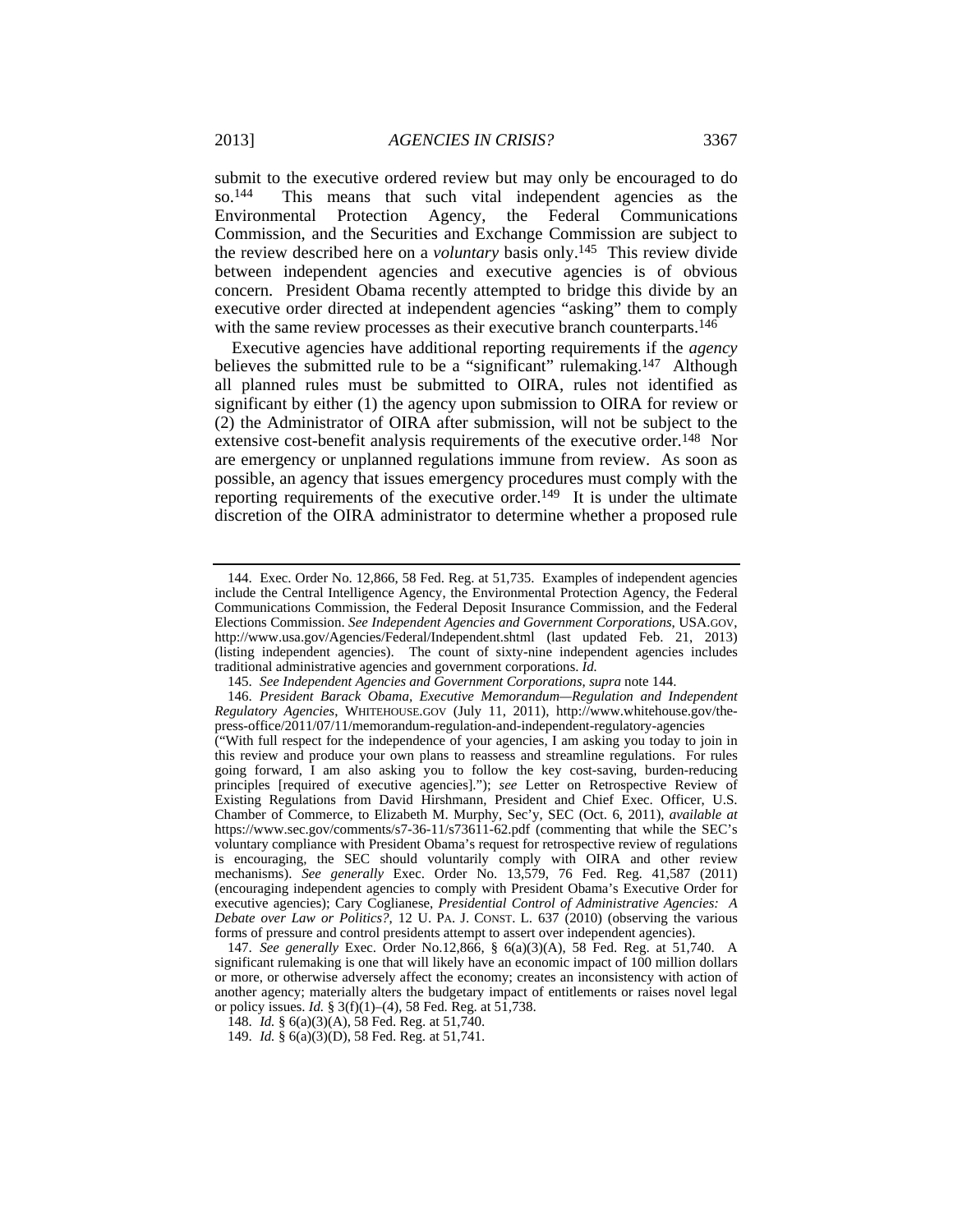submit to the executive ordered review but may only be encouraged to do so.[144] This means that such vital independent agencies as the Environmental Protection Agency, the Federal Communications Commission, and the Securities and Exchange Commission are subject to the review described here on a *voluntary* basis only.[145] This review divide between independent agencies and executive agencies is of obvious concern. President Obama recently attempted to bridge this divide by an executive order directed at independent agencies "asking" them to comply with the same review processes as their executive branch counterparts.[146]

Executive agencies have additional reporting requirements if the *agency* believes the submitted rule to be a "significant" rulemaking.[147] Although all planned rules must be submitted to OIRA, rules not identified as significant by either (1) the agency upon submission to OIRA for review or (2) the Administrator of OIRA after submission, will not be subject to the extensive cost-benefit analysis requirements of the executive order.[148] Nor are emergency or unplanned regulations immune from review. As soon as possible, an agency that issues emergency procedures must comply with the reporting requirements of the executive order.[149] It is under the ultimate discretion of the OIRA administrator to determine whether a proposed rule

---

144. Exec. Order No. 12,866, 58 Fed. Reg. at 51,735. Examples of independent agencies include the Central Intelligence Agency, the Environmental Protection Agency, the Federal Communications Commission, the Federal Deposit Insurance Commission, and the Federal Elections Commission. *See Independent Agencies and Government Corporations*, USA.GOV, http://www.usa.gov/Agencies/Federal/Independent.shtml (last updated Feb. 21, 2013) (listing independent agencies). The count of sixty-nine independent agencies includes traditional administrative agencies and government corporations. *Id.*

145. *See Independent Agencies and Government Corporations*, *supra* note 144.

146. *President Barack Obama, Executive Memorandum—Regulation and Independent Regulatory Agencies*, WHITEHOUSE.GOV (July 11, 2011), http://www.whitehouse.gov/the-press-office/2011/07/11/memorandum-regulation-and-independent-regulatory-agencies ("With full respect for the independence of your agencies, I am asking you today to join in this review and produce your own plans to reassess and streamline regulations. For rules going forward, I am also asking you to follow the key cost-saving, burden-reducing principles [required of executive agencies]."); *see* Letter on Retrospective Review of Existing Regulations from David Hirshmann, President and Chief Exec. Officer, U.S. Chamber of Commerce, to Elizabeth M. Murphy, Sec'y, SEC (Oct. 6, 2011), *available at* https://www.sec.gov/comments/s7-36-11/s73611-62.pdf (commenting that while the SEC's voluntary compliance with President Obama's request for retrospective review of regulations is encouraging, the SEC should voluntarily comply with OIRA and other review mechanisms). *See generally* Exec. Order No. 13,579, 76 Fed. Reg. 41,587 (2011) (encouraging independent agencies to comply with President Obama's Executive Order for executive agencies); Cary Coglianese, *Presidential Control of Administrative Agencies: A Debate over Law or Politics?*, 12 U. PA. J. CONST. L. 637 (2010) (observing the various forms of pressure and control presidents attempt to assert over independent agencies).

147. *See generally* Exec. Order No.12,866, § 6(a)(3)(A), 58 Fed. Reg. at 51,740. A significant rulemaking is one that will likely have an economic impact of 100 million dollars or more, or otherwise adversely affect the economy; creates an inconsistency with action of another agency; materially alters the budgetary impact of entitlements or raises novel legal or policy issues. *Id.* § 3(f)(1)–(4), 58 Fed. Reg. at 51,738.

148. *Id.* § 6(a)(3)(A), 58 Fed. Reg. at 51,740.

149. *Id.* § 6(a)(3)(D), 58 Fed. Reg. at 51,741.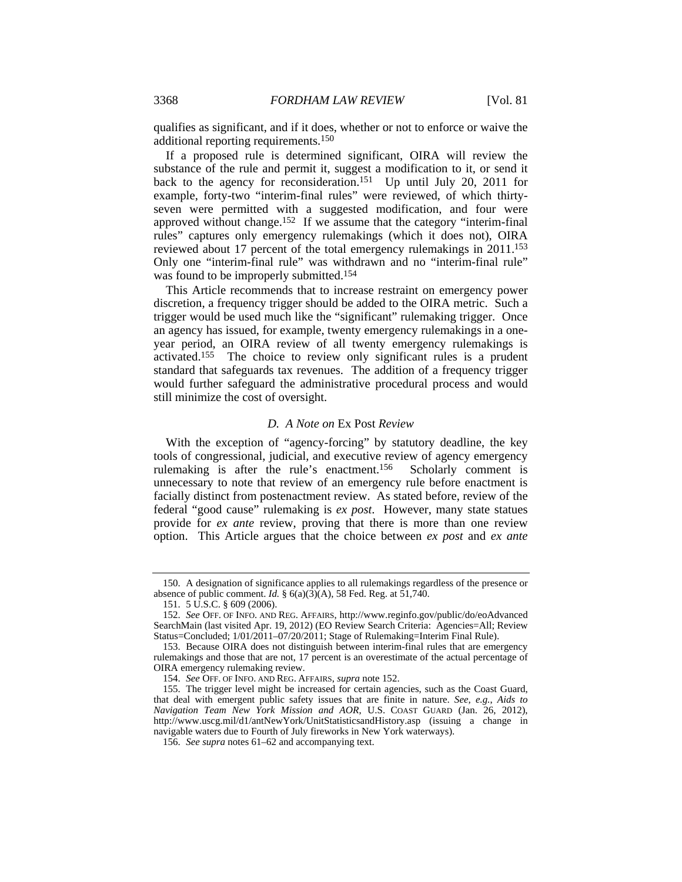qualifies as significant, and if it does, whether or not to enforce or waive the additional reporting requirements.[150]

If a proposed rule is determined significant, OIRA will review the substance of the rule and permit it, suggest a modification to it, or send it back to the agency for reconsideration.[151] Up until July 20, 2011 for example, forty-two "interim-final rules" were reviewed, of which thirty-seven were permitted with a suggested modification, and four were approved without change.[152] If we assume that the category "interim-final rules" captures only emergency rulemakings (which it does not), OIRA reviewed about 17 percent of the total emergency rulemakings in 2011.[153] Only one "interim-final rule" was withdrawn and no "interim-final rule" was found to be improperly submitted.[154]

This Article recommends that to increase restraint on emergency power discretion, a frequency trigger should be added to the OIRA metric. Such a trigger would be used much like the "significant" rulemaking trigger. Once an agency has issued, for example, twenty emergency rulemakings in a one-year period, an OIRA review of all twenty emergency rulemakings is activated.[155] The choice to review only significant rules is a prudent standard that safeguards tax revenues. The addition of a frequency trigger would further safeguard the administrative procedural process and would still minimize the cost of oversight.

### *D. A Note on* Ex Post *Review*

With the exception of "agency-forcing" by statutory deadline, the key tools of congressional, judicial, and executive review of agency emergency rulemaking is after the rule's enactment.[156] Scholarly comment is unnecessary to note that review of an emergency rule before enactment is facially distinct from postenactment review. As stated before, review of the federal "good cause" rulemaking is *ex post*. However, many state statues provide for *ex ante* review, proving that there is more than one review option. This Article argues that the choice between *ex post* and *ex ante*

---

150. A designation of significance applies to all rulemakings regardless of the presence or absence of public comment. *Id.* § 6(a)(3)(A), 58 Fed. Reg. at 51,740.

151. 5 U.S.C. § 609 (2006).

152. *See* OFF. OF INFO. AND REG. AFFAIRS, http://www.reginfo.gov/public/do/eoAdvancedSearchMain (last visited Apr. 19, 2012) (EO Review Search Criteria: Agencies=All; Review Status=Concluded; 1/01/2011–07/20/2011; Stage of Rulemaking=Interim Final Rule).

153. Because OIRA does not distinguish between interim-final rules that are emergency rulemakings and those that are not, 17 percent is an overestimate of the actual percentage of OIRA emergency rulemaking review.

154. *See* OFF. OF INFO. AND REG. AFFAIRS, *supra* note 152.

155. The trigger level might be increased for certain agencies, such as the Coast Guard, that deal with emergent public safety issues that are finite in nature. *See, e.g.*, *Aids to Navigation Team New York Mission and AOR*, U.S. COAST GUARD (Jan. 26, 2012), http://www.uscg.mil/d1/antNewYork/UnitStatisticsandHistory.asp (issuing a change in navigable waters due to Fourth of July fireworks in New York waterways).

156. *See supra* notes 61–62 and accompanying text.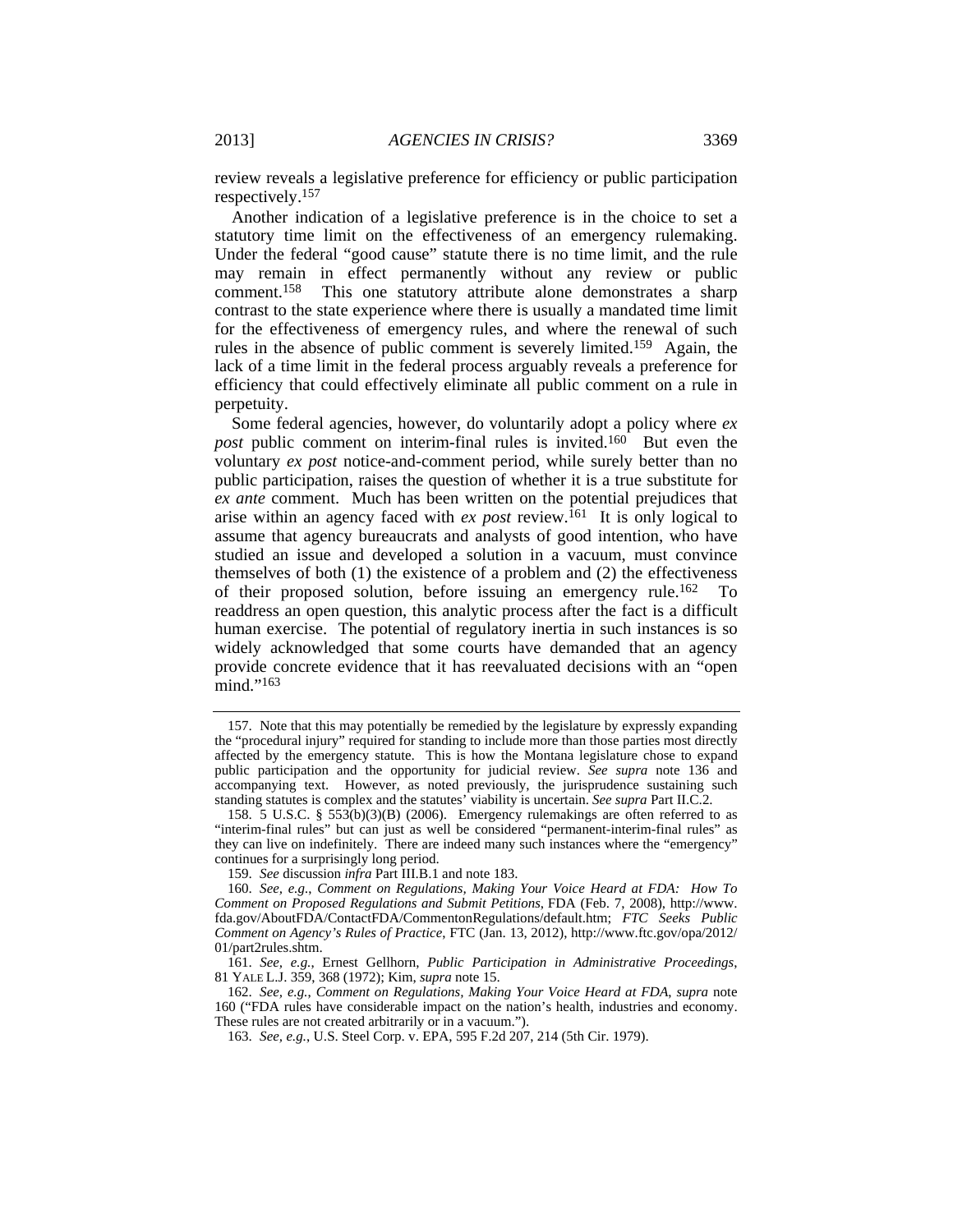review reveals a legislative preference for efficiency or public participation respectively.[157]

Another indication of a legislative preference is in the choice to set a statutory time limit on the effectiveness of an emergency rulemaking. Under the federal "good cause" statute there is no time limit, and the rule may remain in effect permanently without any review or public comment.[158] This one statutory attribute alone demonstrates a sharp contrast to the state experience where there is usually a mandated time limit for the effectiveness of emergency rules, and where the renewal of such rules in the absence of public comment is severely limited.[159] Again, the lack of a time limit in the federal process arguably reveals a preference for efficiency that could effectively eliminate all public comment on a rule in perpetuity.

Some federal agencies, however, do voluntarily adopt a policy where *ex post* public comment on interim-final rules is invited.[160] But even the voluntary *ex post* notice-and-comment period, while surely better than no public participation, raises the question of whether it is a true substitute for *ex ante* comment. Much has been written on the potential prejudices that arise within an agency faced with *ex post* review.[161] It is only logical to assume that agency bureaucrats and analysts of good intention, who have studied an issue and developed a solution in a vacuum, must convince themselves of both (1) the existence of a problem and (2) the effectiveness of their proposed solution, before issuing an emergency rule.[162] To readdress an open question, this analytic process after the fact is a difficult human exercise. The potential of regulatory inertia in such instances is so widely acknowledged that some courts have demanded that an agency provide concrete evidence that it has reevaluated decisions with an "open mind."[163]

---

157. Note that this may potentially be remedied by the legislature by expressly expanding the "procedural injury" required for standing to include more than those parties most directly affected by the emergency statute. This is how the Montana legislature chose to expand public participation and the opportunity for judicial review. *See supra* note 136 and accompanying text. However, as noted previously, the jurisprudence sustaining such standing statutes is complex and the statutes' viability is uncertain. *See supra* Part II.C.2.

158. 5 U.S.C. § 553(b)(3)(B) (2006). Emergency rulemakings are often referred to as "interim-final rules" but can just as well be considered "permanent-interim-final rules" as they can live on indefinitely. There are indeed many such instances where the "emergency" continues for a surprisingly long period.

159. *See* discussion *infra* Part III.B.1 and note 183.

160. *See, e.g.*, *Comment on Regulations, Making Your Voice Heard at FDA: How To Comment on Proposed Regulations and Submit Petitions*, FDA (Feb. 7, 2008), http://www.fda.gov/AboutFDA/ContactFDA/CommentonRegulations/default.htm; *FTC Seeks Public Comment on Agency's Rules of Practice*, FTC (Jan. 13, 2012), http://www.ftc.gov/opa/2012/01/part2rules.shtm.

161. *See, e.g.*, Ernest Gellhorn, *Public Participation in Administrative Proceedings*, 81 YALE L.J. 359, 368 (1972); Kim, *supra* note 15.

162. *See, e.g.*, *Comment on Regulations, Making Your Voice Heard at FDA*, *supra* note 160 ("FDA rules have considerable impact on the nation's health, industries and economy. These rules are not created arbitrarily or in a vacuum.").

163. *See, e.g.*, U.S. Steel Corp. v. EPA, 595 F.2d 207, 214 (5th Cir. 1979).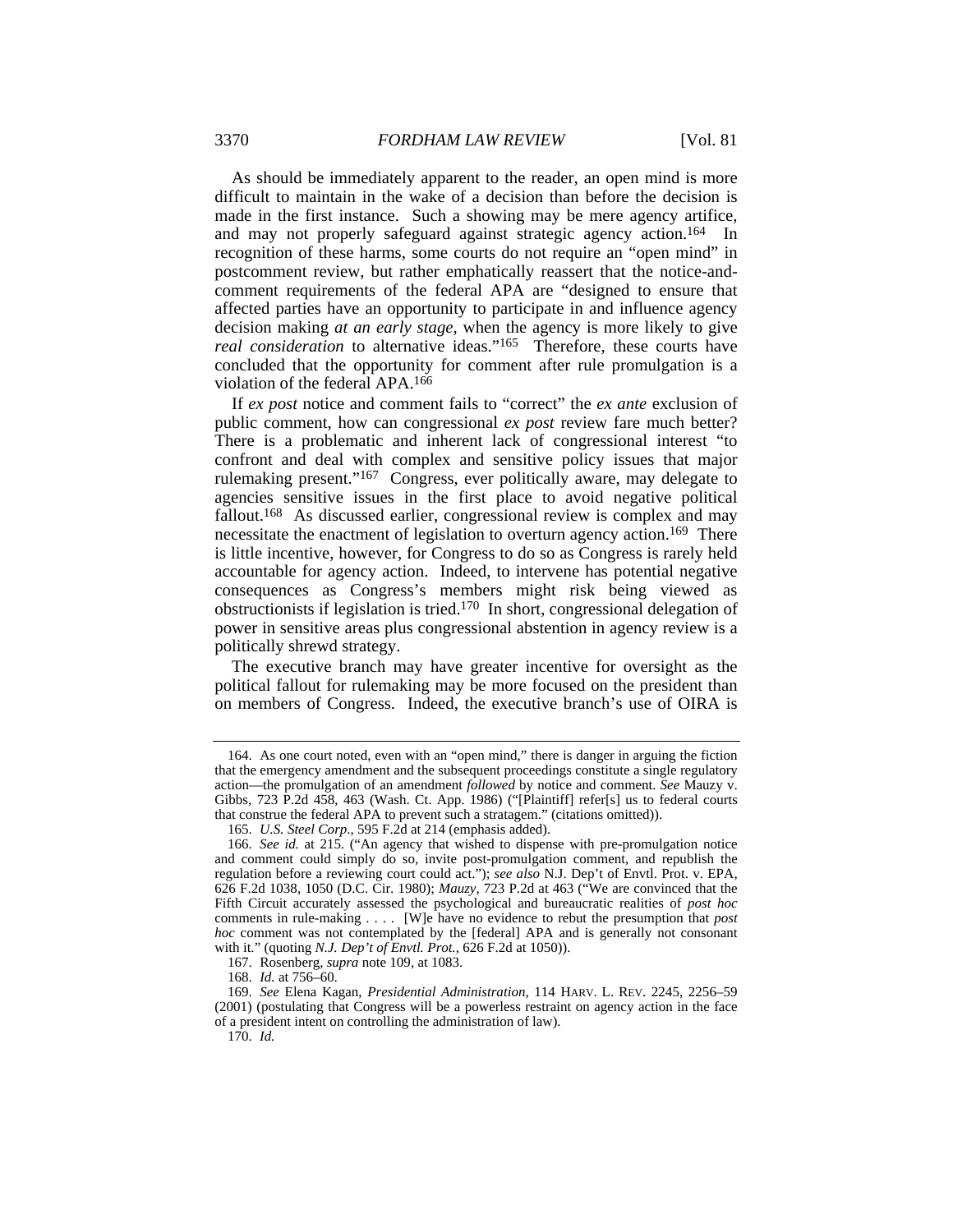As should be immediately apparent to the reader, an open mind is more difficult to maintain in the wake of a decision than before the decision is made in the first instance. Such a showing may be mere agency artifice, and may not properly safeguard against strategic agency action.[164] In recognition of these harms, some courts do not require an "open mind" in postcomment review, but rather emphatically reassert that the notice-and-comment requirements of the federal APA are "designed to ensure that affected parties have an opportunity to participate in and influence agency decision making *at an early stage*, when the agency is more likely to give *real consideration* to alternative ideas."[165] Therefore, these courts have concluded that the opportunity for comment after rule promulgation is a violation of the federal APA.[166]

If *ex post* notice and comment fails to "correct" the *ex ante* exclusion of public comment, how can congressional *ex post* review fare much better? There is a problematic and inherent lack of congressional interest "to confront and deal with complex and sensitive policy issues that major rulemaking present."[167] Congress, ever politically aware, may delegate to agencies sensitive issues in the first place to avoid negative political fallout.[168] As discussed earlier, congressional review is complex and may necessitate the enactment of legislation to overturn agency action.[169] There is little incentive, however, for Congress to do so as Congress is rarely held accountable for agency action. Indeed, to intervene has potential negative consequences as Congress's members might risk being viewed as obstructionists if legislation is tried.[170] In short, congressional delegation of power in sensitive areas plus congressional abstention in agency review is a politically shrewd strategy.

The executive branch may have greater incentive for oversight as the political fallout for rulemaking may be more focused on the president than on members of Congress. Indeed, the executive branch's use of OIRA is

---

164. As one court noted, even with an "open mind," there is danger in arguing the fiction that the emergency amendment and the subsequent proceedings constitute a single regulatory action—the promulgation of an amendment *followed* by notice and comment. *See* Mauzy v. Gibbs, 723 P.2d 458, 463 (Wash. Ct. App. 1986) ("[Plaintiff] refer[s] us to federal courts that construe the federal APA to prevent such a stratagem." (citations omitted)).

165. *U.S. Steel Corp.*, 595 F.2d at 214 (emphasis added).

166. *See id.* at 215. ("An agency that wished to dispense with pre-promulgation notice and comment could simply do so, invite post-promulgation comment, and republish the regulation before a reviewing court could act."); *see also* N.J. Dep't of Envtl. Prot. v. EPA, 626 F.2d 1038, 1050 (D.C. Cir. 1980); *Mauzy*, 723 P.2d at 463 ("We are convinced that the Fifth Circuit accurately assessed the psychological and bureaucratic realities of *post hoc* comments in rule-making . . . . [W]e have no evidence to rebut the presumption that *post hoc* comment was not contemplated by the [federal] APA and is generally not consonant with it." (quoting *N.J. Dep't of Envtl. Prot.*, 626 F.2d at 1050)).

167. Rosenberg, *supra* note 109, at 1083.

168. *Id.* at 756–60.

169. *See* Elena Kagan, *Presidential Administration*, 114 HARV. L. REV. 2245, 2256–59 (2001) (postulating that Congress will be a powerless restraint on agency action in the face of a president intent on controlling the administration of law).

170. *Id.*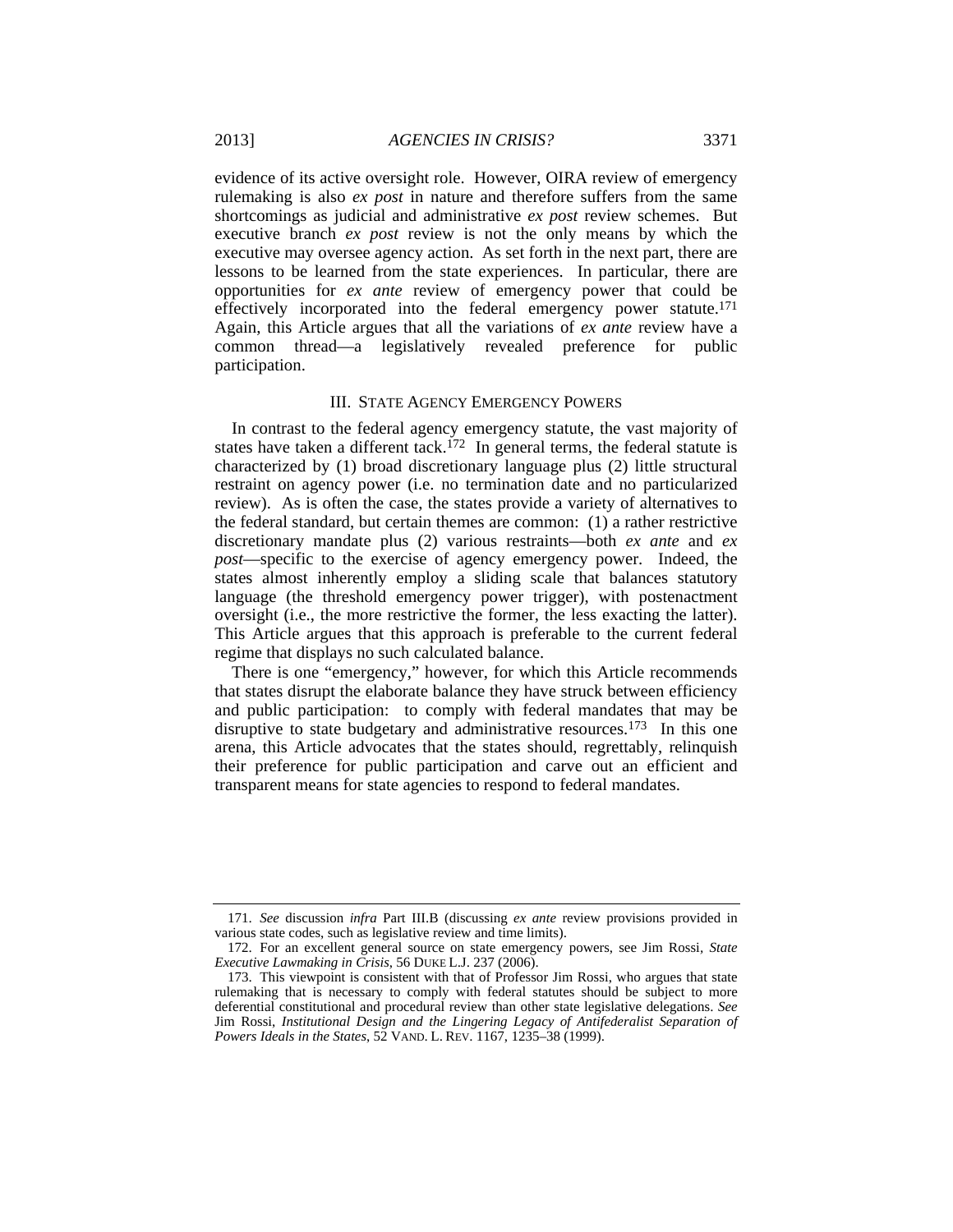evidence of its active oversight role. However, OIRA review of emergency rulemaking is also *ex post* in nature and therefore suffers from the same shortcomings as judicial and administrative *ex post* review schemes. But executive branch *ex post* review is not the only means by which the executive may oversee agency action. As set forth in the next part, there are lessons to be learned from the state experiences. In particular, there are opportunities for *ex ante* review of emergency power that could be effectively incorporated into the federal emergency power statute.[171] Again, this Article argues that all the variations of *ex ante* review have a common thread—a legislatively revealed preference for public participation.

## III. State Agency Emergency Powers

In contrast to the federal agency emergency statute, the vast majority of states have taken a different tack.[172] In general terms, the federal statute is characterized by (1) broad discretionary language plus (2) little structural restraint on agency power (i.e. no termination date and no particularized review). As is often the case, the states provide a variety of alternatives to the federal standard, but certain themes are common: (1) a rather restrictive discretionary mandate plus (2) various restraints—both *ex ante* and *ex post*—specific to the exercise of agency emergency power. Indeed, the states almost inherently employ a sliding scale that balances statutory language (the threshold emergency power trigger), with postenactment oversight (i.e., the more restrictive the former, the less exacting the latter). This Article argues that this approach is preferable to the current federal regime that displays no such calculated balance.

There is one "emergency," however, for which this Article recommends that states disrupt the elaborate balance they have struck between efficiency and public participation: to comply with federal mandates that may be disruptive to state budgetary and administrative resources.[173] In this one arena, this Article advocates that the states should, regrettably, relinquish their preference for public participation and carve out an efficient and transparent means for state agencies to respond to federal mandates.

---

171. *See* discussion *infra* Part III.B (discussing *ex ante* review provisions provided in various state codes, such as legislative review and time limits).

172. For an excellent general source on state emergency powers, see Jim Rossi, *State Executive Lawmaking in Crisis*, 56 DUKE L.J. 237 (2006).

173. This viewpoint is consistent with that of Professor Jim Rossi, who argues that state rulemaking that is necessary to comply with federal statutes should be subject to more deferential constitutional and procedural review than other state legislative delegations. *See* Jim Rossi, *Institutional Design and the Lingering Legacy of Antifederalist Separation of Powers Ideals in the States*, 52 VAND. L. REV. 1167, 1235–38 (1999).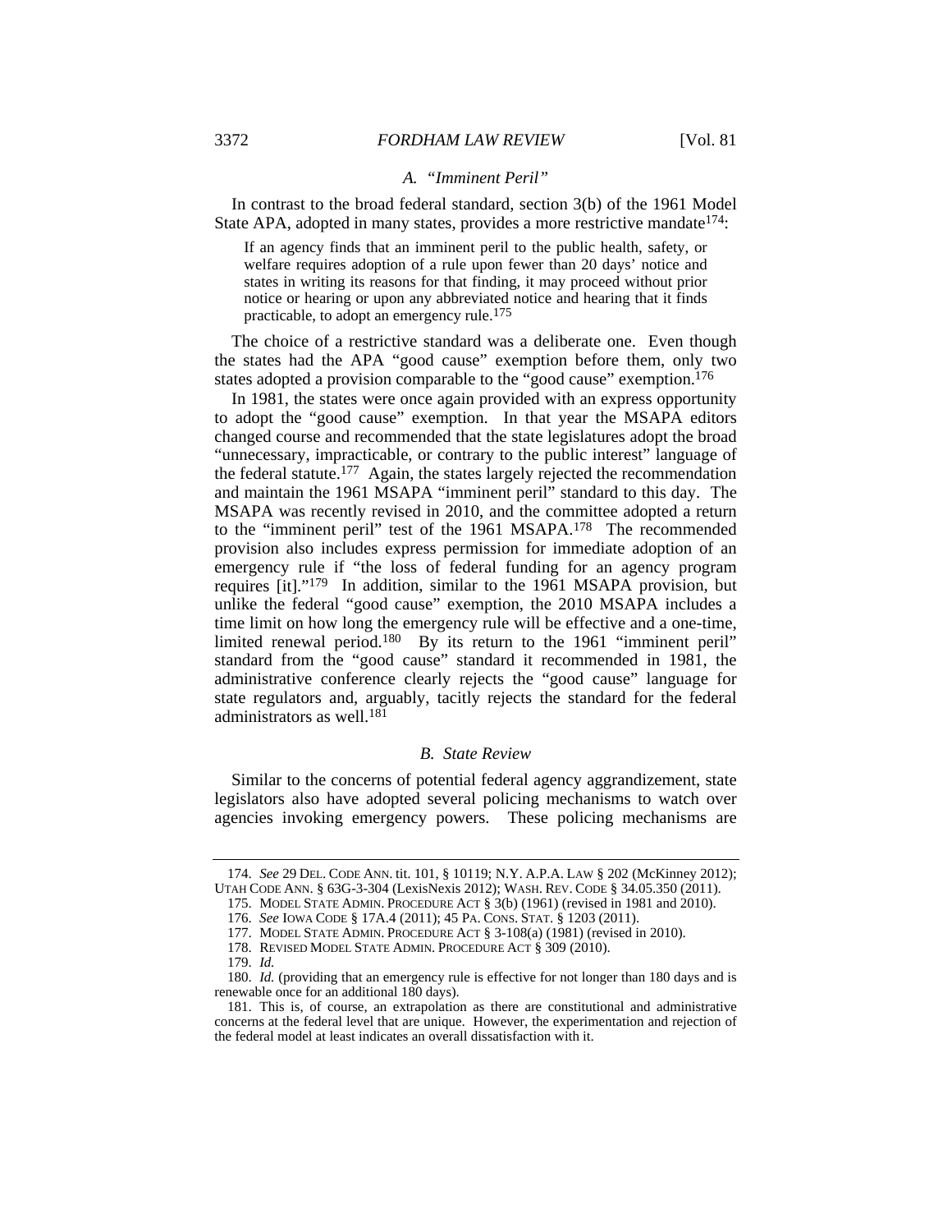### A. "Imminent Peril"

In contrast to the broad federal standard, section 3(b) of the 1961 Model State APA, adopted in many states, provides a more restrictive mandate[174]:

> If an agency finds that an imminent peril to the public health, safety, or welfare requires adoption of a rule upon fewer than 20 days' notice and states in writing its reasons for that finding, it may proceed without prior notice or hearing or upon any abbreviated notice and hearing that it finds practicable, to adopt an emergency rule.[175]

The choice of a restrictive standard was a deliberate one. Even though the states had the APA "good cause" exemption before them, only two states adopted a provision comparable to the "good cause" exemption.[176]

In 1981, the states were once again provided with an express opportunity to adopt the "good cause" exemption. In that year the MSAPA editors changed course and recommended that the state legislatures adopt the broad "unnecessary, impracticable, or contrary to the public interest" language of the federal statute.[177] Again, the states largely rejected the recommendation and maintain the 1961 MSAPA "imminent peril" standard to this day. The MSAPA was recently revised in 2010, and the committee adopted a return to the "imminent peril" test of the 1961 MSAPA.[178] The recommended provision also includes express permission for immediate adoption of an emergency rule if "the loss of federal funding for an agency program requires [it]."[179] In addition, similar to the 1961 MSAPA provision, but unlike the federal "good cause" exemption, the 2010 MSAPA includes a time limit on how long the emergency rule will be effective and a one-time, limited renewal period.[180] By its return to the 1961 "imminent peril" standard from the "good cause" standard it recommended in 1981, the administrative conference clearly rejects the "good cause" language for state regulators and, arguably, tacitly rejects the standard for the federal administrators as well.[181]

### B. State Review

Similar to the concerns of potential federal agency aggrandizement, state legislators also have adopted several policing mechanisms to watch over agencies invoking emergency powers. These policing mechanisms are

---

174. *See* 29 DEL. CODE ANN. tit. 101, § 10119; N.Y. A.P.A. LAW § 202 (McKinney 2012); UTAH CODE ANN. § 63G-3-304 (LexisNexis 2012); WASH. REV. CODE § 34.05.350 (2011).

175. MODEL STATE ADMIN. PROCEDURE ACT § 3(b) (1961) (revised in 1981 and 2010).

176. *See* IOWA CODE § 17A.4 (2011); 45 PA. CONS. STAT. § 1203 (2011).

177. MODEL STATE ADMIN. PROCEDURE ACT § 3-108(a) (1981) (revised in 2010).

178. REVISED MODEL STATE ADMIN. PROCEDURE ACT § 309 (2010).

179. *Id.*

180. *Id.* (providing that an emergency rule is effective for not longer than 180 days and is renewable once for an additional 180 days).

181. This is, of course, an extrapolation as there are constitutional and administrative concerns at the federal level that are unique. However, the experimentation and rejection of the federal model at least indicates an overall dissatisfaction with it.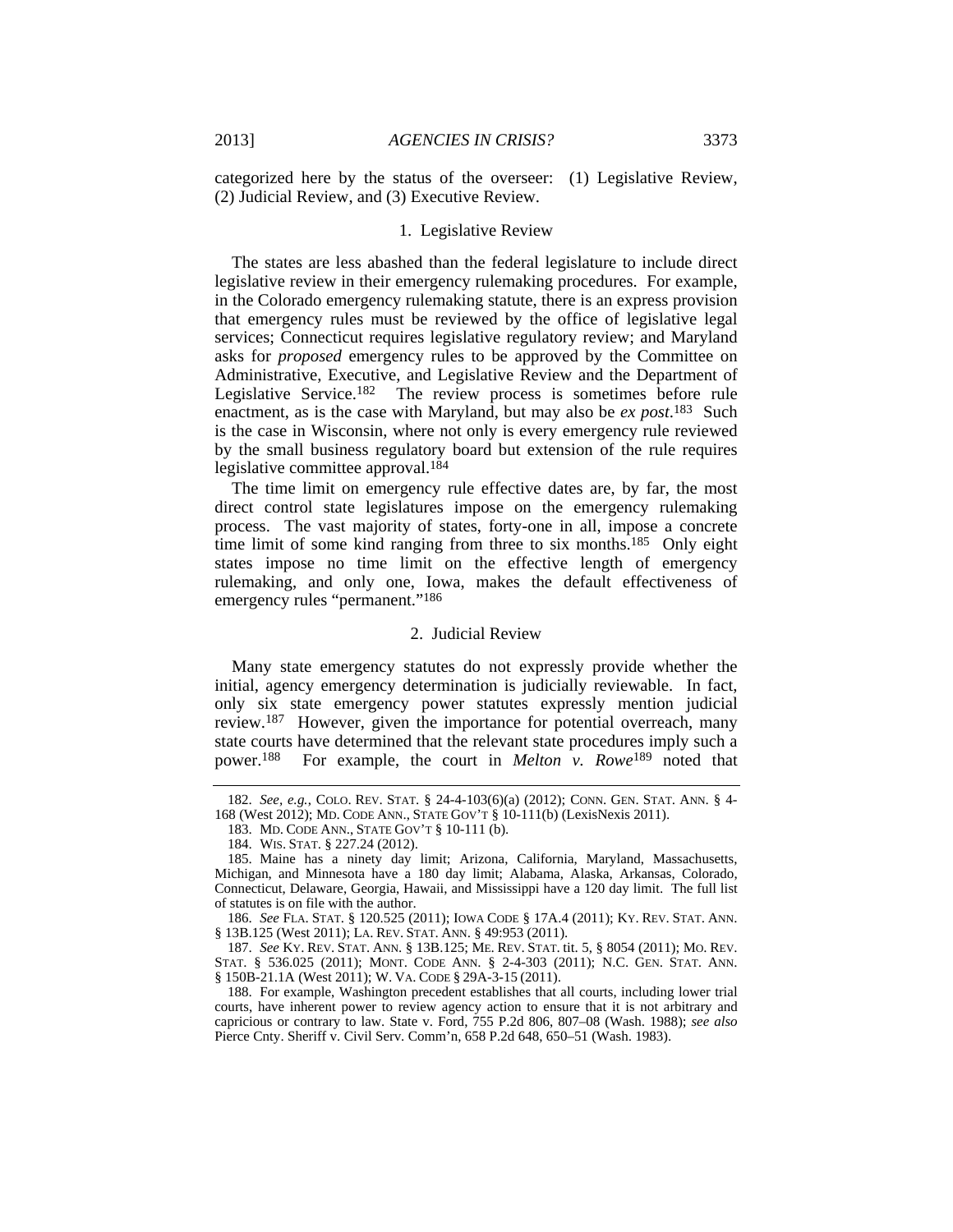categorized here by the status of the overseer: (1) Legislative Review, (2) Judicial Review, and (3) Executive Review.

### 1. Legislative Review

The states are less abashed than the federal legislature to include direct legislative review in their emergency rulemaking procedures. For example, in the Colorado emergency rulemaking statute, there is an express provision that emergency rules must be reviewed by the office of legislative legal services; Connecticut requires legislative regulatory review; and Maryland asks for *proposed* emergency rules to be approved by the Committee on Administrative, Executive, and Legislative Review and the Department of Legislative Service.[182] The review process is sometimes before rule enactment, as is the case with Maryland, but may also be *ex post*.[183] Such is the case in Wisconsin, where not only is every emergency rule reviewed by the small business regulatory board but extension of the rule requires legislative committee approval.[184]

The time limit on emergency rule effective dates are, by far, the most direct control state legislatures impose on the emergency rulemaking process. The vast majority of states, forty-one in all, impose a concrete time limit of some kind ranging from three to six months.[185] Only eight states impose no time limit on the effective length of emergency rulemaking, and only one, Iowa, makes the default effectiveness of emergency rules "permanent."[186]

### 2. Judicial Review

Many state emergency statutes do not expressly provide whether the initial, agency emergency determination is judicially reviewable. In fact, only six state emergency power statutes expressly mention judicial review.[187] However, given the importance for potential overreach, many state courts have determined that the relevant state procedures imply such a power.[188] For example, the court in *Melton v. Rowe*[189] noted that

---

182. *See, e.g.*, COLO. REV. STAT. § 24-4-103(6)(a) (2012); CONN. GEN. STAT. ANN. § 4-168 (West 2012); MD. CODE ANN., STATE GOV'T § 10-111(b) (LexisNexis 2011).

183. MD. CODE ANN., STATE GOV'T § 10-111 (b).

184. WIS. STAT. § 227.24 (2012).

185. Maine has a ninety day limit; Arizona, California, Maryland, Massachusetts, Michigan, and Minnesota have a 180 day limit; Alabama, Alaska, Arkansas, Colorado, Connecticut, Delaware, Georgia, Hawaii, and Mississippi have a 120 day limit. The full list of statutes is on file with the author.

186. *See* FLA. STAT. § 120.525 (2011); IOWA CODE § 17A.4 (2011); KY. REV. STAT. ANN. § 13B.125 (West 2011); LA. REV. STAT. ANN. § 49:953 (2011).

187. *See* KY. REV. STAT. ANN. § 13B.125; ME. REV. STAT. tit. 5, § 8054 (2011); MO. REV. STAT. § 536.025 (2011); MONT. CODE ANN. § 2-4-303 (2011); N.C. GEN. STAT. ANN. § 150B-21.1A (West 2011); W. VA. CODE § 29A-3-15 (2011).

188. For example, Washington precedent establishes that all courts, including lower trial courts, have inherent power to review agency action to ensure that it is not arbitrary and capricious or contrary to law. State v. Ford, 755 P.2d 806, 807–08 (Wash. 1988); *see also* Pierce Cnty. Sheriff v. Civil Serv. Comm'n, 658 P.2d 648, 650–51 (Wash. 1983).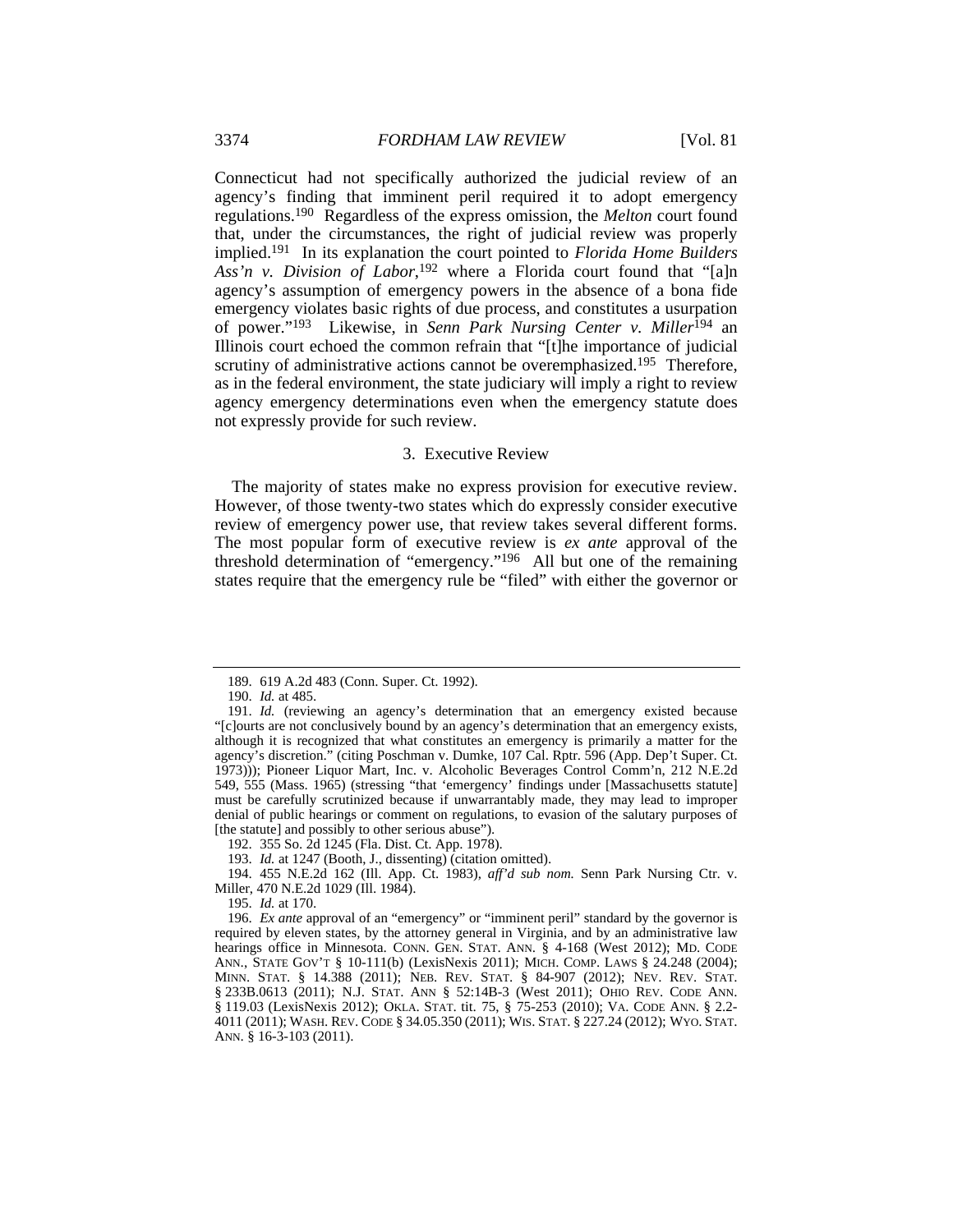Connecticut had not specifically authorized the judicial review of an agency's finding that imminent peril required it to adopt emergency regulations.[190] Regardless of the express omission, the *Melton* court found that, under the circumstances, the right of judicial review was properly implied.[191] In its explanation the court pointed to *Florida Home Builders Ass'n v. Division of Labor*,[192] where a Florida court found that "[a]n agency's assumption of emergency powers in the absence of a bona fide emergency violates basic rights of due process, and constitutes a usurpation of power."[193] Likewise, in *Senn Park Nursing Center v. Miller*[194] an Illinois court echoed the common refrain that "[t]he importance of judicial scrutiny of administrative actions cannot be overemphasized.[195] Therefore, as in the federal environment, the state judiciary will imply a right to review agency emergency determinations even when the emergency statute does not expressly provide for such review.

### 3. Executive Review

The majority of states make no express provision for executive review. However, of those twenty-two states which do expressly consider executive review of emergency power use, that review takes several different forms. The most popular form of executive review is *ex ante* approval of the threshold determination of "emergency."[196] All but one of the remaining states require that the emergency rule be "filed" with either the governor or

---

189. 619 A.2d 483 (Conn. Super. Ct. 1992).

190. *Id.* at 485.

191. *Id.* (reviewing an agency's determination that an emergency existed because "[c]ourts are not conclusively bound by an agency's determination that an emergency exists, although it is recognized that what constitutes an emergency is primarily a matter for the agency's discretion." (citing Poschman v. Dumke, 107 Cal. Rptr. 596 (App. Dep't Super. Ct. 1973))); Pioneer Liquor Mart, Inc. v. Alcoholic Beverages Control Comm'n, 212 N.E.2d 549, 555 (Mass. 1965) (stressing "that 'emergency' findings under [Massachusetts statute] must be carefully scrutinized because if unwarrantably made, they may lead to improper denial of public hearings or comment on regulations, to evasion of the salutary purposes of [the statute] and possibly to other serious abuse").

192. 355 So. 2d 1245 (Fla. Dist. Ct. App. 1978).

193. *Id.* at 1247 (Booth, J., dissenting) (citation omitted).

194. 455 N.E.2d 162 (Ill. App. Ct. 1983), *aff'd sub nom.* Senn Park Nursing Ctr. v. Miller, 470 N.E.2d 1029 (Ill. 1984).

195. *Id.* at 170.

196. *Ex ante* approval of an "emergency" or "imminent peril" standard by the governor is required by eleven states, by the attorney general in Virginia, and by an administrative law hearings office in Minnesota. CONN. GEN. STAT. ANN. § 4-168 (West 2012); MD. CODE ANN., STATE GOV'T § 10-111(b) (LexisNexis 2011); MICH. COMP. LAWS § 24.248 (2004); MINN. STAT. § 14.388 (2011); NEB. REV. STAT. § 84-907 (2012); NEV. REV. STAT. § 233B.0613 (2011); N.J. STAT. ANN § 52:14B-3 (West 2011); OHIO REV. CODE ANN. § 119.03 (LexisNexis 2012); OKLA. STAT. tit. 75, § 75-253 (2010); VA. CODE ANN. § 2.2-4011 (2011); WASH. REV. CODE § 34.05.350 (2011); WIS. STAT. § 227.24 (2012); WYO. STAT. ANN. § 16-3-103 (2011).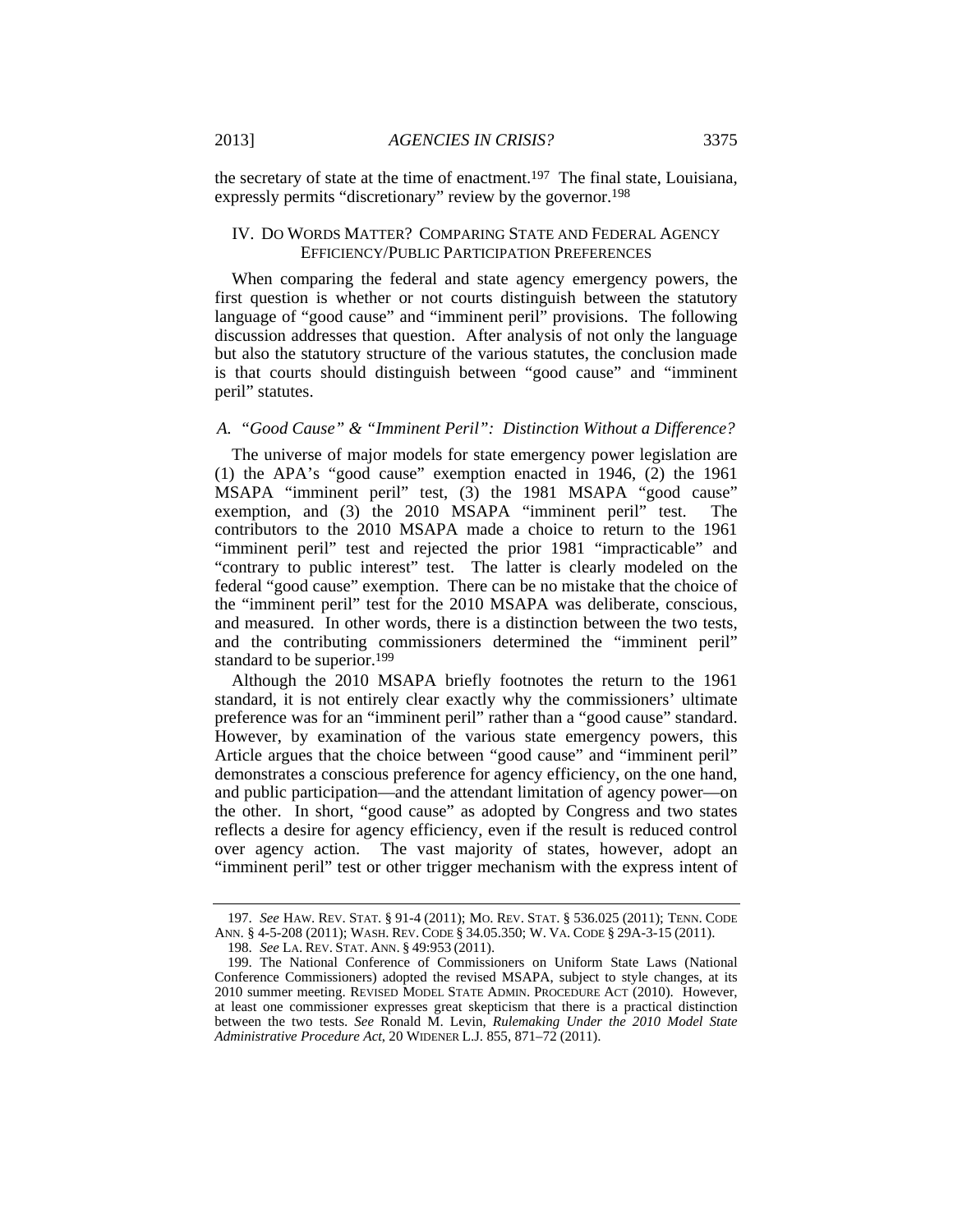the secretary of state at the time of enactment.[197] The final state, Louisiana, expressly permits "discretionary" review by the governor.[198]

## IV. DO WORDS MATTER? COMPARING STATE AND FEDERAL AGENCY EFFICIENCY/PUBLIC PARTICIPATION PREFERENCES

When comparing the federal and state agency emergency powers, the first question is whether or not courts distinguish between the statutory language of "good cause" and "imminent peril" provisions. The following discussion addresses that question. After analysis of not only the language but also the statutory structure of the various statutes, the conclusion made is that courts should distinguish between "good cause" and "imminent peril" statutes.

### *A. "Good Cause" & "Imminent Peril": Distinction Without a Difference?*

The universe of major models for state emergency power legislation are (1) the APA's "good cause" exemption enacted in 1946, (2) the 1961 MSAPA "imminent peril" test, (3) the 1981 MSAPA "good cause" exemption, and (3) the 2010 MSAPA "imminent peril" test. The contributors to the 2010 MSAPA made a choice to return to the 1961 "imminent peril" test and rejected the prior 1981 "impracticable" and "contrary to public interest" test. The latter is clearly modeled on the federal "good cause" exemption. There can be no mistake that the choice of the "imminent peril" test for the 2010 MSAPA was deliberate, conscious, and measured. In other words, there is a distinction between the two tests, and the contributing commissioners determined the "imminent peril" standard to be superior.[199]

Although the 2010 MSAPA briefly footnotes the return to the 1961 standard, it is not entirely clear exactly why the commissioners' ultimate preference was for an "imminent peril" rather than a "good cause" standard. However, by examination of the various state emergency powers, this Article argues that the choice between "good cause" and "imminent peril" demonstrates a conscious preference for agency efficiency, on the one hand, and public participation—and the attendant limitation of agency power—on the other. In short, "good cause" as adopted by Congress and two states reflects a desire for agency efficiency, even if the result is reduced control over agency action. The vast majority of states, however, adopt an "imminent peril" test or other trigger mechanism with the express intent of

---

197. *See* HAW. REV. STAT. § 91-4 (2011); MO. REV. STAT. § 536.025 (2011); TENN. CODE ANN. § 4-5-208 (2011); WASH. REV. CODE § 34.05.350; W. VA. CODE § 29A-3-15 (2011).

198. *See* LA. REV. STAT. ANN. § 49:953 (2011).

199. The National Conference of Commissioners on Uniform State Laws (National Conference Commissioners) adopted the revised MSAPA, subject to style changes, at its 2010 summer meeting. REVISED MODEL STATE ADMIN. PROCEDURE ACT (2010). However, at least one commissioner expresses great skepticism that there is a practical distinction between the two tests. *See* Ronald M. Levin, *Rulemaking Under the 2010 Model State Administrative Procedure Act*, 20 WIDENER L.J. 855, 871–72 (2011).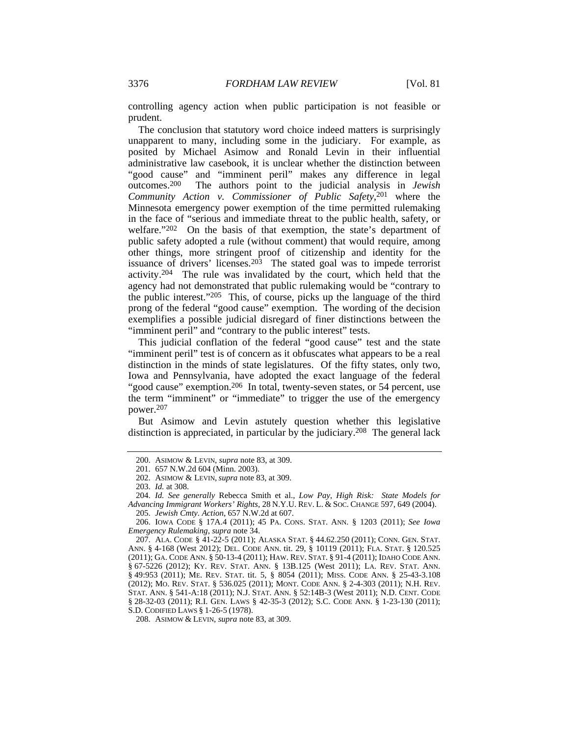controlling agency action when public participation is not feasible or prudent.

The conclusion that statutory word choice indeed matters is surprisingly unapparent to many, including some in the judiciary. For example, as posited by Michael Asimow and Ronald Levin in their influential administrative law casebook, it is unclear whether the distinction between "good cause" and "imminent peril" makes any difference in legal outcomes.[200] The authors point to the judicial analysis in *Jewish Community Action v. Commissioner of Public Safety*,[201] where the Minnesota emergency power exemption of the time permitted rulemaking in the face of "serious and immediate threat to the public health, safety, or welfare."[202] On the basis of that exemption, the state's department of public safety adopted a rule (without comment) that would require, among other things, more stringent proof of citizenship and identity for the issuance of drivers' licenses.[203] The stated goal was to impede terrorist activity.[204] The rule was invalidated by the court, which held that the agency had not demonstrated that public rulemaking would be "contrary to the public interest."[205] This, of course, picks up the language of the third prong of the federal "good cause" exemption. The wording of the decision exemplifies a possible judicial disregard of finer distinctions between the "imminent peril" and "contrary to the public interest" tests.

This judicial conflation of the federal "good cause" test and the state "imminent peril" test is of concern as it obfuscates what appears to be a real distinction in the minds of state legislatures. Of the fifty states, only two, Iowa and Pennsylvania, have adopted the exact language of the federal "good cause" exemption.[206] In total, twenty-seven states, or 54 percent, use the term "imminent" or "immediate" to trigger the use of the emergency power.[207]

But Asimow and Levin astutely question whether this legislative distinction is appreciated, in particular by the judiciary.[208] The general lack

---

200. ASIMOW & LEVIN, *supra* note 83, at 309.

201. 657 N.W.2d 604 (Minn. 2003).

202. ASIMOW & LEVIN, *supra* note 83, at 309.

203. *Id.* at 308.

204. *Id. See generally* Rebecca Smith et al., *Low Pay, High Risk: State Models for Advancing Immigrant Workers' Rights*, 28 N.Y.U. REV. L. & SOC. CHANGE 597, 649 (2004).

205. *Jewish Cmty. Action*, 657 N.W.2d at 607.

206. IOWA CODE § 17A.4 (2011); 45 PA. CONS. STAT. ANN. § 1203 (2011); *See Iowa Emergency Rulemaking*, *supra* note 34.

207. ALA. CODE § 41-22-5 (2011); ALASKA STAT. § 44.62.250 (2011); CONN. GEN. STAT. ANN. § 4-168 (West 2012); DEL. CODE ANN. tit. 29, § 10119 (2011); FLA. STAT. § 120.525 (2011); GA. CODE ANN. § 50-13-4 (2011); HAW. REV. STAT. § 91-4 (2011); IDAHO CODE ANN. § 67-5226 (2012); KY. REV. STAT. ANN. § 13B.125 (West 2011); LA. REV. STAT. ANN. § 49:953 (2011); ME. REV. STAT. tit. 5, § 8054 (2011); MISS. CODE ANN. § 25-43-3.108 (2012); MO. REV. STAT. § 536.025 (2011); MONT. CODE ANN. § 2-4-303 (2011); N.H. REV. STAT. ANN. § 541-A:18 (2011); N.J. STAT. ANN. § 52:14B-3 (West 2011); N.D. CENT. CODE § 28-32-03 (2011); R.I. GEN. LAWS § 42-35-3 (2012); S.C. CODE ANN. § 1-23-130 (2011); S.D. CODIFIED LAWS § 1-26-5 (1978).

208. ASIMOW & LEVIN, *supra* note 83, at 309.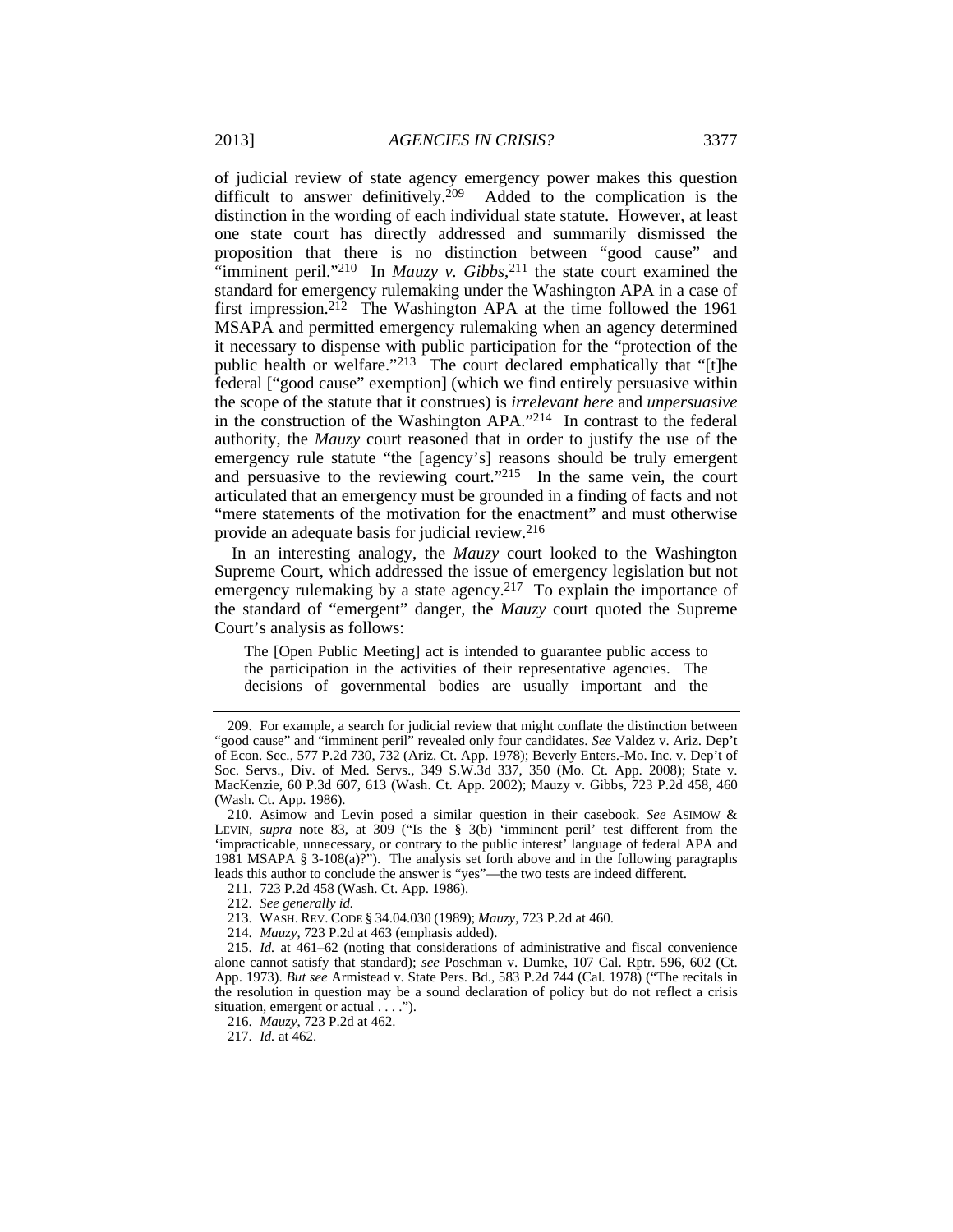of judicial review of state agency emergency power makes this question difficult to answer definitively.[209] Added to the complication is the distinction in the wording of each individual state statute. However, at least one state court has directly addressed and summarily dismissed the proposition that there is no distinction between "good cause" and "imminent peril."[210] In *Mauzy v. Gibbs*,[211] the state court examined the standard for emergency rulemaking under the Washington APA in a case of first impression.[212] The Washington APA at the time followed the 1961 MSAPA and permitted emergency rulemaking when an agency determined it necessary to dispense with public participation for the "protection of the public health or welfare."[213] The court declared emphatically that "[t]he federal ["good cause" exemption] (which we find entirely persuasive within the scope of the statute that it construes) is *irrelevant here* and *unpersuasive* in the construction of the Washington APA."[214] In contrast to the federal authority, the *Mauzy* court reasoned that in order to justify the use of the emergency rule statute "the [agency's] reasons should be truly emergent and persuasive to the reviewing court."[215] In the same vein, the court articulated that an emergency must be grounded in a finding of facts and not "mere statements of the motivation for the enactment" and must otherwise provide an adequate basis for judicial review.[216]

In an interesting analogy, the *Mauzy* court looked to the Washington Supreme Court, which addressed the issue of emergency legislation but not emergency rulemaking by a state agency.[217] To explain the importance of the standard of "emergent" danger, the *Mauzy* court quoted the Supreme Court's analysis as follows:

> The [Open Public Meeting] act is intended to guarantee public access to the participation in the activities of their representative agencies. The decisions of governmental bodies are usually important and the

---

209. For example, a search for judicial review that might conflate the distinction between "good cause" and "imminent peril" revealed only four candidates. *See* Valdez v. Ariz. Dep't of Econ. Sec., 577 P.2d 730, 732 (Ariz. Ct. App. 1978); Beverly Enters.-Mo. Inc. v. Dep't of Soc. Servs., Div. of Med. Servs., 349 S.W.3d 337, 350 (Mo. Ct. App. 2008); State v. MacKenzie, 60 P.3d 607, 613 (Wash. Ct. App. 2002); Mauzy v. Gibbs, 723 P.2d 458, 460 (Wash. Ct. App. 1986).

210. Asimow and Levin posed a similar question in their casebook. *See* ASIMOW & LEVIN, *supra* note 83, at 309 ("Is the § 3(b) 'imminent peril' test different from the 'impracticable, unnecessary, or contrary to the public interest' language of federal APA and 1981 MSAPA § 3-108(a)?"). The analysis set forth above and in the following paragraphs leads this author to conclude the answer is "yes"—the two tests are indeed different.

211. 723 P.2d 458 (Wash. Ct. App. 1986).

212. *See generally id.*

213. WASH. REV. CODE § 34.04.030 (1989); *Mauzy*, 723 P.2d at 460.

214. *Mauzy*, 723 P.2d at 463 (emphasis added).

215. *Id.* at 461–62 (noting that considerations of administrative and fiscal convenience alone cannot satisfy that standard); *see* Poschman v. Dumke, 107 Cal. Rptr. 596, 602 (Ct. App. 1973). *But see* Armistead v. State Pers. Bd., 583 P.2d 744 (Cal. 1978) ("The recitals in the resolution in question may be a sound declaration of policy but do not reflect a crisis situation, emergent or actual . . . .").

216. *Mauzy*, 723 P.2d at 462.

217. *Id.* at 462.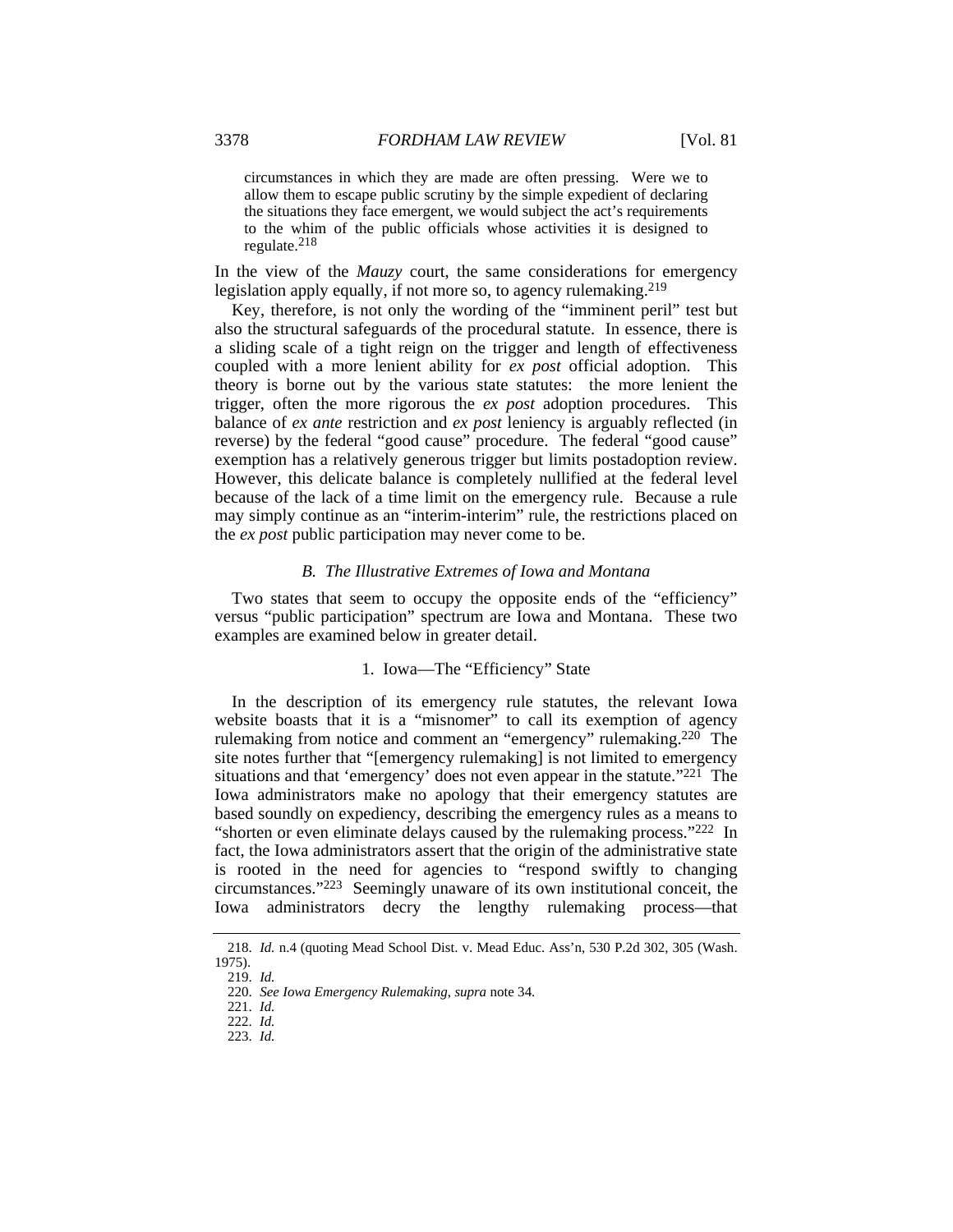> circumstances in which they are made are often pressing. Were we to allow them to escape public scrutiny by the simple expedient of declaring the situations they face emergent, we would subject the act's requirements to the whim of the public officials whose activities it is designed to regulate.[218]

In the view of the *Mauzy* court, the same considerations for emergency legislation apply equally, if not more so, to agency rulemaking.[219]

Key, therefore, is not only the wording of the "imminent peril" test but also the structural safeguards of the procedural statute. In essence, there is a sliding scale of a tight reign on the trigger and length of effectiveness coupled with a more lenient ability for *ex post* official adoption. This theory is borne out by the various state statutes: the more lenient the trigger, often the more rigorous the *ex post* adoption procedures. This balance of *ex ante* restriction and *ex post* leniency is arguably reflected (in reverse) by the federal "good cause" procedure. The federal "good cause" exemption has a relatively generous trigger but limits postadoption review. However, this delicate balance is completely nullified at the federal level because of the lack of a time limit on the emergency rule. Because a rule may simply continue as an "interim-interim" rule, the restrictions placed on the *ex post* public participation may never come to be.

### *B. The Illustrative Extremes of Iowa and Montana*

Two states that seem to occupy the opposite ends of the "efficiency" versus "public participation" spectrum are Iowa and Montana. These two examples are examined below in greater detail.

#### 1. Iowa—The "Efficiency" State

In the description of its emergency rule statutes, the relevant Iowa website boasts that it is a "misnomer" to call its exemption of agency rulemaking from notice and comment an "emergency" rulemaking.[220] The site notes further that "[emergency rulemaking] is not limited to emergency situations and that 'emergency' does not even appear in the statute."[221] The Iowa administrators make no apology that their emergency statutes are based soundly on expediency, describing the emergency rules as a means to "shorten or even eliminate delays caused by the rulemaking process."[222] In fact, the Iowa administrators assert that the origin of the administrative state is rooted in the need for agencies to "respond swiftly to changing circumstances."[223] Seemingly unaware of its own institutional conceit, the Iowa administrators decry the lengthy rulemaking process—that

---

218. *Id.* n.4 (quoting Mead School Dist. v. Mead Educ. Ass'n, 530 P.2d 302, 305 (Wash. 1975).

219. *Id.*

220. *See Iowa Emergency Rulemaking*, *supra* note 34.

221. *Id.*

222. *Id.*

223. *Id.*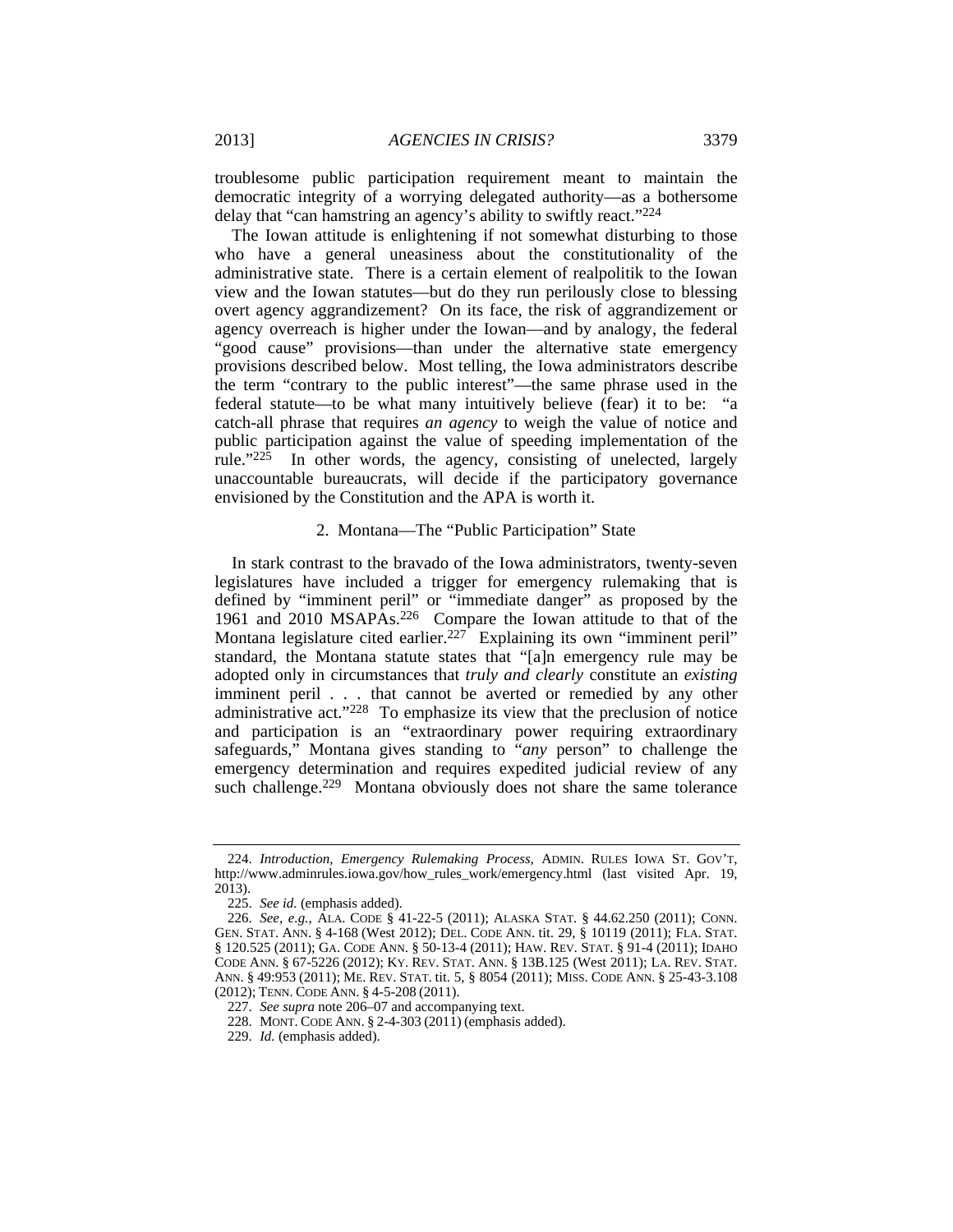troublesome public participation requirement meant to maintain the democratic integrity of a worrying delegated authority—as a bothersome delay that "can hamstring an agency's ability to swiftly react."[224]

The Iowan attitude is enlightening if not somewhat disturbing to those who have a general uneasiness about the constitutionality of the administrative state. There is a certain element of realpolitik to the Iowan view and the Iowan statutes—but do they run perilously close to blessing overt agency aggrandizement? On its face, the risk of aggrandizement or agency overreach is higher under the Iowan—and by analogy, the federal "good cause" provisions—than under the alternative state emergency provisions described below. Most telling, the Iowa administrators describe the term "contrary to the public interest"—the same phrase used in the federal statute—to be what many intuitively believe (fear) it to be: "a catch-all phrase that requires *an agency* to weigh the value of notice and public participation against the value of speeding implementation of the rule."[225] In other words, the agency, consisting of unelected, largely unaccountable bureaucrats, will decide if the participatory governance envisioned by the Constitution and the APA is worth it.

### 2. Montana—The "Public Participation" State

In stark contrast to the bravado of the Iowa administrators, twenty-seven legislatures have included a trigger for emergency rulemaking that is defined by "imminent peril" or "immediate danger" as proposed by the 1961 and 2010 MSAPAs.[226] Compare the Iowan attitude to that of the Montana legislature cited earlier.[227] Explaining its own "imminent peril" standard, the Montana statute states that "[a]n emergency rule may be adopted only in circumstances that *truly and clearly* constitute an *existing* imminent peril . . . that cannot be averted or remedied by any other administrative act."[228] To emphasize its view that the preclusion of notice and participation is an "extraordinary power requiring extraordinary safeguards," Montana gives standing to "*any* person" to challenge the emergency determination and requires expedited judicial review of any such challenge.[229] Montana obviously does not share the same tolerance

---

224. *Introduction, Emergency Rulemaking Process*, ADMIN. RULES IOWA ST. GOV'T, http://www.adminrules.iowa.gov/how_rules_work/emergency.html (last visited Apr. 19, 2013).

225. *See id.* (emphasis added).

226. *See, e.g.*, ALA. CODE § 41-22-5 (2011); ALASKA STAT. § 44.62.250 (2011); CONN. GEN. STAT. ANN. § 4-168 (West 2012); DEL. CODE ANN. tit. 29, § 10119 (2011); FLA. STAT. § 120.525 (2011); GA. CODE ANN. § 50-13-4 (2011); HAW. REV. STAT. § 91-4 (2011); IDAHO CODE ANN. § 67-5226 (2012); KY. REV. STAT. ANN. § 13B.125 (West 2011); LA. REV. STAT. ANN. § 49:953 (2011); ME. REV. STAT. tit. 5, § 8054 (2011); MISS. CODE ANN. § 25-43-3.108 (2012); TENN. CODE ANN. § 4-5-208 (2011).

227. *See supra* note 206–07 and accompanying text.

228. MONT. CODE ANN. § 2-4-303 (2011) (emphasis added).

229. *Id.* (emphasis added).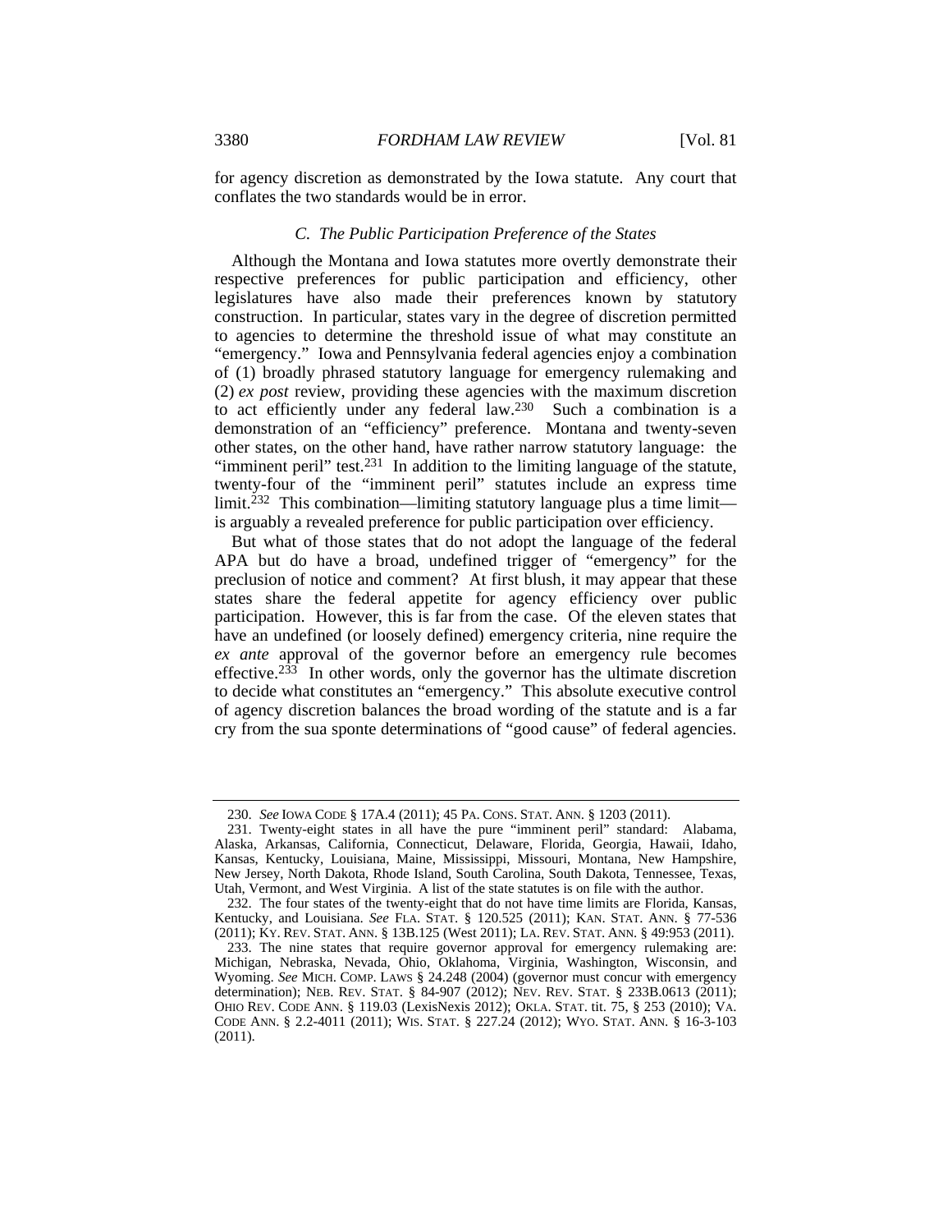for agency discretion as demonstrated by the Iowa statute. Any court that conflates the two standards would be in error.

### *C. The Public Participation Preference of the States*

Although the Montana and Iowa statutes more overtly demonstrate their respective preferences for public participation and efficiency, other legislatures have also made their preferences known by statutory construction. In particular, states vary in the degree of discretion permitted to agencies to determine the threshold issue of what may constitute an "emergency." Iowa and Pennsylvania federal agencies enjoy a combination of (1) broadly phrased statutory language for emergency rulemaking and (2) *ex post* review, providing these agencies with the maximum discretion to act efficiently under any federal law.[230] Such a combination is a demonstration of an "efficiency" preference. Montana and twenty-seven other states, on the other hand, have rather narrow statutory language: the "imminent peril" test.[231] In addition to the limiting language of the statute, twenty-four of the "imminent peril" statutes include an express time limit.[232] This combination—limiting statutory language plus a time limit—is arguably a revealed preference for public participation over efficiency.

But what of those states that do not adopt the language of the federal APA but do have a broad, undefined trigger of "emergency" for the preclusion of notice and comment? At first blush, it may appear that these states share the federal appetite for agency efficiency over public participation. However, this is far from the case. Of the eleven states that have an undefined (or loosely defined) emergency criteria, nine require the *ex ante* approval of the governor before an emergency rule becomes effective.[233] In other words, only the governor has the ultimate discretion to decide what constitutes an "emergency." This absolute executive control of agency discretion balances the broad wording of the statute and is a far cry from the sua sponte determinations of "good cause" of federal agencies.

---

230. *See* IOWA CODE § 17A.4 (2011); 45 PA. CONS. STAT. ANN. § 1203 (2011).

231. Twenty-eight states in all have the pure "imminent peril" standard: Alabama, Alaska, Arkansas, California, Connecticut, Delaware, Florida, Georgia, Hawaii, Idaho, Kansas, Kentucky, Louisiana, Maine, Mississippi, Missouri, Montana, New Hampshire, New Jersey, North Dakota, Rhode Island, South Carolina, South Dakota, Tennessee, Texas, Utah, Vermont, and West Virginia. A list of the state statutes is on file with the author.

232. The four states of the twenty-eight that do not have time limits are Florida, Kansas, Kentucky, and Louisiana. *See* FLA. STAT. § 120.525 (2011); KAN. STAT. ANN. § 77-536 (2011); KY. REV. STAT. ANN. § 13B.125 (West 2011); LA. REV. STAT. ANN. § 49:953 (2011).

233. The nine states that require governor approval for emergency rulemaking are: Michigan, Nebraska, Nevada, Ohio, Oklahoma, Virginia, Washington, Wisconsin, and Wyoming. *See* MICH. COMP. LAWS § 24.248 (2004) (governor must concur with emergency determination); NEB. REV. STAT. § 84-907 (2012); NEV. REV. STAT. § 233B.0613 (2011); OHIO REV. CODE ANN. § 119.03 (LexisNexis 2012); OKLA. STAT. tit. 75, § 253 (2010); VA. CODE ANN. § 2.2-4011 (2011); WIS. STAT. § 227.24 (2012); WYO. STAT. ANN. § 16-3-103 (2011).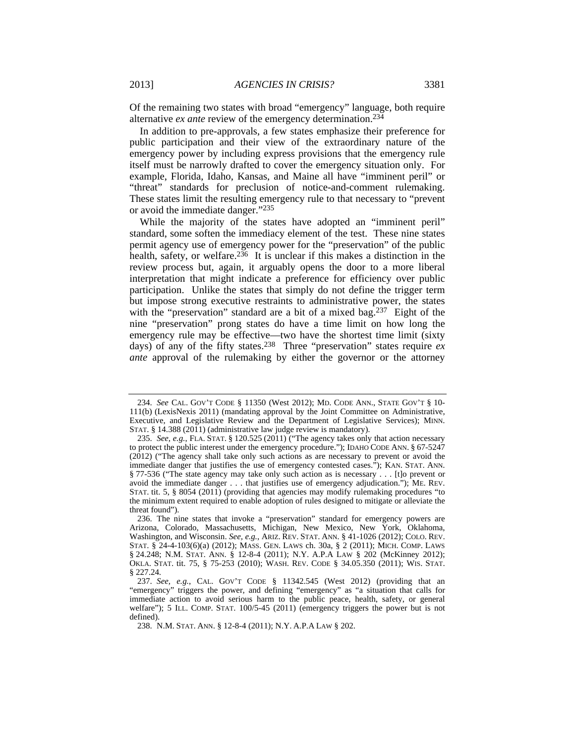Of the remaining two states with broad "emergency" language, both require alternative *ex ante* review of the emergency determination.[234]

In addition to pre-approvals, a few states emphasize their preference for public participation and their view of the extraordinary nature of the emergency power by including express provisions that the emergency rule itself must be narrowly drafted to cover the emergency situation only. For example, Florida, Idaho, Kansas, and Maine all have "imminent peril" or "threat" standards for preclusion of notice-and-comment rulemaking. These states limit the resulting emergency rule to that necessary to "prevent or avoid the immediate danger."[235]

While the majority of the states have adopted an "imminent peril" standard, some soften the immediacy element of the test. These nine states permit agency use of emergency power for the "preservation" of the public health, safety, or welfare.[236] It is unclear if this makes a distinction in the review process but, again, it arguably opens the door to a more liberal interpretation that might indicate a preference for efficiency over public participation. Unlike the states that simply do not define the trigger term but impose strong executive restraints to administrative power, the states with the "preservation" standard are a bit of a mixed bag.[237] Eight of the nine "preservation" prong states do have a time limit on how long the emergency rule may be effective—two have the shortest time limit (sixty days) of any of the fifty states.[238] Three "preservation" states require *ex ante* approval of the rulemaking by either the governor or the attorney

---

234. *See* CAL. GOV'T CODE § 11350 (West 2012); MD. CODE ANN., STATE GOV'T § 10-111(b) (LexisNexis 2011) (mandating approval by the Joint Committee on Administrative, Executive, and Legislative Review and the Department of Legislative Services); MINN. STAT. § 14.388 (2011) (administrative law judge review is mandatory).

235. *See, e.g.*, FLA. STAT. § 120.525 (2011) ("The agency takes only that action necessary to protect the public interest under the emergency procedure."); IDAHO CODE ANN. § 67-5247 (2012) ("The agency shall take only such actions as are necessary to prevent or avoid the immediate danger that justifies the use of emergency contested cases."); KAN. STAT. ANN. § 77-536 ("The state agency may take only such action as is necessary . . . [t]o prevent or avoid the immediate danger . . . that justifies use of emergency adjudication."); ME. REV. STAT. tit. 5, § 8054 (2011) (providing that agencies may modify rulemaking procedures "to the minimum extent required to enable adoption of rules designed to mitigate or alleviate the threat found").

236. The nine states that invoke a "preservation" standard for emergency powers are Arizona, Colorado, Massachusetts, Michigan, New Mexico, New York, Oklahoma, Washington, and Wisconsin. *See, e.g.*, ARIZ. REV. STAT. ANN. § 41-1026 (2012); COLO. REV. STAT. § 24-4-103(6)(a) (2012); MASS. GEN. LAWS ch. 30a, § 2 (2011); MICH. COMP. LAWS § 24.248; N.M. STAT. ANN. § 12-8-4 (2011); N.Y. A.P.A LAW § 202 (McKinney 2012); OKLA. STAT. tit. 75, § 75-253 (2010); WASH. REV. CODE § 34.05.350 (2011); WIS. STAT. § 227.24.

237. *See, e.g.*, CAL. GOV'T CODE § 11342.545 (West 2012) (providing that an "emergency" triggers the power, and defining "emergency" as "a situation that calls for immediate action to avoid serious harm to the public peace, health, safety, or general welfare"); 5 ILL. COMP. STAT. 100/5-45 (2011) (emergency triggers the power but is not defined).

238. N.M. STAT. ANN. § 12-8-4 (2011); N.Y. A.P.A LAW § 202.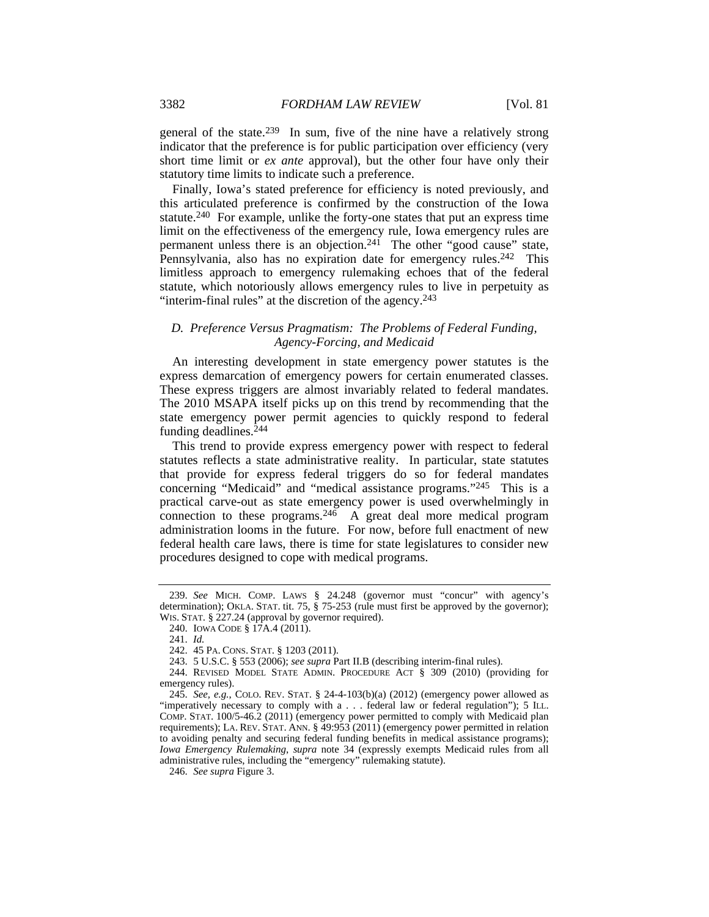general of the state.[239] In sum, five of the nine have a relatively strong indicator that the preference is for public participation over efficiency (very short time limit or *ex ante* approval), but the other four have only their statutory time limits to indicate such a preference.

Finally, Iowa's stated preference for efficiency is noted previously, and this articulated preference is confirmed by the construction of the Iowa statute.[240] For example, unlike the forty-one states that put an express time limit on the effectiveness of the emergency rule, Iowa emergency rules are permanent unless there is an objection.[241] The other "good cause" state, Pennsylvania, also has no expiration date for emergency rules.[242] This limitless approach to emergency rulemaking echoes that of the federal statute, which notoriously allows emergency rules to live in perpetuity as "interim-final rules" at the discretion of the agency.[243]

### *D. Preference Versus Pragmatism: The Problems of Federal Funding, Agency-Forcing, and Medicaid*

An interesting development in state emergency power statutes is the express demarcation of emergency powers for certain enumerated classes. These express triggers are almost invariably related to federal mandates. The 2010 MSAPA itself picks up on this trend by recommending that the state emergency power permit agencies to quickly respond to federal funding deadlines.[244]

This trend to provide express emergency power with respect to federal statutes reflects a state administrative reality. In particular, state statutes that provide for express federal triggers do so for federal mandates concerning "Medicaid" and "medical assistance programs."[245] This is a practical carve-out as state emergency power is used overwhelmingly in connection to these programs.[246] A great deal more medical program administration looms in the future. For now, before full enactment of new federal health care laws, there is time for state legislatures to consider new procedures designed to cope with medical programs.

---

239. *See* MICH. COMP. LAWS § 24.248 (governor must "concur" with agency's determination); OKLA. STAT. tit. 75, § 75-253 (rule must first be approved by the governor); WIS. STAT. § 227.24 (approval by governor required).

240. IOWA CODE § 17A.4 (2011).

241. *Id.*

242. 45 PA. CONS. STAT. § 1203 (2011).

243. 5 U.S.C. § 553 (2006); *see supra* Part II.B (describing interim-final rules).

244. REVISED MODEL STATE ADMIN. PROCEDURE ACT § 309 (2010) (providing for emergency rules).

245. *See, e.g.*, COLO. REV. STAT. § 24-4-103(b)(a) (2012) (emergency power allowed as "imperatively necessary to comply with a . . . federal law or federal regulation"); 5 ILL. COMP. STAT. 100/5-46.2 (2011) (emergency power permitted to comply with Medicaid plan requirements); LA. REV. STAT. ANN. § 49:953 (2011) (emergency power permitted in relation to avoiding penalty and securing federal funding benefits in medical assistance programs); *Iowa Emergency Rulemaking*, *supra* note 34 (expressly exempts Medicaid rules from all administrative rules, including the "emergency" rulemaking statute).

246. *See supra* Figure 3.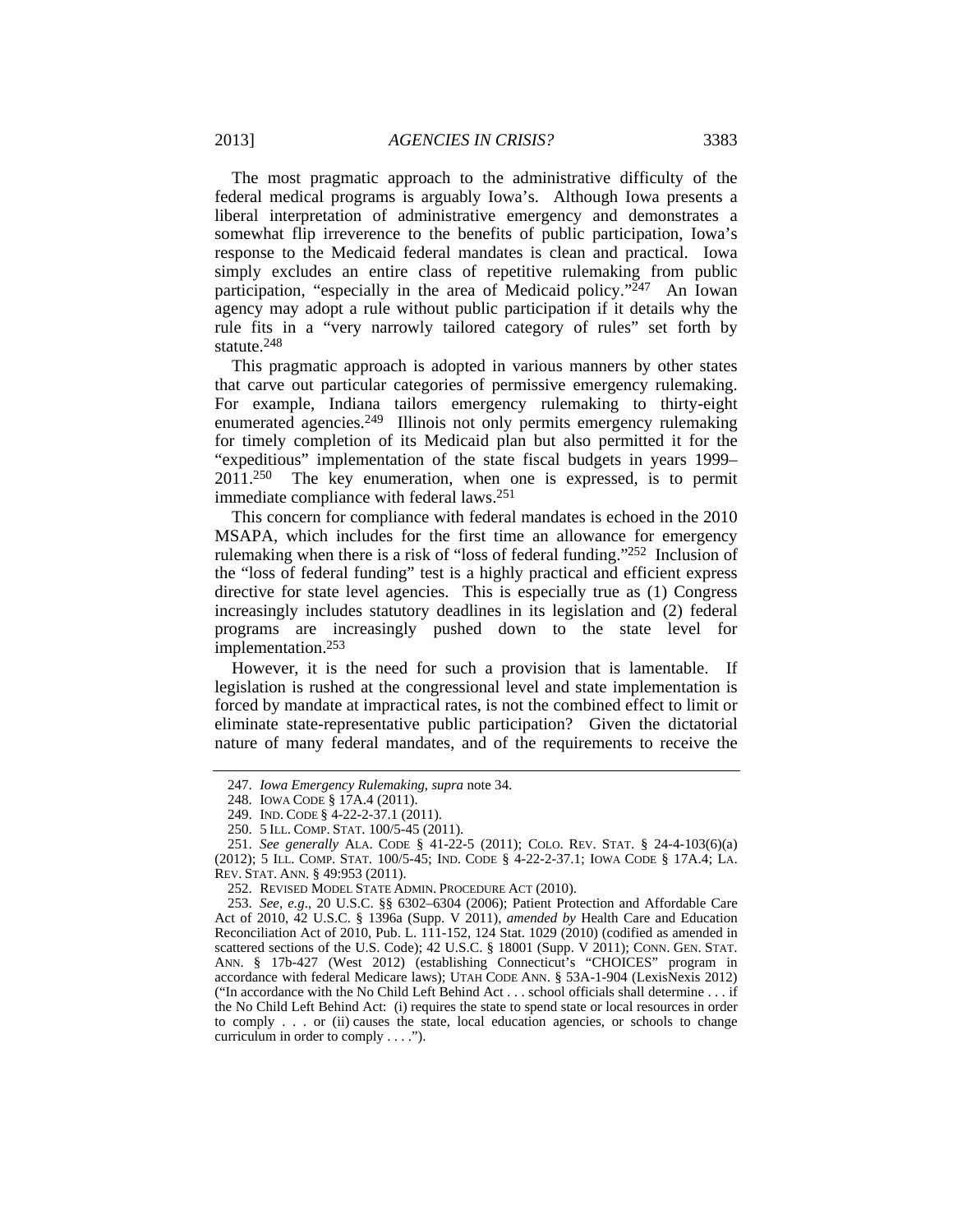The most pragmatic approach to the administrative difficulty of the federal medical programs is arguably Iowa's. Although Iowa presents a liberal interpretation of administrative emergency and demonstrates a somewhat flip irreverence to the benefits of public participation, Iowa's response to the Medicaid federal mandates is clean and practical. Iowa simply excludes an entire class of repetitive rulemaking from public participation, "especially in the area of Medicaid policy."[247] An Iowan agency may adopt a rule without public participation if it details why the rule fits in a "very narrowly tailored category of rules" set forth by statute.[248]

This pragmatic approach is adopted in various manners by other states that carve out particular categories of permissive emergency rulemaking. For example, Indiana tailors emergency rulemaking to thirty-eight enumerated agencies.[249] Illinois not only permits emergency rulemaking for timely completion of its Medicaid plan but also permitted it for the "expeditious" implementation of the state fiscal budgets in years 1999–2011.[250] The key enumeration, when one is expressed, is to permit immediate compliance with federal laws.[251]

This concern for compliance with federal mandates is echoed in the 2010 MSAPA, which includes for the first time an allowance for emergency rulemaking when there is a risk of "loss of federal funding."[252] Inclusion of the "loss of federal funding" test is a highly practical and efficient express directive for state level agencies. This is especially true as (1) Congress increasingly includes statutory deadlines in its legislation and (2) federal programs are increasingly pushed down to the state level for implementation.[253]

However, it is the need for such a provision that is lamentable. If legislation is rushed at the congressional level and state implementation is forced by mandate at impractical rates, is not the combined effect to limit or eliminate state-representative public participation? Given the dictatorial nature of many federal mandates, and of the requirements to receive the

---

247. *Iowa Emergency Rulemaking*, *supra* note 34.

248. IOWA CODE § 17A.4 (2011).

249. IND. CODE § 4-22-2-37.1 (2011).

250. 5 ILL. COMP. STAT. 100/5-45 (2011).

251. *See generally* ALA. CODE § 41-22-5 (2011); COLO. REV. STAT. § 24-4-103(6)(a) (2012); 5 ILL. COMP. STAT. 100/5-45; IND. CODE § 4-22-2-37.1; IOWA CODE § 17A.4; LA. REV. STAT. ANN. § 49:953 (2011).

252. REVISED MODEL STATE ADMIN. PROCEDURE ACT (2010).

253. *See, e.g.*, 20 U.S.C. §§ 6302–6304 (2006); Patient Protection and Affordable Care Act of 2010, 42 U.S.C. § 1396a (Supp. V 2011), *amended by* Health Care and Education Reconciliation Act of 2010, Pub. L. 111-152, 124 Stat. 1029 (2010) (codified as amended in scattered sections of the U.S. Code); 42 U.S.C. § 18001 (Supp. V 2011); CONN. GEN. STAT. ANN. § 17b-427 (West 2012) (establishing Connecticut's "CHOICES" program in accordance with federal Medicare laws); UTAH CODE ANN. § 53A-1-904 (LexisNexis 2012) ("In accordance with the No Child Left Behind Act . . . school officials shall determine . . . if the No Child Left Behind Act: (i) requires the state to spend state or local resources in order to comply . . . or (ii) causes the state, local education agencies, or schools to change curriculum in order to comply . . . .").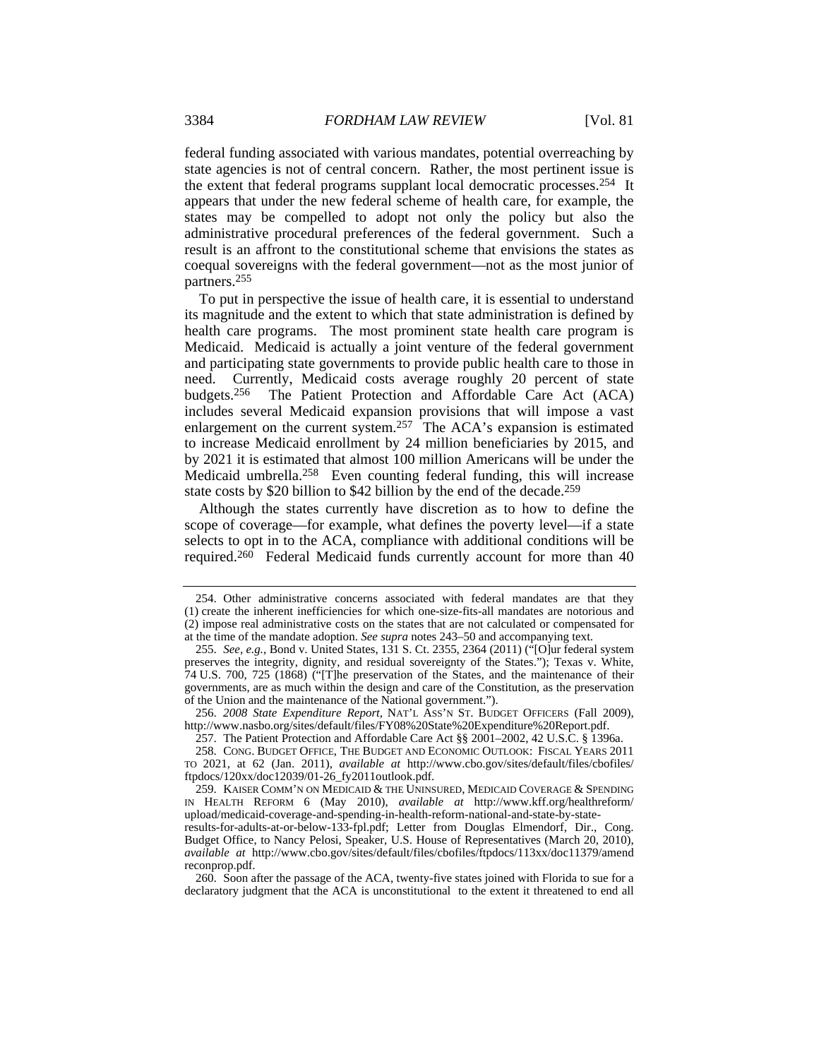federal funding associated with various mandates, potential overreaching by state agencies is not of central concern. Rather, the most pertinent issue is the extent that federal programs supplant local democratic processes.[254] It appears that under the new federal scheme of health care, for example, the states may be compelled to adopt not only the policy but also the administrative procedural preferences of the federal government. Such a result is an affront to the constitutional scheme that envisions the states as coequal sovereigns with the federal government—not as the most junior of partners.[255]

To put in perspective the issue of health care, it is essential to understand its magnitude and the extent to which that state administration is defined by health care programs. The most prominent state health care program is Medicaid. Medicaid is actually a joint venture of the federal government and participating state governments to provide public health care to those in need. Currently, Medicaid costs average roughly 20 percent of state budgets.[256] The Patient Protection and Affordable Care Act (ACA) includes several Medicaid expansion provisions that will impose a vast enlargement on the current system.[257] The ACA's expansion is estimated to increase Medicaid enrollment by 24 million beneficiaries by 2015, and by 2021 it is estimated that almost 100 million Americans will be under the Medicaid umbrella.[258] Even counting federal funding, this will increase state costs by $20 billion to $42 billion by the end of the decade.[259]

Although the states currently have discretion as to how to define the scope of coverage—for example, what defines the poverty level—if a state selects to opt in to the ACA, compliance with additional conditions will be required.[260] Federal Medicaid funds currently account for more than 40

---

254. Other administrative concerns associated with federal mandates are that they (1) create the inherent inefficiencies for which one-size-fits-all mandates are notorious and (2) impose real administrative costs on the states that are not calculated or compensated for at the time of the mandate adoption. *See supra* notes 243–50 and accompanying text.

255. *See, e.g.*, Bond v. United States, 131 S. Ct. 2355, 2364 (2011) ("[O]ur federal system preserves the integrity, dignity, and residual sovereignty of the States."); Texas v. White, 74 U.S. 700, 725 (1868) ("[T]he preservation of the States, and the maintenance of their governments, are as much within the design and care of the Constitution, as the preservation of the Union and the maintenance of the National government.").

256. *2008 State Expenditure Report*, NAT'L ASS'N ST. BUDGET OFFICERS (Fall 2009), http://www.nasbo.org/sites/default/files/FY08%20State%20Expenditure%20Report.pdf.

257. The Patient Protection and Affordable Care Act §§ 2001–2002, 42 U.S.C. § 1396a.

258. CONG. BUDGET OFFICE, THE BUDGET AND ECONOMIC OUTLOOK: FISCAL YEARS 2011 TO 2021, at 62 (Jan. 2011), *available at* http://www.cbo.gov/sites/default/files/cbofiles/ftpdocs/120xx/doc12039/01-26_fy2011outlook.pdf.

259. KAISER COMM'N ON MEDICAID & THE UNINSURED, MEDICAID COVERAGE & SPENDING IN HEALTH REFORM 6 (May 2010), *available at* http://www.kff.org/healthreform/upload/medicaid-coverage-and-spending-in-health-reform-national-and-state-by-state-results-for-adults-at-or-below-133-fpl.pdf; Letter from Douglas Elmendorf, Dir., Cong. Budget Office, to Nancy Pelosi, Speaker, U.S. House of Representatives (March 20, 2010), *available at* http://www.cbo.gov/sites/default/files/cbofiles/ftpdocs/113xx/doc11379/amendreconprop.pdf.

260. Soon after the passage of the ACA, twenty-five states joined with Florida to sue for a declaratory judgment that the ACA is unconstitutional to the extent it threatened to end all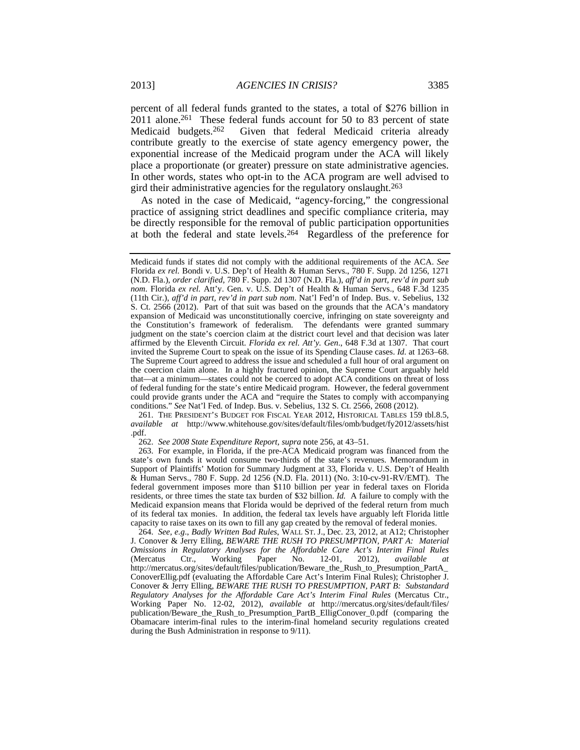percent of all federal funds granted to the states, a total of $276 billion in 2011 alone.[261] These federal funds account for 50 to 83 percent of state Medicaid budgets.[262] Given that federal Medicaid criteria already contribute greatly to the exercise of state agency emergency power, the exponential increase of the Medicaid program under the ACA will likely place a proportionate (or greater) pressure on state administrative agencies. In other words, states who opt-in to the ACA program are well advised to gird their administrative agencies for the regulatory onslaught.[263]

As noted in the case of Medicaid, "agency-forcing," the congressional practice of assigning strict deadlines and specific compliance criteria, may be directly responsible for the removal of public participation opportunities at both the federal and state levels.[264] Regardless of the preference for

---

Medicaid funds if states did not comply with the additional requirements of the ACA. *See* Florida *ex rel.* Bondi v. U.S. Dep't of Health & Human Servs., 780 F. Supp. 2d 1256, 1271 (N.D. Fla.), *order clarified*, 780 F. Supp. 2d 1307 (N.D. Fla.), *aff'd in part, rev'd in part sub nom*. Florida *ex rel.* Att'y. Gen. v. U.S. Dep't of Health & Human Servs., 648 F.3d 1235 (11th Cir.), *aff'd in part, rev'd in part sub nom*. Nat'l Fed'n of Indep. Bus. v. Sebelius, 132 S. Ct. 2566 (2012). Part of that suit was based on the grounds that the ACA's mandatory expansion of Medicaid was unconstitutionally coercive, infringing on state sovereignty and the Constitution's framework of federalism. The defendants were granted summary judgment on the state's coercion claim at the district court level and that decision was later affirmed by the Eleventh Circuit. *Florida ex rel. Att'y. Gen*., 648 F.3d at 1307. That court invited the Supreme Court to speak on the issue of its Spending Clause cases. *Id.* at 1263–68. The Supreme Court agreed to address the issue and scheduled a full hour of oral argument on the coercion claim alone. In a highly fractured opinion, the Supreme Court arguably held that—at a minimum—states could not be coerced to adopt ACA conditions on threat of loss of federal funding for the state's entire Medicaid program. However, the federal government could provide grants under the ACA and "require the States to comply with accompanying conditions." *See* Nat'l Fed. of Indep. Bus. v. Sebelius, 132 S. Ct. 2566, 2608 (2012).

261. THE PRESIDENT'S BUDGET FOR FISCAL YEAR 2012, HISTORICAL TABLES 159 tbl.8.5, *available at* http://www.whitehouse.gov/sites/default/files/omb/budget/fy2012/assets/hist.pdf.

262. *See 2008 State Expenditure Report*, *supra* note 256, at 43–51.

263. For example, in Florida, if the pre-ACA Medicaid program was financed from the state's own funds it would consume two-thirds of the state's revenues. Memorandum in Support of Plaintiffs' Motion for Summary Judgment at 33, Florida v. U.S. Dep't of Health & Human Servs., 780 F. Supp. 2d 1256 (N.D. Fla. 2011) (No. 3:10-cv-91-RV/EMT). The federal government imposes more than $110 billion per year in federal taxes on Florida residents, or three times the state tax burden of $32 billion. *Id.* A failure to comply with the Medicaid expansion means that Florida would be deprived of the federal return from much of its federal tax monies. In addition, the federal tax levels have arguably left Florida little capacity to raise taxes on its own to fill any gap created by the removal of federal monies.

264. *See, e.g.*, *Badly Written Bad Rules*, WALL ST. J., Dec. 23, 2012, at A12; Christopher J. Conover & Jerry Elling, *BEWARE THE RUSH TO PRESUMPTION, PART A: Material Omissions in Regulatory Analyses for the Affordable Care Act's Interim Final Rules* (Mercatus Ctr., Working Paper No. 12-01, 2012), *available at* http://mercatus.org/sites/default/files/publication/Beware_the_Rush_to_Presumption_PartA_ConoverEllig.pdf (evaluating the Affordable Care Act's Interim Final Rules); Christopher J. Conover & Jerry Elling, *BEWARE THE RUSH TO PRESUMPTION, PART B: Substandard Regulatory Analyses for the Affordable Care Act's Interim Final Rules* (Mercatus Ctr., Working Paper No. 12-02, 2012), *available at* http://mercatus.org/sites/default/files/publication/Beware_the_Rush_to_Presumption_PartB_ElligConover_0.pdf (comparing the Obamacare interim-final rules to the interim-final homeland security regulations created during the Bush Administration in response to 9/11).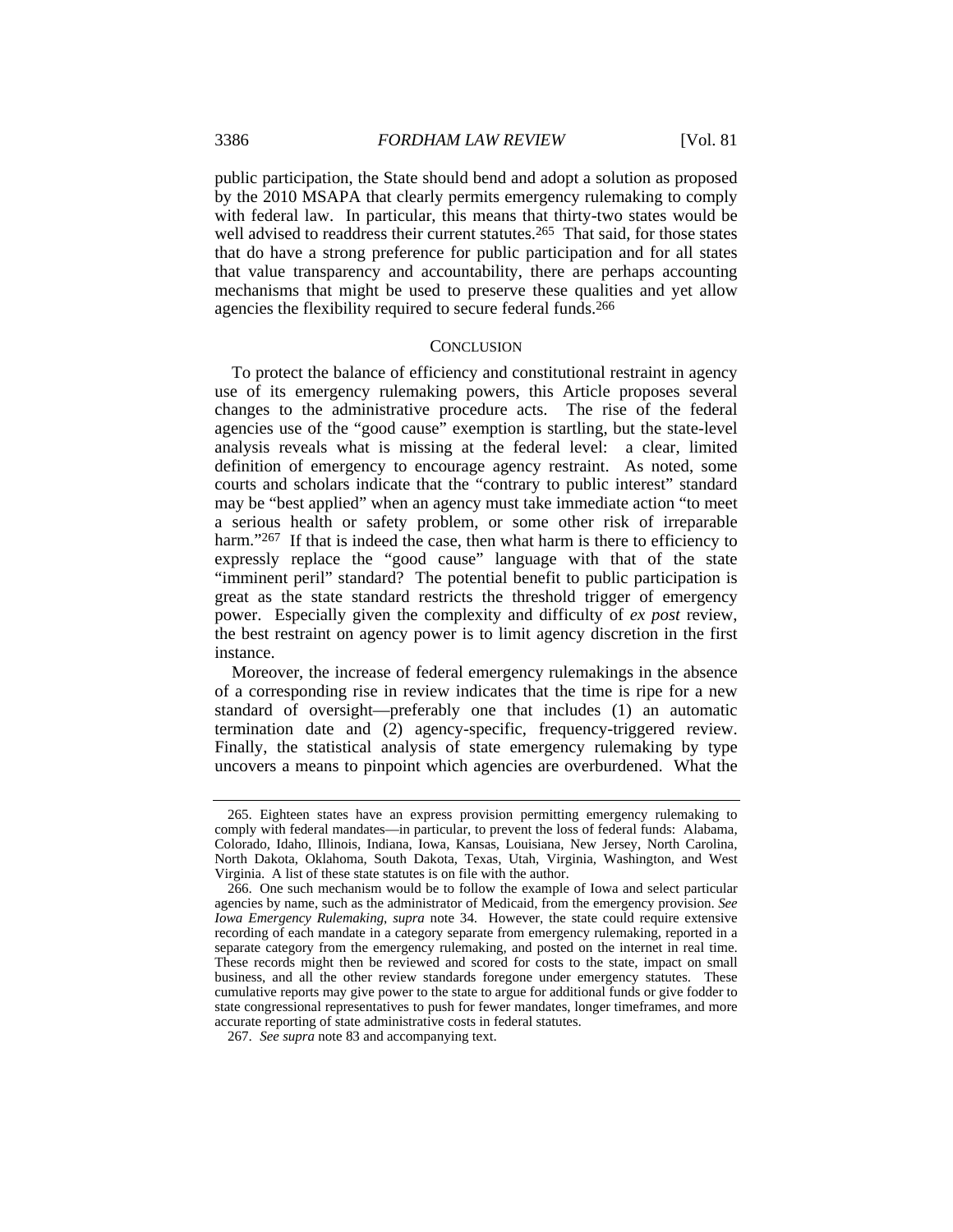public participation, the State should bend and adopt a solution as proposed by the 2010 MSAPA that clearly permits emergency rulemaking to comply with federal law. In particular, this means that thirty-two states would be well advised to readdress their current statutes.[265] That said, for those states that do have a strong preference for public participation and for all states that value transparency and accountability, there are perhaps accounting mechanisms that might be used to preserve these qualities and yet allow agencies the flexibility required to secure federal funds.[266]

## CONCLUSION

To protect the balance of efficiency and constitutional restraint in agency use of its emergency rulemaking powers, this Article proposes several changes to the administrative procedure acts. The rise of the federal agencies use of the "good cause" exemption is startling, but the state-level analysis reveals what is missing at the federal level: a clear, limited definition of emergency to encourage agency restraint. As noted, some courts and scholars indicate that the "contrary to public interest" standard may be "best applied" when an agency must take immediate action "to meet a serious health or safety problem, or some other risk of irreparable harm."[267] If that is indeed the case, then what harm is there to efficiency to expressly replace the "good cause" language with that of the state "imminent peril" standard? The potential benefit to public participation is great as the state standard restricts the threshold trigger of emergency power. Especially given the complexity and difficulty of *ex post* review, the best restraint on agency power is to limit agency discretion in the first instance.

Moreover, the increase of federal emergency rulemakings in the absence of a corresponding rise in review indicates that the time is ripe for a new standard of oversight—preferably one that includes (1) an automatic termination date and (2) agency-specific, frequency-triggered review. Finally, the statistical analysis of state emergency rulemaking by type uncovers a means to pinpoint which agencies are overburdened. What the

---

265. Eighteen states have an express provision permitting emergency rulemaking to comply with federal mandates—in particular, to prevent the loss of federal funds: Alabama, Colorado, Idaho, Illinois, Indiana, Iowa, Kansas, Louisiana, New Jersey, North Carolina, North Dakota, Oklahoma, South Dakota, Texas, Utah, Virginia, Washington, and West Virginia. A list of these state statutes is on file with the author.

266. One such mechanism would be to follow the example of Iowa and select particular agencies by name, such as the administrator of Medicaid, from the emergency provision. *See Iowa Emergency Rulemaking*, *supra* note 34. However, the state could require extensive recording of each mandate in a category separate from emergency rulemaking, reported in a separate category from the emergency rulemaking, and posted on the internet in real time. These records might then be reviewed and scored for costs to the state, impact on small business, and all the other review standards foregone under emergency statutes. These cumulative reports may give power to the state to argue for additional funds or give fodder to state congressional representatives to push for fewer mandates, longer timeframes, and more accurate reporting of state administrative costs in federal statutes.

267. *See supra* note 83 and accompanying text.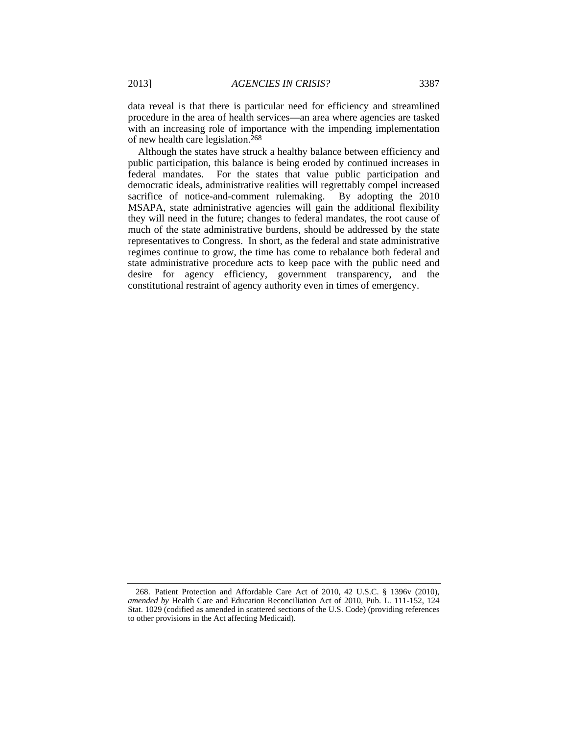data reveal is that there is particular need for efficiency and streamlined procedure in the area of health services—an area where agencies are tasked with an increasing role of importance with the impending implementation of new health care legislation.[268]

Although the states have struck a healthy balance between efficiency and public participation, this balance is being eroded by continued increases in federal mandates. For the states that value public participation and democratic ideals, administrative realities will regrettably compel increased sacrifice of notice-and-comment rulemaking. By adopting the 2010 MSAPA, state administrative agencies will gain the additional flexibility they will need in the future; changes to federal mandates, the root cause of much of the state administrative burdens, should be addressed by the state representatives to Congress. In short, as the federal and state administrative regimes continue to grow, the time has come to rebalance both federal and state administrative procedure acts to keep pace with the public need and desire for agency efficiency, government transparency, and the constitutional restraint of agency authority even in times of emergency.

---

268. Patient Protection and Affordable Care Act of 2010, 42 U.S.C. § 1396v (2010), *amended by* Health Care and Education Reconciliation Act of 2010, Pub. L. 111-152, 124 Stat. 1029 (codified as amended in scattered sections of the U.S. Code) (providing references to other provisions in the Act affecting Medicaid).